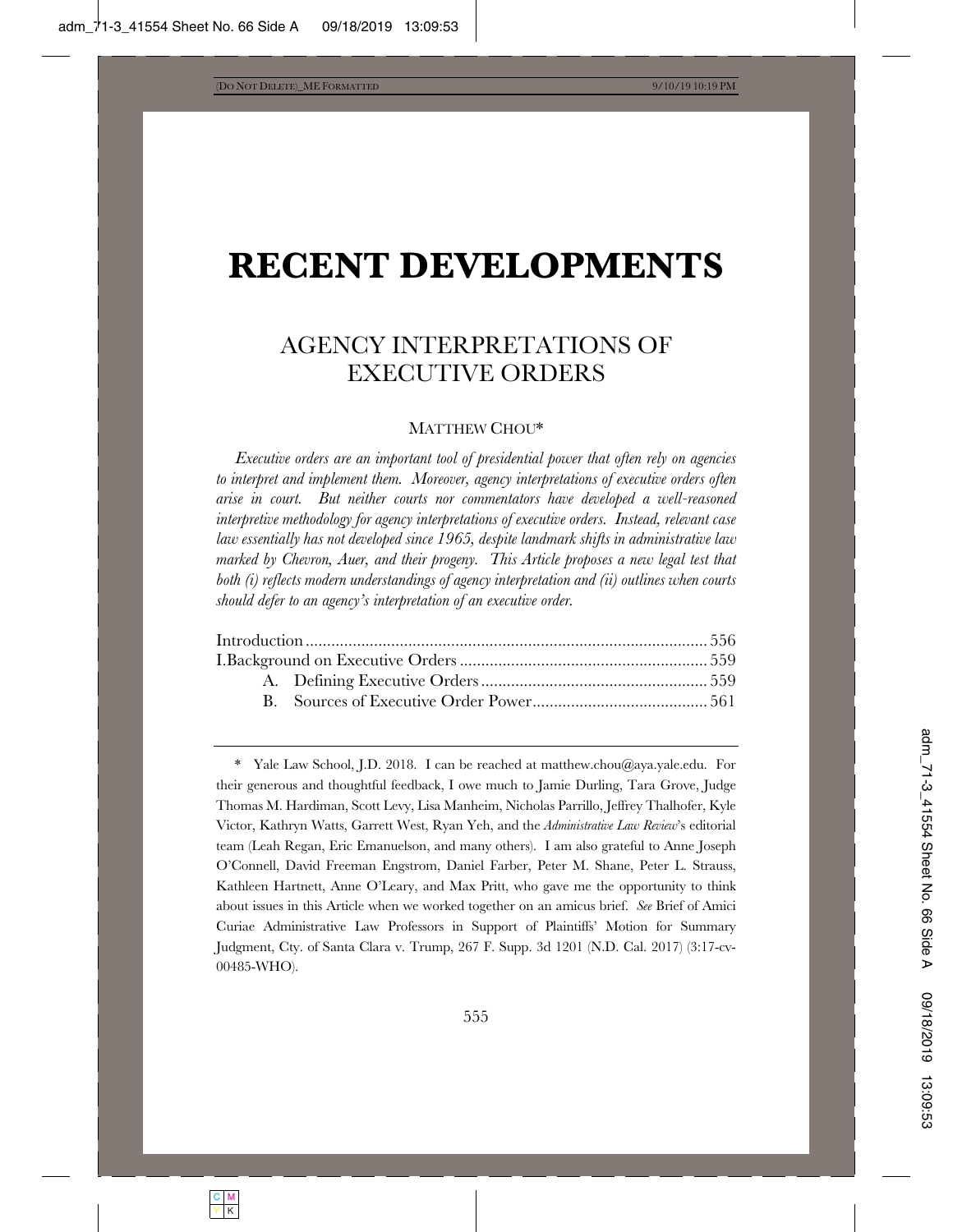# RECENT DEVELOPMENTS

## AGENCY INTERPRETATIONS OF EXECUTIVE ORDERS

MATTHEW CHOU*

*Executive orders are an important tool of presidential power that often rely on agencies to interpret and implement them. Moreover, agency interpretations of executive orders often arise in court. But neither courts nor commentators have developed a well-reasoned interpretive methodology for agency interpretations of executive orders. Instead, relevant case law essentially has not developed since 1965, despite landmark shifts in administrative law marked by Chevron, Auer, and their progeny. This Article proposes a new legal test that both (i) reflects modern understandings of agency interpretation and (ii) outlines when courts should defer to an agency's interpretation of an executive order.*

Introduction ........................................................................................ 556
I. Background on Executive Orders ........................................................ 559
    A. Defining Executive Orders ........................................................ 559
    B. Sources of Executive Order Power ............................................ 561

---

\* Yale Law School, J.D. 2018. I can be reached at matthew.chou@aya.yale.edu. For their generous and thoughtful feedback, I owe much to Jamie Durling, Tara Grove, Judge Thomas M. Hardiman, Scott Levy, Lisa Manheim, Nicholas Parrillo, Jeffrey Thalhofer, Kyle Victor, Kathryn Watts, Garrett West, Ryan Yeh, and the *Administrative Law Review*'s editorial team (Leah Regan, Eric Emanuelson, and many others). I am also grateful to Anne Joseph O'Connell, David Freeman Engstrom, Daniel Farber, Peter M. Shane, Peter L. Strauss, Kathleen Hartnett, Anne O'Leary, and Max Pritt, who gave me the opportunity to think about issues in this Article when we worked together on an amicus brief. *See* Brief of Amici Curiae Administrative Law Professors in Support of Plaintiffs' Motion for Summary Judgment, Cty. of Santa Clara v. Trump, 267 F. Supp. 3d 1201 (N.D. Cal. 2017) (3:17-cv-00485-WHO).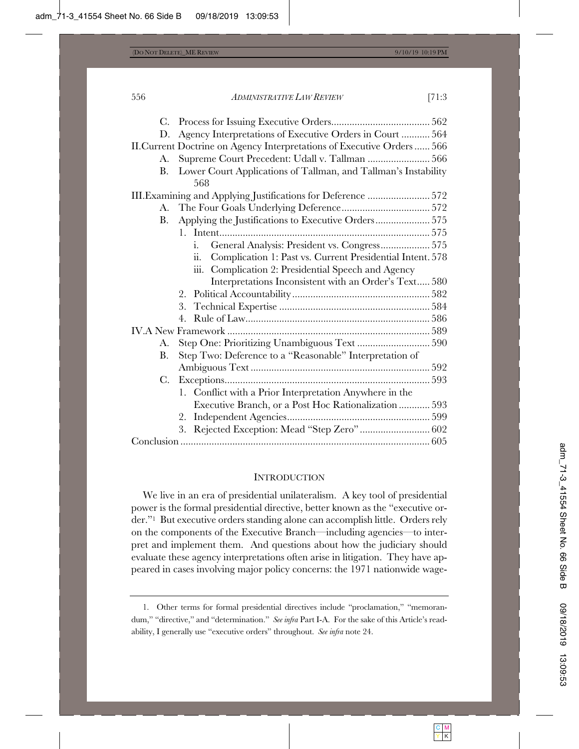C. Process for Issuing Executive Orders ...................................... 562
D. Agency Interpretations of Executive Orders in Court ........... 564

II. Current Doctrine on Agency Interpretations of Executive Orders ...... 566
A. Supreme Court Precedent: Udall v. Tallman ........................ 566
B. Lower Court Applications of Tallman, and Tallman's Instability 568

III. Examining and Applying Justifications for Deference ........................ 572
A. The Four Goals Underlying Deference .................................. 572
B. Applying the Justifications to Executive Orders ..................... 575
1. Intent ................................................................................ 575
i. General Analysis: President vs. Congress ................... 575
ii. Complication 1: Past vs. Current Presidential Intent. 578
iii. Complication 2: Presidential Speech and Agency Interpretations Inconsistent with an Order's Text..... 580
2. Political Accountability ..................................................... 582
3. Technical Expertise .......................................................... 584
4. Rule of Law ....................................................................... 586

IV. A New Framework .............................................................................. 589
A. Step One: Prioritizing Unambiguous Text ............................ 590
B. Step Two: Deference to a "Reasonable" Interpretation of Ambiguous Text ..................................................................... 592
C. Exceptions ............................................................................... 593
1. Conflict with a Prior Interpretation Anywhere in the Executive Branch, or a Post Hoc Rationalization ............ 593
2. Independent Agencies ....................................................... 599
3. Rejected Exception: Mead "Step Zero" ........................... 602

Conclusion ................................................................................................ 605

## INTRODUCTION

We live in an era of presidential unilateralism. A key tool of presidential power is the formal presidential directive, better known as the "executive order."[1] But executive orders standing alone can accomplish little. Orders rely on the components of the Executive Branch—including agencies—to interpret and implement them. And questions about how the judiciary should evaluate these agency interpretations often arise in litigation. They have appeared in cases involving major policy concerns: the 1971 nationwide wage-

---

1. Other terms for formal presidential directives include "proclamation," "memorandum," "directive," and "determination." *See infra* Part I-A. For the sake of this Article's readability, I generally use "executive orders" throughout. *See infra* note 24.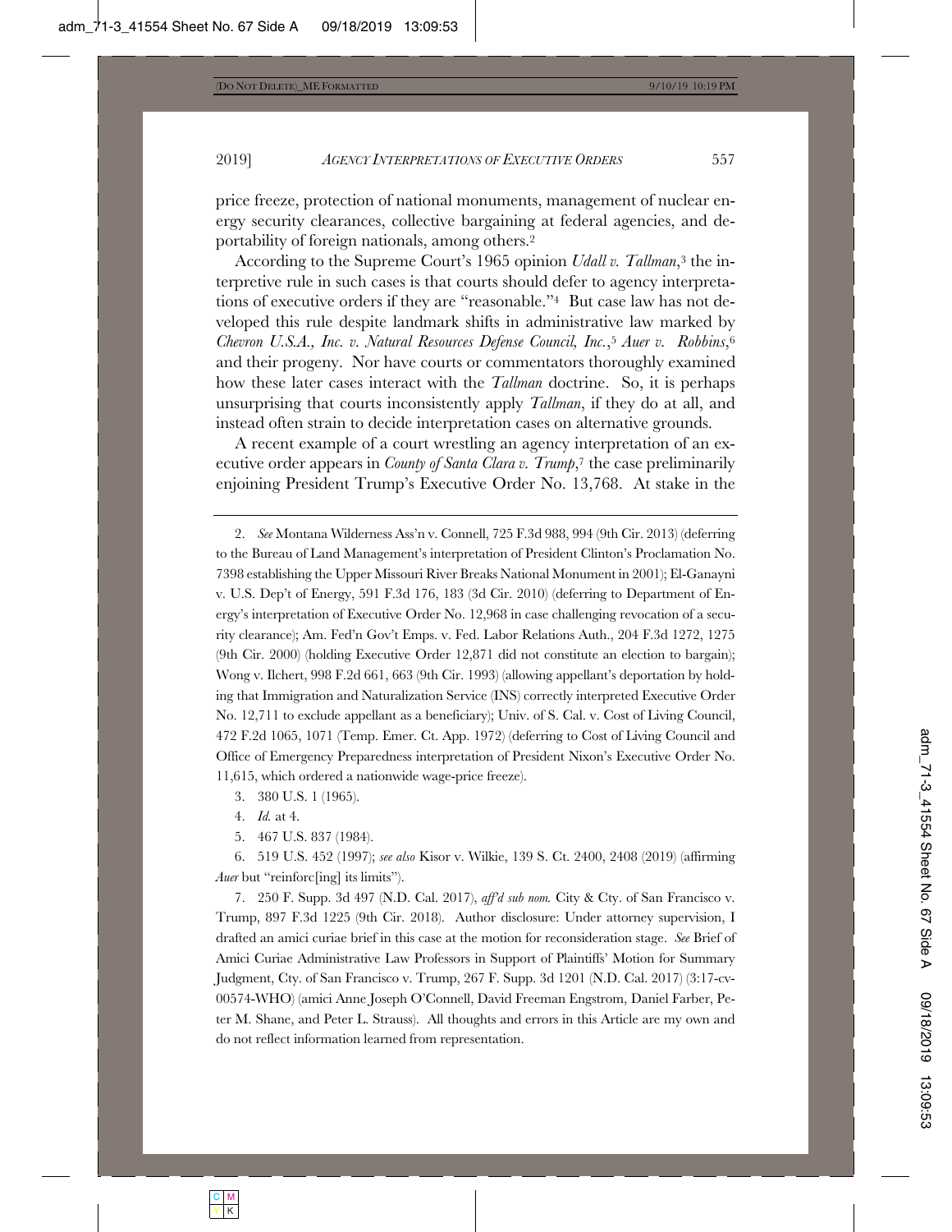price freeze, protection of national monuments, management of nuclear energy security clearances, collective bargaining at federal agencies, and deportability of foreign nationals, among others.[2]

According to the Supreme Court's 1965 opinion *Udall v. Tallman*,[3] the interpretive rule in such cases is that courts should defer to agency interpretations of executive orders if they are "reasonable."[4] But case law has not developed this rule despite landmark shifts in administrative law marked by *Chevron U.S.A., Inc. v. Natural Resources Defense Council, Inc.*,[5] *Auer v. Robbins*,[6] and their progeny. Nor have courts or commentators thoroughly examined how these later cases interact with the *Tallman* doctrine. So, it is perhaps unsurprising that courts inconsistently apply *Tallman*, if they do at all, and instead often strain to decide interpretation cases on alternative grounds.

A recent example of a court wrestling an agency interpretation of an executive order appears in *County of Santa Clara v. Trump*,[7] the case preliminarily enjoining President Trump's Executive Order No. 13,768. At stake in the

---

2. *See* Montana Wilderness Ass'n v. Connell, 725 F.3d 988, 994 (9th Cir. 2013) (deferring to the Bureau of Land Management's interpretation of President Clinton's Proclamation No. 7398 establishing the Upper Missouri River Breaks National Monument in 2001); El-Ganayni v. U.S. Dep't of Energy, 591 F.3d 176, 183 (3d Cir. 2010) (deferring to Department of Energy's interpretation of Executive Order No. 12,968 in case challenging revocation of a security clearance); Am. Fed'n Gov't Emps. v. Fed. Labor Relations Auth., 204 F.3d 1272, 1275 (9th Cir. 2000) (holding Executive Order 12,871 did not constitute an election to bargain); Wong v. Ilchert, 998 F.2d 661, 663 (9th Cir. 1993) (allowing appellant's deportation by holding that Immigration and Naturalization Service (INS) correctly interpreted Executive Order No. 12,711 to exclude appellant as a beneficiary); Univ. of S. Cal. v. Cost of Living Council, 472 F.2d 1065, 1071 (Temp. Emer. Ct. App. 1972) (deferring to Cost of Living Council and Office of Emergency Preparedness interpretation of President Nixon's Executive Order No. 11,615, which ordered a nationwide wage-price freeze).

3. 380 U.S. 1 (1965).

4. *Id.* at 4.

5. 467 U.S. 837 (1984).

6. 519 U.S. 452 (1997); *see also* Kisor v. Wilkie, 139 S. Ct. 2400, 2408 (2019) (affirming *Auer* but "reinforc[ing] its limits").

7. 250 F. Supp. 3d 497 (N.D. Cal. 2017), *aff'd sub nom.* City & Cty. of San Francisco v. Trump, 897 F.3d 1225 (9th Cir. 2018). Author disclosure: Under attorney supervision, I drafted an amici curiae brief in this case at the motion for reconsideration stage. *See* Brief of Amici Curiae Administrative Law Professors in Support of Plaintiffs' Motion for Summary Judgment, Cty. of San Francisco v. Trump, 267 F. Supp. 3d 1201 (N.D. Cal. 2017) (3:17-cv-00574-WHO) (amici Anne Joseph O'Connell, David Freeman Engstrom, Daniel Farber, Peter M. Shane, and Peter L. Strauss). All thoughts and errors in this Article are my own and do not reflect information learned from representation.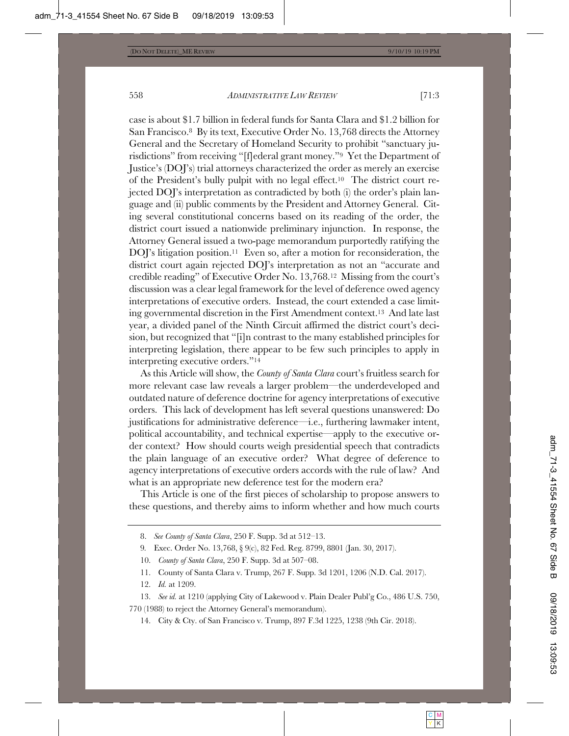case is about $1.7 billion in federal funds for Santa Clara and $1.2 billion for San Francisco.[8] By its text, Executive Order No. 13,768 directs the Attorney General and the Secretary of Homeland Security to prohibit "sanctuary jurisdictions" from receiving "[f]ederal grant money."[9] Yet the Department of Justice's (DOJ's) trial attorneys characterized the order as merely an exercise of the President's bully pulpit with no legal effect.[10] The district court rejected DOJ's interpretation as contradicted by both (i) the order's plain language and (ii) public comments by the President and Attorney General. Citing several constitutional concerns based on its reading of the order, the district court issued a nationwide preliminary injunction. In response, the Attorney General issued a two-page memorandum purportedly ratifying the DOJ's litigation position.[11] Even so, after a motion for reconsideration, the district court again rejected DOJ's interpretation as not an "accurate and credible reading" of Executive Order No. 13,768.[12] Missing from the court's discussion was a clear legal framework for the level of deference owed agency interpretations of executive orders. Instead, the court extended a case limiting governmental discretion in the First Amendment context.[13] And late last year, a divided panel of the Ninth Circuit affirmed the district court's decision, but recognized that "[i]n contrast to the many established principles for interpreting legislation, there appear to be few such principles to apply in interpreting executive orders."[14]

As this Article will show, the *County of Santa Clara* court's fruitless search for more relevant case law reveals a larger problem—the underdeveloped and outdated nature of deference doctrine for agency interpretations of executive orders. This lack of development has left several questions unanswered: Do justifications for administrative deference—i.e., furthering lawmaker intent, political accountability, and technical expertise—apply to the executive order context? How should courts weigh presidential speech that contradicts the plain language of an executive order? What degree of deference to agency interpretations of executive orders accords with the rule of law? And what is an appropriate new deference test for the modern era?

This Article is one of the first pieces of scholarship to propose answers to these questions, and thereby aims to inform whether and how much courts

8. *See County of Santa Clara*, 250 F. Supp. 3d at 512–13.

9. Exec. Order No. 13,768, § 9(c), 82 Fed. Reg. 8799, 8801 (Jan. 30, 2017).

10. *County of Santa Clara*, 250 F. Supp. 3d at 507–08.

11. County of Santa Clara v. Trump, 267 F. Supp. 3d 1201, 1206 (N.D. Cal. 2017).

12. *Id.* at 1209.

13. *See id.* at 1210 (applying City of Lakewood v. Plain Dealer Publ'g Co., 486 U.S. 750, 770 (1988) to reject the Attorney General's memorandum).

14. City & Cty. of San Francisco v. Trump, 897 F.3d 1225, 1238 (9th Cir. 2018).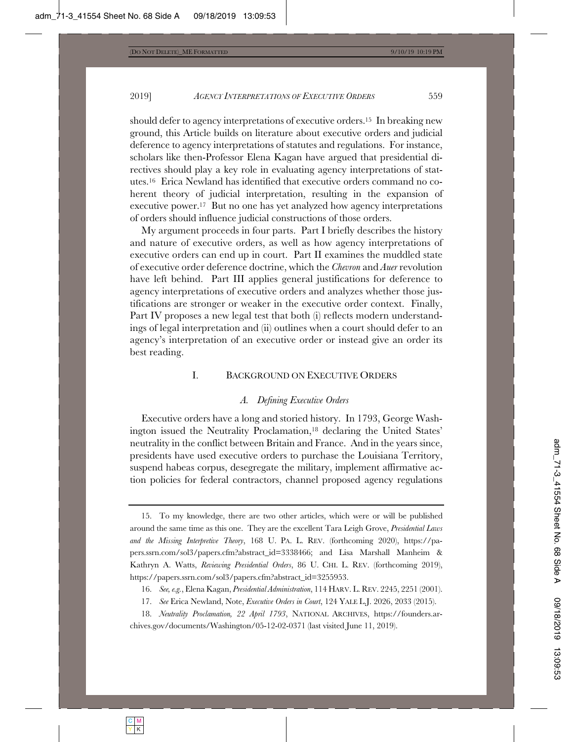should defer to agency interpretations of executive orders.[15] In breaking new ground, this Article builds on literature about executive orders and judicial deference to agency interpretations of statutes and regulations. For instance, scholars like then-Professor Elena Kagan have argued that presidential directives should play a key role in evaluating agency interpretations of statutes.[16] Erica Newland has identified that executive orders command no coherent theory of judicial interpretation, resulting in the expansion of executive power.[17] But no one has yet analyzed how agency interpretations of orders should influence judicial constructions of those orders.

My argument proceeds in four parts. Part I briefly describes the history and nature of executive orders, as well as how agency interpretations of executive orders can end up in court. Part II examines the muddled state of executive order deference doctrine, which the *Chevron* and *Auer* revolution have left behind. Part III applies general justifications for deference to agency interpretations of executive orders and analyzes whether those justifications are stronger or weaker in the executive order context. Finally, Part IV proposes a new legal test that both (i) reflects modern understandings of legal interpretation and (ii) outlines when a court should defer to an agency's interpretation of an executive order or instead give an order its best reading.

## I. BACKGROUND ON EXECUTIVE ORDERS

### *A. Defining Executive Orders*

Executive orders have a long and storied history. In 1793, George Washington issued the Neutrality Proclamation,[18] declaring the United States' neutrality in the conflict between Britain and France. And in the years since, presidents have used executive orders to purchase the Louisiana Territory, suspend habeas corpus, desegregate the military, implement affirmative action policies for federal contractors, channel proposed agency regulations

---

15. To my knowledge, there are two other articles, which were or will be published around the same time as this one. They are the excellent Tara Leigh Grove, *Presidential Laws and the Missing Interpretive Theory*, 168 U. PA. L. REV. (forthcoming 2020), https://papers.ssrn.com/sol3/papers.cfm?abstract_id=3338466; and Lisa Marshall Manheim & Kathryn A. Watts, *Reviewing Presidential Orders*, 86 U. CHI. L. REV. (forthcoming 2019), https://papers.ssrn.com/sol3/papers.cfm?abstract_id=3255953.

16. *See, e.g.*, Elena Kagan, *Presidential Administration*, 114 HARV. L. REV. 2245, 2251 (2001).

17. *See* Erica Newland, Note, *Executive Orders in Court*, 124 YALE L.J. 2026, 2033 (2015).

18. *Neutrality Proclamation, 22 April 1793*, NATIONAL ARCHIVES, https://founders.archives.gov/documents/Washington/05-12-02-0371 (last visited June 11, 2019).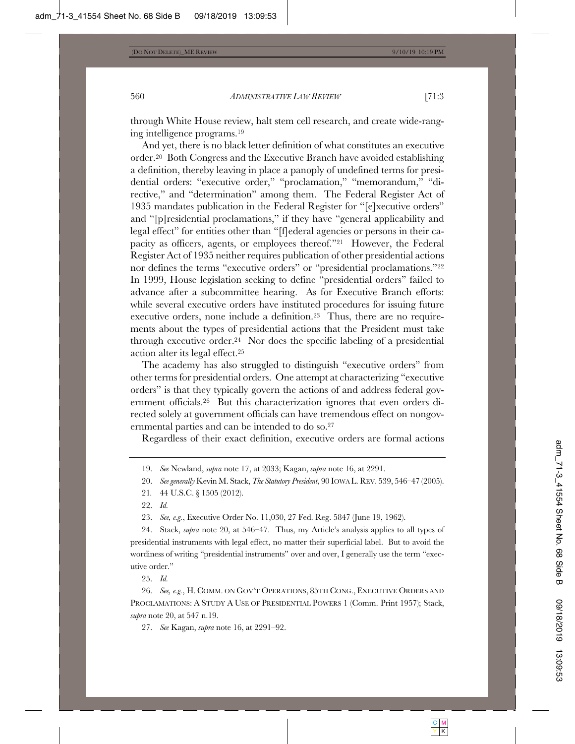through White House review, halt stem cell research, and create wide-ranging intelligence programs.[19]

And yet, there is no black letter definition of what constitutes an executive order.[20] Both Congress and the Executive Branch have avoided establishing a definition, thereby leaving in place a panoply of undefined terms for presidential orders: "executive order," "proclamation," "memorandum," "directive," and "determination" among them. The Federal Register Act of 1935 mandates publication in the Federal Register for "[e]xecutive orders" and "[p]residential proclamations," if they have "general applicability and legal effect" for entities other than "[f]ederal agencies or persons in their capacity as officers, agents, or employees thereof."[21] However, the Federal Register Act of 1935 neither requires publication of other presidential actions nor defines the terms "executive orders" or "presidential proclamations."[22] In 1999, House legislation seeking to define "presidential orders" failed to advance after a subcommittee hearing. As for Executive Branch efforts: while several executive orders have instituted procedures for issuing future executive orders, none include a definition.[23] Thus, there are no requirements about the types of presidential actions that the President must take through executive order.[24] Nor does the specific labeling of a presidential action alter its legal effect.[25]

The academy has also struggled to distinguish "executive orders" from other terms for presidential orders. One attempt at characterizing "executive orders" is that they typically govern the actions of and address federal government officials.[26] But this characterization ignores that even orders directed solely at government officials can have tremendous effect on nongovernmental parties and can be intended to do so.[27]

Regardless of their exact definition, executive orders are formal actions

---

19. *See* Newland, *supra* note 17, at 2033; Kagan, *supra* note 16, at 2291.

20. *See generally* Kevin M. Stack, *The Statutory President*, 90 IOWA L. REV. 539, 546–47 (2005).

21. 44 U.S.C. § 1505 (2012).

22. *Id.*

23. *See, e.g.*, Executive Order No. 11,030, 27 Fed. Reg. 5847 (June 19, 1962).

24. Stack, *supra* note 20, at 546–47. Thus, my Article's analysis applies to all types of presidential instruments with legal effect, no matter their superficial label. But to avoid the wordiness of writing "presidential instruments" over and over, I generally use the term "executive order."

25. *Id.*

26. *See, e.g.*, H. COMM. ON GOV'T OPERATIONS, 85TH CONG., EXECUTIVE ORDERS AND PROCLAMATIONS: A STUDY A USE OF PRESIDENTIAL POWERS 1 (Comm. Print 1957); Stack, *supra* note 20, at 547 n.19.

27. *See* Kagan, *supra* note 16, at 2291–92.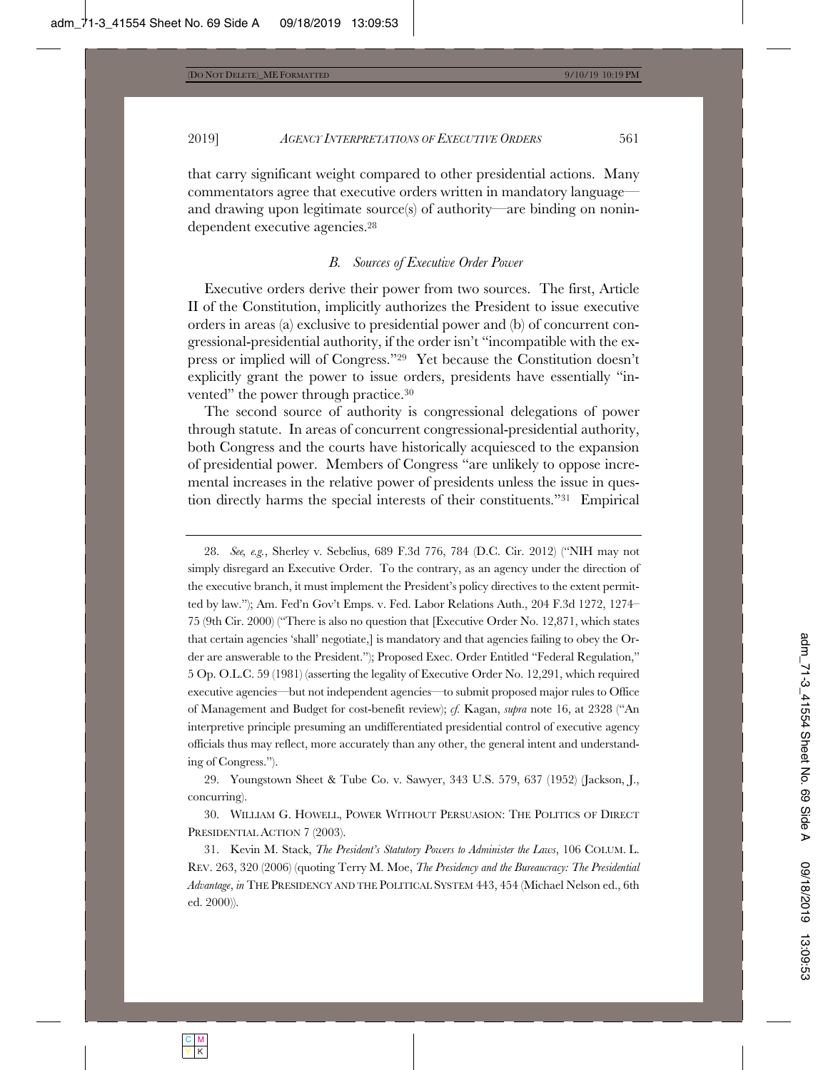that carry significant weight compared to other presidential actions. Many commentators agree that executive orders written in mandatory language—and drawing upon legitimate source(s) of authority—are binding on nonindependent executive agencies.[28]

### *B. Sources of Executive Order Power*

Executive orders derive their power from two sources. The first, Article II of the Constitution, implicitly authorizes the President to issue executive orders in areas (a) exclusive to presidential power and (b) of concurrent congressional-presidential authority, if the order isn't "incompatible with the express or implied will of Congress."[29] Yet because the Constitution doesn't explicitly grant the power to issue orders, presidents have essentially "invented" the power through practice.[30]

The second source of authority is congressional delegations of power through statute. In areas of concurrent congressional-presidential authority, both Congress and the courts have historically acquiesced to the expansion of presidential power. Members of Congress "are unlikely to oppose incremental increases in the relative power of presidents unless the issue in question directly harms the special interests of their constituents."[31] Empirical

---

28. *See, e.g.*, Sherley v. Sebelius, 689 F.3d 776, 784 (D.C. Cir. 2012) ("NIH may not simply disregard an Executive Order. To the contrary, as an agency under the direction of the executive branch, it must implement the President's policy directives to the extent permitted by law."); Am. Fed'n Gov't Emps. v. Fed. Labor Relations Auth., 204 F.3d 1272, 1274–75 (9th Cir. 2000) ("There is also no question that [Executive Order No. 12,871, which states that certain agencies 'shall' negotiate,] is mandatory and that agencies failing to obey the Order are answerable to the President."); Proposed Exec. Order Entitled "Federal Regulation," 5 Op. O.L.C. 59 (1981) (asserting the legality of Executive Order No. 12,291, which required executive agencies—but not independent agencies—to submit proposed major rules to Office of Management and Budget for cost-benefit review); *cf.* Kagan, *supra* note 16, at 2328 ("An interpretive principle presuming an undifferentiated presidential control of executive agency officials thus may reflect, more accurately than any other, the general intent and understanding of Congress.").

29. Youngstown Sheet & Tube Co. v. Sawyer, 343 U.S. 579, 637 (1952) (Jackson, J., concurring).

30. WILLIAM G. HOWELL, POWER WITHOUT PERSUASION: THE POLITICS OF DIRECT PRESIDENTIAL ACTION 7 (2003).

31. Kevin M. Stack, *The President's Statutory Powers to Administer the Laws*, 106 COLUM. L. REV. 263, 320 (2006) (quoting Terry M. Moe, *The Presidency and the Bureaucracy: The Presidential Advantage*, *in* THE PRESIDENCY AND THE POLITICAL SYSTEM 443, 454 (Michael Nelson ed., 6th ed. 2000)).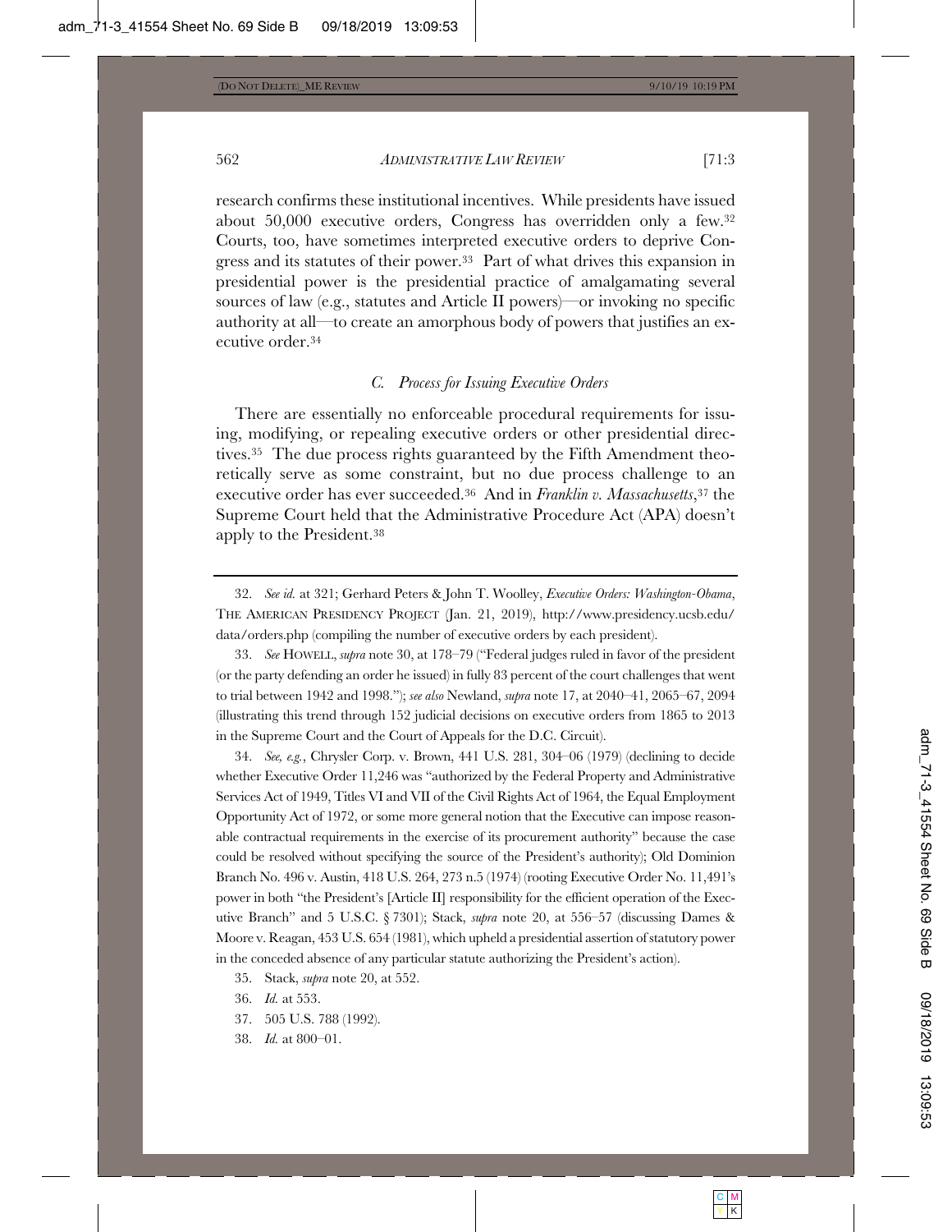research confirms these institutional incentives. While presidents have issued about 50,000 executive orders, Congress has overridden only a few.[32] Courts, too, have sometimes interpreted executive orders to deprive Congress and its statutes of their power.[33] Part of what drives this expansion in presidential power is the presidential practice of amalgamating several sources of law (e.g., statutes and Article II powers)—or invoking no specific authority at all—to create an amorphous body of powers that justifies an executive order.[34]

### *C. Process for Issuing Executive Orders*

There are essentially no enforceable procedural requirements for issuing, modifying, or repealing executive orders or other presidential directives.[35] The due process rights guaranteed by the Fifth Amendment theoretically serve as some constraint, but no due process challenge to an executive order has ever succeeded.[36] And in *Franklin v. Massachusetts*,[37] the Supreme Court held that the Administrative Procedure Act (APA) doesn't apply to the President.[38]

---

32. *See id.* at 321; Gerhard Peters & John T. Woolley, *Executive Orders: Washington-Obama*, THE AMERICAN PRESIDENCY PROJECT (Jan. 21, 2019), http://www.presidency.ucsb.edu/data/orders.php (compiling the number of executive orders by each president).

33. *See* HOWELL, *supra* note 30, at 178–79 ("Federal judges ruled in favor of the president (or the party defending an order he issued) in fully 83 percent of the court challenges that went to trial between 1942 and 1998."); *see also* Newland, *supra* note 17, at 2040–41, 2065–67, 2094 (illustrating this trend through 152 judicial decisions on executive orders from 1865 to 2013 in the Supreme Court and the Court of Appeals for the D.C. Circuit).

34. *See, e.g.*, Chrysler Corp. v. Brown, 441 U.S. 281, 304–06 (1979) (declining to decide whether Executive Order 11,246 was "authorized by the Federal Property and Administrative Services Act of 1949, Titles VI and VII of the Civil Rights Act of 1964, the Equal Employment Opportunity Act of 1972, or some more general notion that the Executive can impose reasonable contractual requirements in the exercise of its procurement authority" because the case could be resolved without specifying the source of the President's authority); Old Dominion Branch No. 496 v. Austin, 418 U.S. 264, 273 n.5 (1974) (rooting Executive Order No. 11,491's power in both "the President's [Article II] responsibility for the efficient operation of the Executive Branch" and 5 U.S.C. § 7301); Stack, *supra* note 20, at 556–57 (discussing Dames & Moore v. Reagan, 453 U.S. 654 (1981), which upheld a presidential assertion of statutory power in the conceded absence of any particular statute authorizing the President's action).

35. Stack, *supra* note 20, at 552.

36. *Id.* at 553.

37. 505 U.S. 788 (1992).

38. *Id.* at 800–01.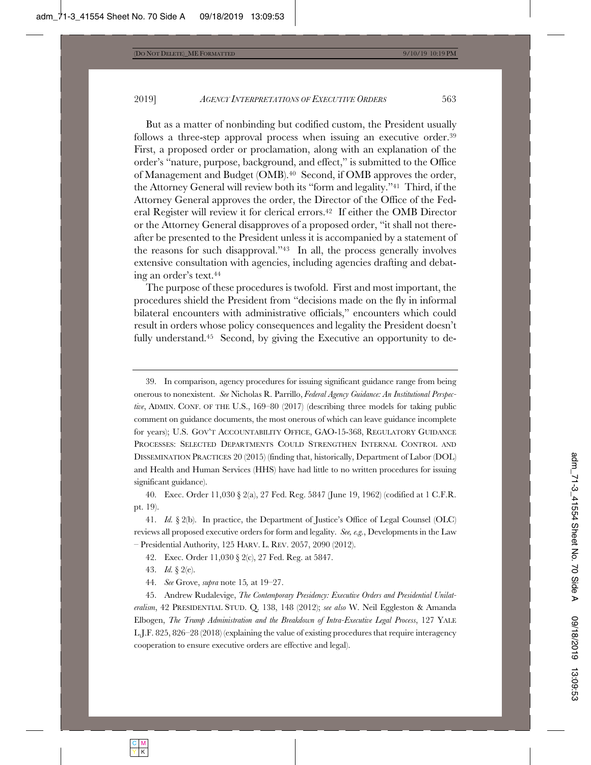But as a matter of nonbinding but codified custom, the President usually follows a three-step approval process when issuing an executive order.[39] First, a proposed order or proclamation, along with an explanation of the order's "nature, purpose, background, and effect," is submitted to the Office of Management and Budget (OMB).[40] Second, if OMB approves the order, the Attorney General will review both its "form and legality."[41] Third, if the Attorney General approves the order, the Director of the Office of the Federal Register will review it for clerical errors.[42] If either the OMB Director or the Attorney General disapproves of a proposed order, "it shall not thereafter be presented to the President unless it is accompanied by a statement of the reasons for such disapproval."[43] In all, the process generally involves extensive consultation with agencies, including agencies drafting and debating an order's text.[44]

The purpose of these procedures is twofold. First and most important, the procedures shield the President from "decisions made on the fly in informal bilateral encounters with administrative officials," encounters which could result in orders whose policy consequences and legality the President doesn't fully understand.[45] Second, by giving the Executive an opportunity to de-

---

39. In comparison, agency procedures for issuing significant guidance range from being onerous to nonexistent. *See* Nicholas R. Parrillo, *Federal Agency Guidance: An Institutional Perspective*, ADMIN. CONF. OF THE U.S., 169–80 (2017) (describing three models for taking public comment on guidance documents, the most onerous of which can leave guidance incomplete for years); U.S. GOV'T ACCOUNTABILITY OFFICE, GAO-15-368, REGULATORY GUIDANCE PROCESSES: SELECTED DEPARTMENTS COULD STRENGTHEN INTERNAL CONTROL AND DISSEMINATION PRACTICES 20 (2015) (finding that, historically, Department of Labor (DOL) and Health and Human Services (HHS) have had little to no written procedures for issuing significant guidance).

40. Exec. Order 11,030 § 2(a), 27 Fed. Reg. 5847 (June 19, 1962) (codified at 1 C.F.R. pt. 19).

41. *Id.* § 2(b). In practice, the Department of Justice's Office of Legal Counsel (OLC) reviews all proposed executive orders for form and legality. *See, e.g.*, Developments in the Law – Presidential Authority, 125 HARV. L. REV. 2057, 2090 (2012).

42. Exec. Order 11,030 § 2(c), 27 Fed. Reg. at 5847.

43. *Id.* § 2(e).

44. *See* Grove, *supra* note 15, at 19–27.

45. Andrew Rudalevige, *The Contemporary Presidency: Executive Orders and Presidential Unilateralism*, 42 PRESIDENTIAL STUD. Q. 138, 148 (2012); *see also* W. Neil Eggleston & Amanda Elbogen, *The Trump Administration and the Breakdown of Intra-Executive Legal Process*, 127 YALE L.J.F. 825, 826–28 (2018) (explaining the value of existing procedures that require interagency cooperation to ensure executive orders are effective and legal).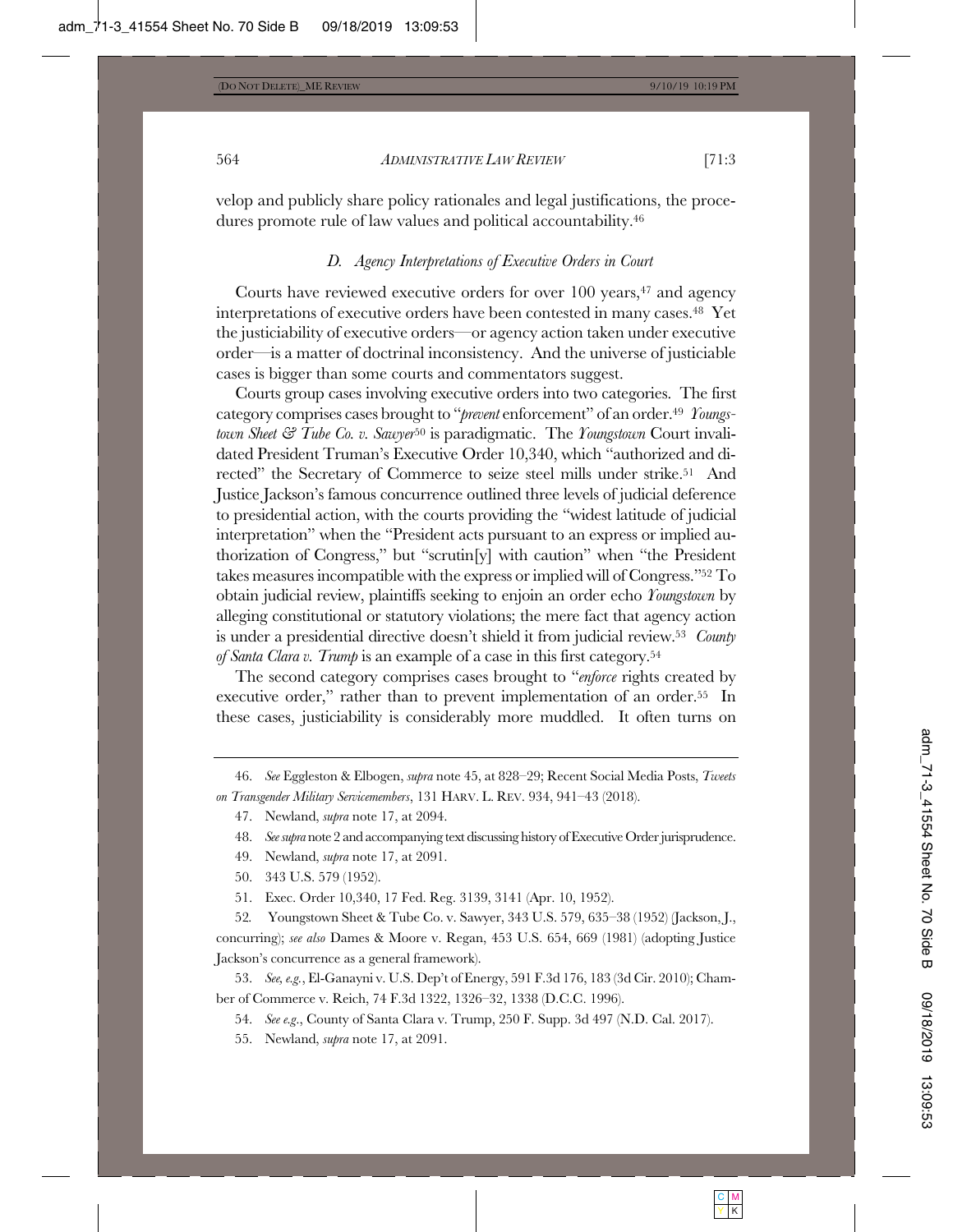velop and publicly share policy rationales and legal justifications, the procedures promote rule of law values and political accountability.[46]

### *D. Agency Interpretations of Executive Orders in Court*

Courts have reviewed executive orders for over 100 years,[47] and agency interpretations of executive orders have been contested in many cases.[48] Yet the justiciability of executive orders—or agency action taken under executive order—is a matter of doctrinal inconsistency. And the universe of justiciable cases is bigger than some courts and commentators suggest.

Courts group cases involving executive orders into two categories. The first category comprises cases brought to "*prevent* enforcement" of an order.[49] *Youngstown Sheet & Tube Co. v. Sawyer*[50] is paradigmatic. The *Youngstown* Court invalidated President Truman's Executive Order 10,340, which "authorized and directed" the Secretary of Commerce to seize steel mills under strike.[51] And Justice Jackson's famous concurrence outlined three levels of judicial deference to presidential action, with the courts providing the "widest latitude of judicial interpretation" when the "President acts pursuant to an express or implied authorization of Congress," but "scrutin[y] with caution" when "the President takes measures incompatible with the express or implied will of Congress."[52] To obtain judicial review, plaintiffs seeking to enjoin an order echo *Youngstown* by alleging constitutional or statutory violations; the mere fact that agency action is under a presidential directive doesn't shield it from judicial review.[53] *County of Santa Clara v. Trump* is an example of a case in this first category.[54]

The second category comprises cases brought to "*enforce* rights created by executive order," rather than to prevent implementation of an order.[55] In these cases, justiciability is considerably more muddled. It often turns on

---

46. *See* Eggleston & Elbogen, *supra* note 45, at 828–29; Recent Social Media Posts, *Tweets on Transgender Military Servicemembers*, 131 HARV. L. REV. 934, 941–43 (2018).

47. Newland, *supra* note 17, at 2094.

48. *See supra* note 2 and accompanying text discussing history of Executive Order jurisprudence.

49. Newland, *supra* note 17, at 2091.

50. 343 U.S. 579 (1952).

51. Exec. Order 10,340, 17 Fed. Reg. 3139, 3141 (Apr. 10, 1952).

52. Youngstown Sheet & Tube Co. v. Sawyer, 343 U.S. 579, 635–38 (1952) (Jackson, J., concurring); *see also* Dames & Moore v. Regan, 453 U.S. 654, 669 (1981) (adopting Justice Jackson's concurrence as a general framework).

53. *See, e.g.*, El-Ganayni v. U.S. Dep't of Energy, 591 F.3d 176, 183 (3d Cir. 2010); Chamber of Commerce v. Reich, 74 F.3d 1322, 1326–32, 1338 (D.C.C. 1996).

54. *See e.g.*, County of Santa Clara v. Trump, 250 F. Supp. 3d 497 (N.D. Cal. 2017).

55. Newland, *supra* note 17, at 2091.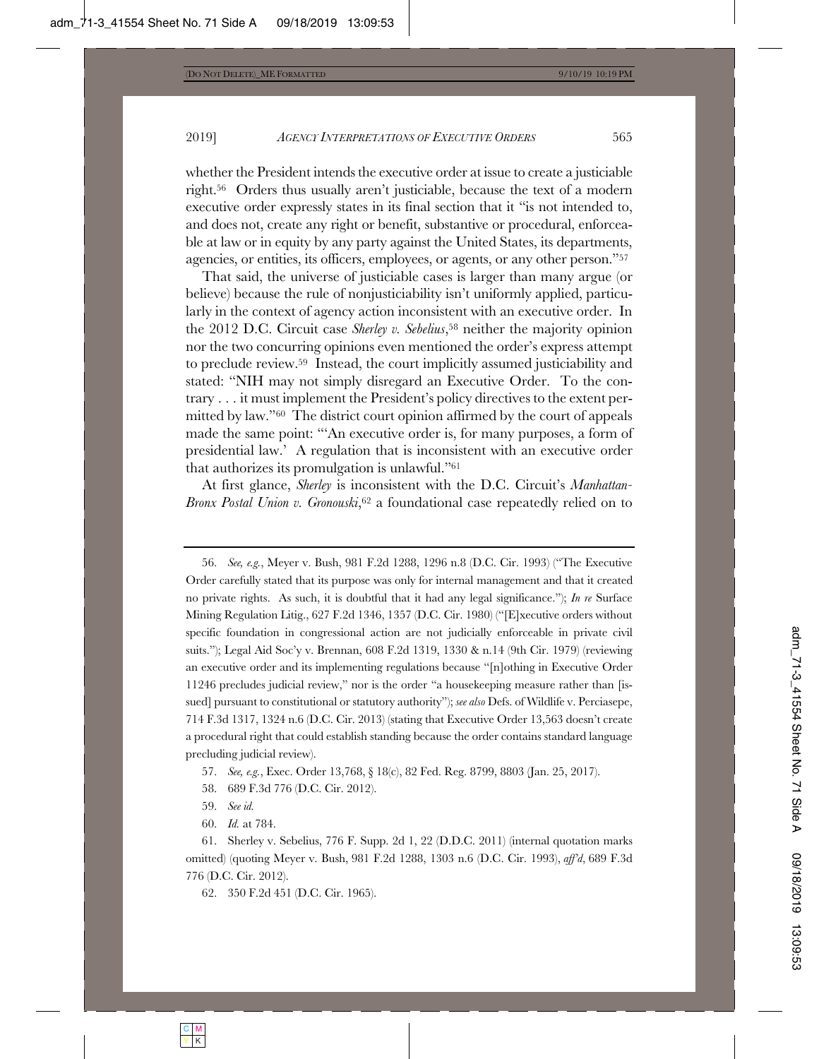whether the President intends the executive order at issue to create a justiciable right.[56] Orders thus usually aren't justiciable, because the text of a modern executive order expressly states in its final section that it "is not intended to, and does not, create any right or benefit, substantive or procedural, enforceable at law or in equity by any party against the United States, its departments, agencies, or entities, its officers, employees, or agents, or any other person."[57]

That said, the universe of justiciable cases is larger than many argue (or believe) because the rule of nonjusticiability isn't uniformly applied, particularly in the context of agency action inconsistent with an executive order. In the 2012 D.C. Circuit case *Sherley v. Sebelius*,[58] neither the majority opinion nor the two concurring opinions even mentioned the order's express attempt to preclude review.[59] Instead, the court implicitly assumed justiciability and stated: "NIH may not simply disregard an Executive Order. To the contrary . . . it must implement the President's policy directives to the extent permitted by law."[60] The district court opinion affirmed by the court of appeals made the same point: "'An executive order is, for many purposes, a form of presidential law.' A regulation that is inconsistent with an executive order that authorizes its promulgation is unlawful."[61]

At first glance, *Sherley* is inconsistent with the D.C. Circuit's *Manhattan-Bronx Postal Union v. Gronouski*,[62] a foundational case repeatedly relied on to

---

56. *See, e.g.*, Meyer v. Bush, 981 F.2d 1288, 1296 n.8 (D.C. Cir. 1993) ("The Executive Order carefully stated that its purpose was only for internal management and that it created no private rights. As such, it is doubtful that it had any legal significance."); *In re* Surface Mining Regulation Litig., 627 F.2d 1346, 1357 (D.C. Cir. 1980) ("[E]xecutive orders without specific foundation in congressional action are not judicially enforceable in private civil suits."); Legal Aid Soc'y v. Brennan, 608 F.2d 1319, 1330 & n.14 (9th Cir. 1979) (reviewing an executive order and its implementing regulations because "[n]othing in Executive Order 11246 precludes judicial review," nor is the order "a housekeeping measure rather than [issued] pursuant to constitutional or statutory authority"); *see also* Defs. of Wildlife v. Perciasepe, 714 F.3d 1317, 1324 n.6 (D.C. Cir. 2013) (stating that Executive Order 13,563 doesn't create a procedural right that could establish standing because the order contains standard language precluding judicial review).

57. *See, e.g.*, Exec. Order 13,768, § 18(c), 82 Fed. Reg. 8799, 8803 (Jan. 25, 2017).

58. 689 F.3d 776 (D.C. Cir. 2012).

59. *See id.*

60. *Id.* at 784.

61. Sherley v. Sebelius, 776 F. Supp. 2d 1, 22 (D.D.C. 2011) (internal quotation marks omitted) (quoting Meyer v. Bush, 981 F.2d 1288, 1303 n.6 (D.C. Cir. 1993), *aff'd*, 689 F.3d 776 (D.C. Cir. 2012).

62. 350 F.2d 451 (D.C. Cir. 1965).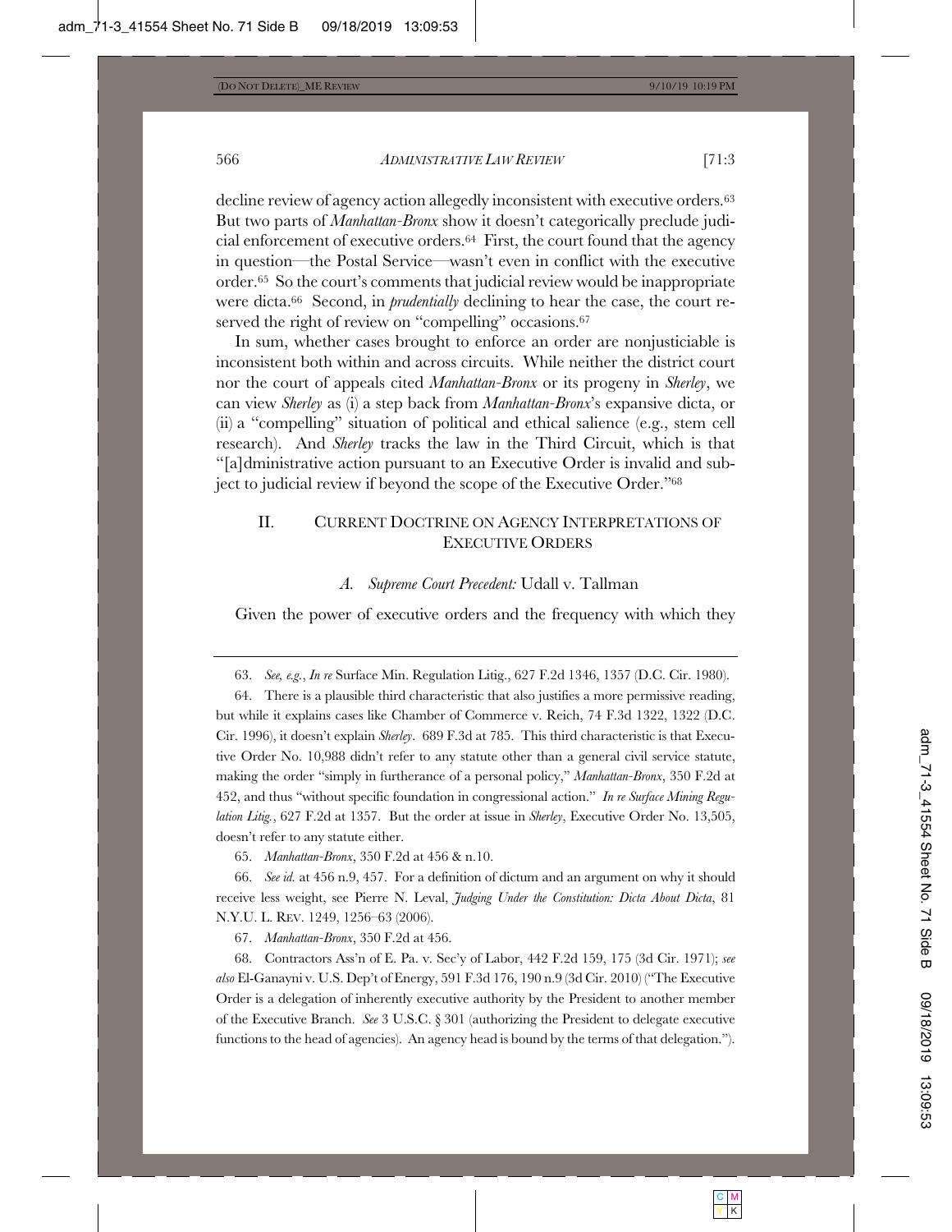decline review of agency action allegedly inconsistent with executive orders.[63] But two parts of *Manhattan-Bronx* show it doesn't categorically preclude judicial enforcement of executive orders.[64] First, the court found that the agency in question—the Postal Service—wasn't even in conflict with the executive order.[65] So the court's comments that judicial review would be inappropriate were dicta.[66] Second, in *prudentially* declining to hear the case, the court reserved the right of review on "compelling" occasions.[67]

In sum, whether cases brought to enforce an order are nonjusticiable is inconsistent both within and across circuits. While neither the district court nor the court of appeals cited *Manhattan-Bronx* or its progeny in *Sherley*, we can view *Sherley* as (i) a step back from *Manhattan-Bronx*'s expansive dicta, or (ii) a "compelling" situation of political and ethical salience (e.g., stem cell research). And *Sherley* tracks the law in the Third Circuit, which is that "[a]dministrative action pursuant to an Executive Order is invalid and subject to judicial review if beyond the scope of the Executive Order."[68]

## II. CURRENT DOCTRINE ON AGENCY INTERPRETATIONS OF EXECUTIVE ORDERS

### A. *Supreme Court Precedent:* Udall v. Tallman

Given the power of executive orders and the frequency with which they

---

63. *See, e.g.*, *In re* Surface Min. Regulation Litig., 627 F.2d 1346, 1357 (D.C. Cir. 1980).

64. There is a plausible third characteristic that also justifies a more permissive reading, but while it explains cases like Chamber of Commerce v. Reich, 74 F.3d 1322, 1322 (D.C. Cir. 1996), it doesn't explain *Sherley*. 689 F.3d at 785. This third characteristic is that Executive Order No. 10,988 didn't refer to any statute other than a general civil service statute, making the order "simply in furtherance of a personal policy," *Manhattan-Bronx*, 350 F.2d at 452, and thus "without specific foundation in congressional action." *In re Surface Mining Regulation Litig.*, 627 F.2d at 1357. But the order at issue in *Sherley*, Executive Order No. 13,505, doesn't refer to any statute either.

65. *Manhattan-Bronx*, 350 F.2d at 456 & n.10.

66. *See id.* at 456 n.9, 457. For a definition of dictum and an argument on why it should receive less weight, see Pierre N. Leval, *Judging Under the Constitution: Dicta About Dicta*, 81 N.Y.U. L. REV. 1249, 1256–63 (2006).

67. *Manhattan-Bronx*, 350 F.2d at 456.

68. Contractors Ass'n of E. Pa. v. Sec'y of Labor, 442 F.2d 159, 175 (3d Cir. 1971); *see also* El-Ganayni v. U.S. Dep't of Energy, 591 F.3d 176, 190 n.9 (3d Cir. 2010) ("The Executive Order is a delegation of inherently executive authority by the President to another member of the Executive Branch. *See* 3 U.S.C. § 301 (authorizing the President to delegate executive functions to the head of agencies). An agency head is bound by the terms of that delegation.").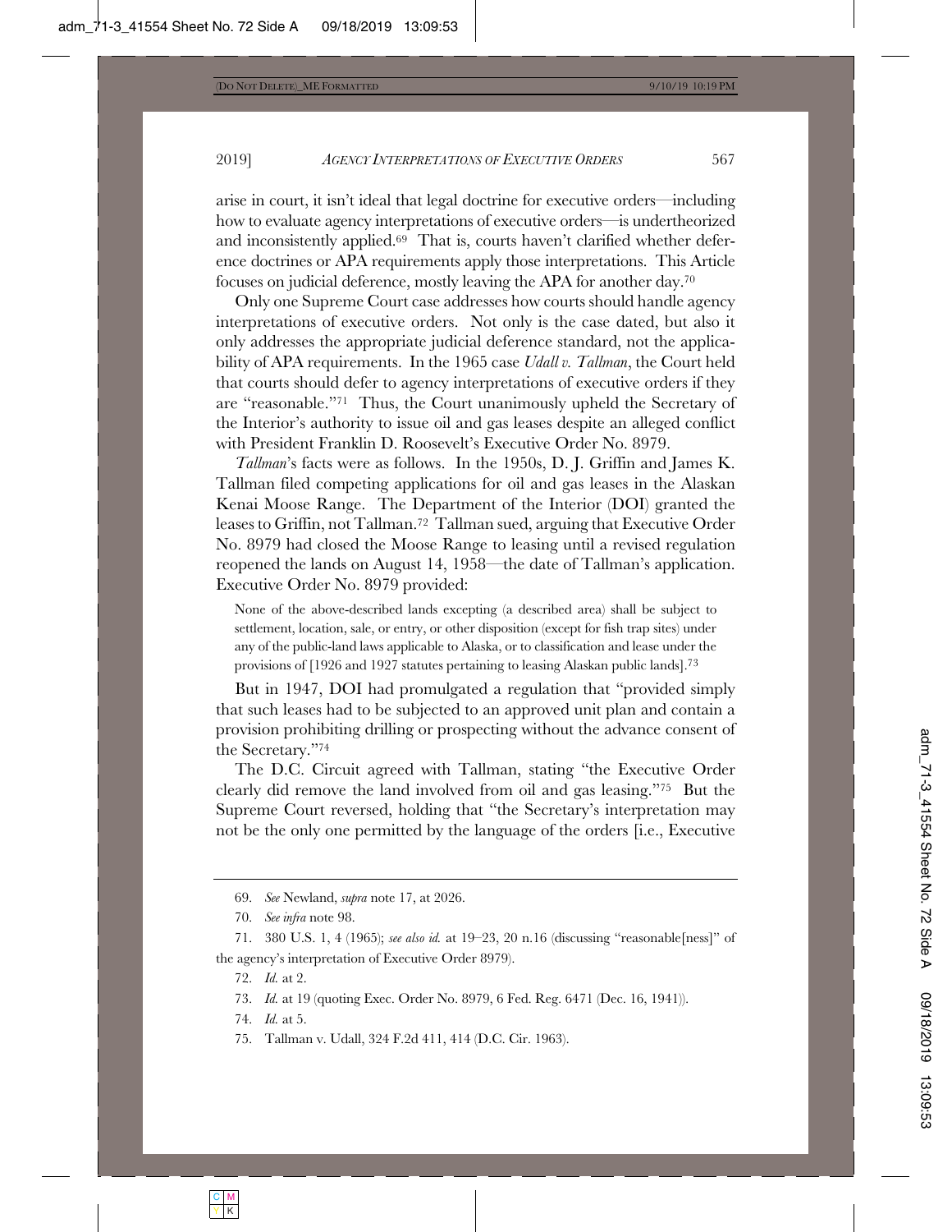arise in court, it isn't ideal that legal doctrine for executive orders—including how to evaluate agency interpretations of executive orders—is undertheorized and inconsistently applied.[69] That is, courts haven't clarified whether deference doctrines or APA requirements apply those interpretations. This Article focuses on judicial deference, mostly leaving the APA for another day.[70]

Only one Supreme Court case addresses how courts should handle agency interpretations of executive orders. Not only is the case dated, but also it only addresses the appropriate judicial deference standard, not the applicability of APA requirements. In the 1965 case *Udall v. Tallman*, the Court held that courts should defer to agency interpretations of executive orders if they are "reasonable."[71] Thus, the Court unanimously upheld the Secretary of the Interior's authority to issue oil and gas leases despite an alleged conflict with President Franklin D. Roosevelt's Executive Order No. 8979.

*Tallman*'s facts were as follows. In the 1950s, D. J. Griffin and James K. Tallman filed competing applications for oil and gas leases in the Alaskan Kenai Moose Range. The Department of the Interior (DOI) granted the leases to Griffin, not Tallman.[72] Tallman sued, arguing that Executive Order No. 8979 had closed the Moose Range to leasing until a revised regulation reopened the lands on August 14, 1958—the date of Tallman's application. Executive Order No. 8979 provided:

> None of the above-described lands excepting (a described area) shall be subject to settlement, location, sale, or entry, or other disposition (except for fish trap sites) under any of the public-land laws applicable to Alaska, or to classification and lease under the provisions of [1926 and 1927 statutes pertaining to leasing Alaskan public lands].[73]

But in 1947, DOI had promulgated a regulation that "provided simply that such leases had to be subjected to an approved unit plan and contain a provision prohibiting drilling or prospecting without the advance consent of the Secretary."[74]

The D.C. Circuit agreed with Tallman, stating "the Executive Order clearly did remove the land involved from oil and gas leasing."[75] But the Supreme Court reversed, holding that "the Secretary's interpretation may not be the only one permitted by the language of the orders [i.e., Executive

---

69. *See* Newland, *supra* note 17, at 2026.

70. *See infra* note 98.

71. 380 U.S. 1, 4 (1965); *see also id.* at 19–23, 20 n.16 (discussing "reasonable[ness]" of the agency's interpretation of Executive Order 8979).

72. *Id.* at 2.

73. *Id.* at 19 (quoting Exec. Order No. 8979, 6 Fed. Reg. 6471 (Dec. 16, 1941)).

74. *Id.* at 5.

75. Tallman v. Udall, 324 F.2d 411, 414 (D.C. Cir. 1963).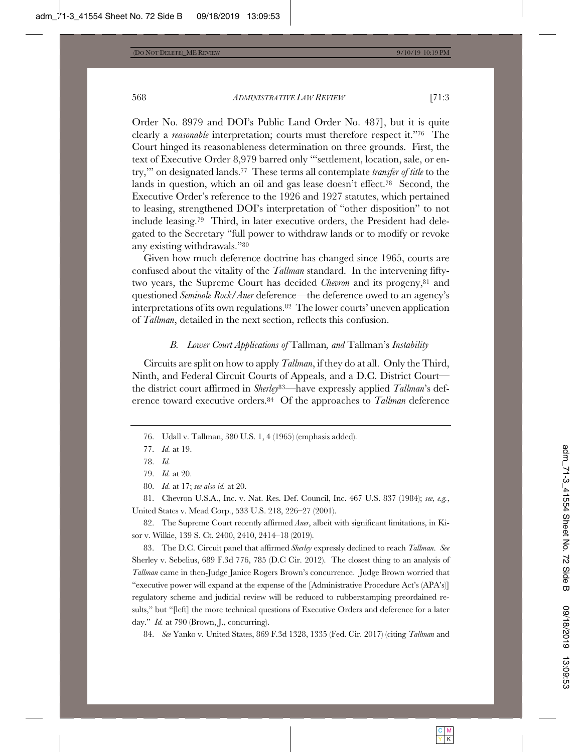Order No. 8979 and DOI's Public Land Order No. 487], but it is quite clearly a *reasonable* interpretation; courts must therefore respect it."[76] The Court hinged its reasonableness determination on three grounds. First, the text of Executive Order 8,979 barred only "'settlement, location, sale, or entry,'" on designated lands.[77] These terms all contemplate *transfer of title* to the lands in question, which an oil and gas lease doesn't effect.[78] Second, the Executive Order's reference to the 1926 and 1927 statutes, which pertained to leasing, strengthened DOI's interpretation of "other disposition" to not include leasing.[79] Third, in later executive orders, the President had delegated to the Secretary "full power to withdraw lands or to modify or revoke any existing withdrawals."[80]

Given how much deference doctrine has changed since 1965, courts are confused about the vitality of the *Tallman* standard. In the intervening fifty-two years, the Supreme Court has decided *Chevron* and its progeny,[81] and questioned *Seminole Rock/Auer* deference—the deference owed to an agency's interpretations of its own regulations.[82] The lower courts' uneven application of *Tallman*, detailed in the next section, reflects this confusion.

### *B. Lower Court Applications of* Tallman*, and* Tallman*'s Instability*

Circuits are split on how to apply *Tallman*, if they do at all. Only the Third, Ninth, and Federal Circuit Courts of Appeals, and a D.C. District Court—the district court affirmed in *Sherley*[83]—have expressly applied *Tallman*'s deference toward executive orders.[84] Of the approaches to *Tallman* deference

---

76. Udall v. Tallman, 380 U.S. 1, 4 (1965) (emphasis added).

77. *Id.* at 19.

78. *Id.*

79. *Id.* at 20.

80. *Id.* at 17; *see also id.* at 20.

81. Chevron U.S.A., Inc. v. Nat. Res. Def. Council, Inc. 467 U.S. 837 (1984); *see, e.g.*, United States v. Mead Corp., 533 U.S. 218, 226–27 (2001).

82. The Supreme Court recently affirmed *Auer*, albeit with significant limitations, in Kisor v. Wilkie, 139 S. Ct. 2400, 2410, 2414–18 (2019).

83. The D.C. Circuit panel that affirmed *Sherley* expressly declined to reach *Tallman*. *See* Sherley v. Sebelius, 689 F.3d 776, 785 (D.C Cir. 2012). The closest thing to an analysis of *Tallman* came in then-Judge Janice Rogers Brown's concurrence. Judge Brown worried that "executive power will expand at the expense of the [Administrative Procedure Act's (APA's)] regulatory scheme and judicial review will be reduced to rubberstamping preordained results," but "[left] the more technical questions of Executive Orders and deference for a later day." *Id.* at 790 (Brown, J., concurring).

84. *See* Yanko v. United States, 869 F.3d 1328, 1335 (Fed. Cir. 2017) (citing *Tallman* and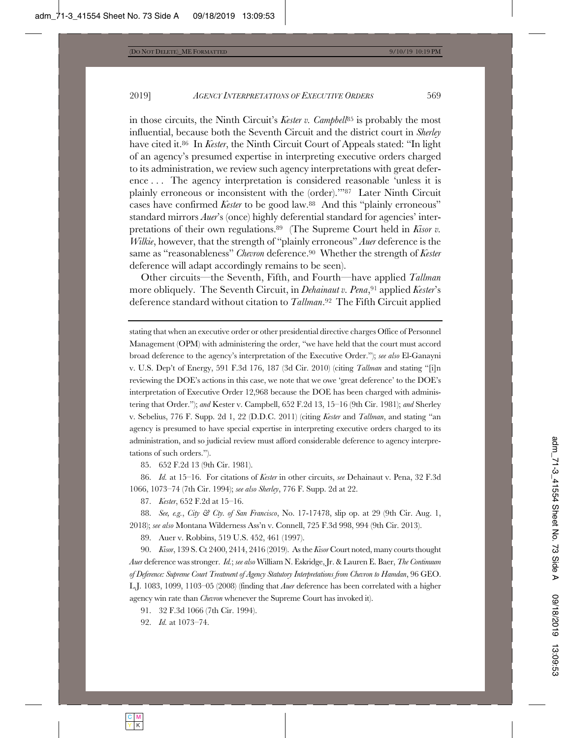in those circuits, the Ninth Circuit's *Kester v. Campbell*[85] is probably the most influential, because both the Seventh Circuit and the district court in *Sherley* have cited it.[86] In *Kester*, the Ninth Circuit Court of Appeals stated: "In light of an agency's presumed expertise in interpreting executive orders charged to its administration, we review such agency interpretations with great deference . . . The agency interpretation is considered reasonable 'unless it is plainly erroneous or inconsistent with the (order).'"[87] Later Ninth Circuit cases have confirmed *Kester* to be good law.[88] And this "plainly erroneous" standard mirrors *Auer*'s (once) highly deferential standard for agencies' interpretations of their own regulations.[89] (The Supreme Court held in *Kisor v. Wilkie*, however, that the strength of "plainly erroneous" *Auer* deference is the same as "reasonableness" *Chevron* deference.[90] Whether the strength of *Kester* deference will adapt accordingly remains to be seen).

Other circuits—the Seventh, Fifth, and Fourth—have applied *Tallman* more obliquely. The Seventh Circuit, in *Dehainaut v. Pena*,[91] applied *Kester*'s deference standard without citation to *Tallman*.[92] The Fifth Circuit applied

---

stating that when an executive order or other presidential directive charges Office of Personnel Management (OPM) with administering the order, "we have held that the court must accord broad deference to the agency's interpretation of the Executive Order."); *see also* El-Ganayni v. U.S. Dep't of Energy, 591 F.3d 176, 187 (3d Cir. 2010) (citing *Tallman* and stating "[i]n reviewing the DOE's actions in this case, we note that we owe 'great deference' to the DOE's interpretation of Executive Order 12,968 because the DOE has been charged with administering that Order."); *and* Kester v. Campbell, 652 F.2d 13, 15–16 (9th Cir. 1981); *and* Sherley v. Sebelius, 776 F. Supp. 2d 1, 22 (D.D.C. 2011) (citing *Kester* and *Tallman*, and stating "an agency is presumed to have special expertise in interpreting executive orders charged to its administration, and so judicial review must afford considerable deference to agency interpretations of such orders.").

85. 652 F.2d 13 (9th Cir. 1981).

86. *Id.* at 15–16. For citations of *Kester* in other circuits, *see* Dehainaut v. Pena, 32 F.3d 1066, 1073–74 (7th Cir. 1994); *see also Sherley*, 776 F. Supp. 2d at 22.

87. *Kester*, 652 F.2d at 15–16.

88. *See, e.g.*, *City & Cty. of San Francisco*, No. 17-17478, slip op. at 29 (9th Cir. Aug. 1, 2018); *see also* Montana Wilderness Ass'n v. Connell, 725 F.3d 998, 994 (9th Cir. 2013).

89. Auer v. Robbins, 519 U.S. 452, 461 (1997).

90. *Kisor*, 139 S. Ct 2400, 2414, 2416 (2019). As the *Kisor* Court noted, many courts thought *Auer* deference was stronger. *Id.*; *see also* William N. Eskridge, Jr. & Lauren E. Baer, *The Continuum of Deference: Supreme Court Treatment of Agency Statutory Interpretations from Chevron to Hamdan*, 96 GEO. L.J. 1083, 1099, 1103–05 (2008) (finding that *Auer* deference has been correlated with a higher agency win rate than *Chevron* whenever the Supreme Court has invoked it).

91. 32 F.3d 1066 (7th Cir. 1994).

92. *Id.* at 1073–74.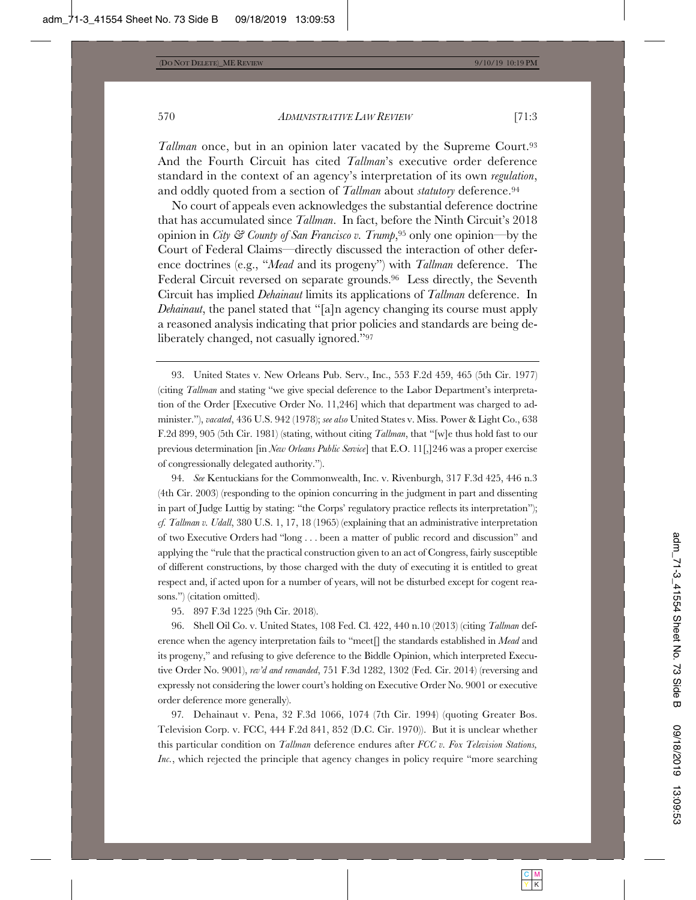*Tallman* once, but in an opinion later vacated by the Supreme Court.[93] And the Fourth Circuit has cited *Tallman*'s executive order deference standard in the context of an agency's interpretation of its own *regulation*, and oddly quoted from a section of *Tallman* about *statutory* deference.[94]

No court of appeals even acknowledges the substantial deference doctrine that has accumulated since *Tallman*. In fact, before the Ninth Circuit's 2018 opinion in *City & County of San Francisco v. Trump*,[95] only one opinion—by the Court of Federal Claims—directly discussed the interaction of other deference doctrines (e.g., "*Mead* and its progeny") with *Tallman* deference. The Federal Circuit reversed on separate grounds.[96] Less directly, the Seventh Circuit has implied *Dehainaut* limits its applications of *Tallman* deference. In *Dehainaut*, the panel stated that "[a]n agency changing its course must apply a reasoned analysis indicating that prior policies and standards are being deliberately changed, not casually ignored."[97]

---

93. United States v. New Orleans Pub. Serv., Inc., 553 F.2d 459, 465 (5th Cir. 1977) (citing *Tallman* and stating "we give special deference to the Labor Department's interpretation of the Order [Executive Order No. 11,246] which that department was charged to administer."), *vacated*, 436 U.S. 942 (1978); *see also* United States v. Miss. Power & Light Co., 638 F.2d 899, 905 (5th Cir. 1981) (stating, without citing *Tallman*, that "[w]e thus hold fast to our previous determination [in *New Orleans Public Service*] that E.O. 11[,]246 was a proper exercise of congressionally delegated authority.").

94. *See* Kentuckians for the Commonwealth, Inc. v. Rivenburgh, 317 F.3d 425, 446 n.3 (4th Cir. 2003) (responding to the opinion concurring in the judgment in part and dissenting in part of Judge Luttig by stating: "the Corps' regulatory practice reflects its interpretation"); *cf. Tallman v. Udall*, 380 U.S. 1, 17, 18 (1965) (explaining that an administrative interpretation of two Executive Orders had "long . . . been a matter of public record and discussion" and applying the "rule that the practical construction given to an act of Congress, fairly susceptible of different constructions, by those charged with the duty of executing it is entitled to great respect and, if acted upon for a number of years, will not be disturbed except for cogent reasons.") (citation omitted).

95. 897 F.3d 1225 (9th Cir. 2018).

96. Shell Oil Co. v. United States, 108 Fed. Cl. 422, 440 n.10 (2013) (citing *Tallman* deference when the agency interpretation fails to "meet[] the standards established in *Mead* and its progeny," and refusing to give deference to the Biddle Opinion, which interpreted Executive Order No. 9001), *rev'd and remanded*, 751 F.3d 1282, 1302 (Fed. Cir. 2014) (reversing and expressly not considering the lower court's holding on Executive Order No. 9001 or executive order deference more generally).

97. Dehainaut v. Pena, 32 F.3d 1066, 1074 (7th Cir. 1994) (quoting Greater Bos. Television Corp. v. FCC, 444 F.2d 841, 852 (D.C. Cir. 1970)). But it is unclear whether this particular condition on *Tallman* deference endures after *FCC v. Fox Television Stations, Inc.*, which rejected the principle that agency changes in policy require "more searching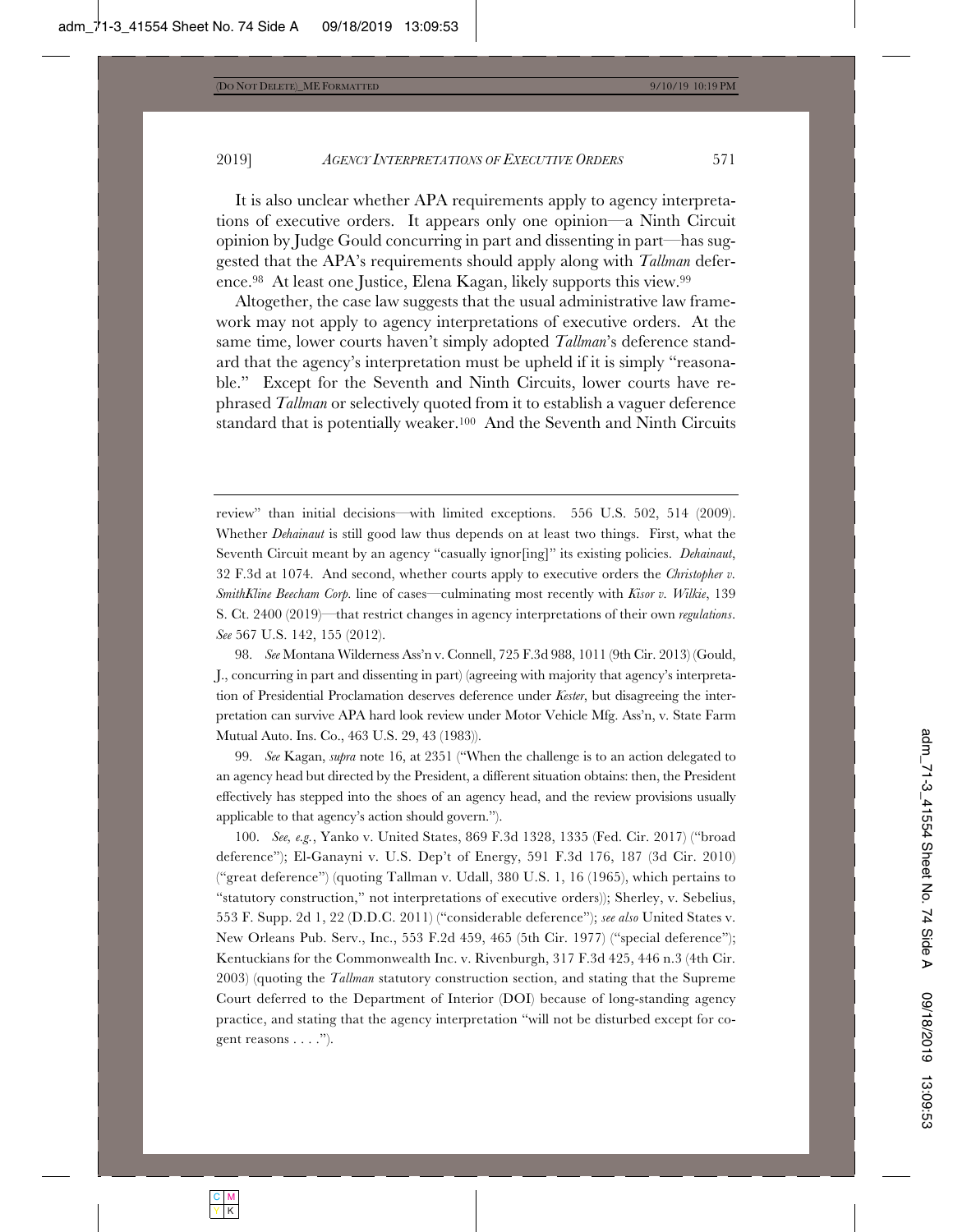It is also unclear whether APA requirements apply to agency interpretations of executive orders. It appears only one opinion—a Ninth Circuit opinion by Judge Gould concurring in part and dissenting in part—has suggested that the APA's requirements should apply along with *Tallman* deference.[98] At least one Justice, Elena Kagan, likely supports this view.[99]

Altogether, the case law suggests that the usual administrative law framework may not apply to agency interpretations of executive orders. At the same time, lower courts haven't simply adopted *Tallman*'s deference standard that the agency's interpretation must be upheld if it is simply "reasonable." Except for the Seventh and Ninth Circuits, lower courts have rephrased *Tallman* or selectively quoted from it to establish a vaguer deference standard that is potentially weaker.[100] And the Seventh and Ninth Circuits

---

review" than initial decisions—with limited exceptions. 556 U.S. 502, 514 (2009). Whether *Dehainaut* is still good law thus depends on at least two things. First, what the Seventh Circuit meant by an agency "casually ignor[ing]" its existing policies. *Dehainaut*, 32 F.3d at 1074. And second, whether courts apply to executive orders the *Christopher v. SmithKline Beecham Corp.* line of cases—culminating most recently with *Kisor v. Wilkie*, 139 S. Ct. 2400 (2019)—that restrict changes in agency interpretations of their own *regulations*. *See* 567 U.S. 142, 155 (2012).

98. *See* Montana Wilderness Ass'n v. Connell, 725 F.3d 988, 1011 (9th Cir. 2013) (Gould, J., concurring in part and dissenting in part) (agreeing with majority that agency's interpretation of Presidential Proclamation deserves deference under *Kester*, but disagreeing the interpretation can survive APA hard look review under Motor Vehicle Mfg. Ass'n, v. State Farm Mutual Auto. Ins. Co., 463 U.S. 29, 43 (1983)).

99. *See* Kagan, *supra* note 16, at 2351 ("When the challenge is to an action delegated to an agency head but directed by the President, a different situation obtains: then, the President effectively has stepped into the shoes of an agency head, and the review provisions usually applicable to that agency's action should govern.").

100. *See, e.g.*, Yanko v. United States, 869 F.3d 1328, 1335 (Fed. Cir. 2017) ("broad deference"); El-Ganayni v. U.S. Dep't of Energy, 591 F.3d 176, 187 (3d Cir. 2010) ("great deference") (quoting Tallman v. Udall, 380 U.S. 1, 16 (1965), which pertains to "statutory construction," not interpretations of executive orders)); Sherley, v. Sebelius, 553 F. Supp. 2d 1, 22 (D.D.C. 2011) ("considerable deference"); *see also* United States v. New Orleans Pub. Serv., Inc., 553 F.2d 459, 465 (5th Cir. 1977) ("special deference"); Kentuckians for the Commonwealth Inc. v. Rivenburgh, 317 F.3d 425, 446 n.3 (4th Cir. 2003) (quoting the *Tallman* statutory construction section, and stating that the Supreme Court deferred to the Department of Interior (DOI) because of long-standing agency practice, and stating that the agency interpretation "will not be disturbed except for cogent reasons . . . .").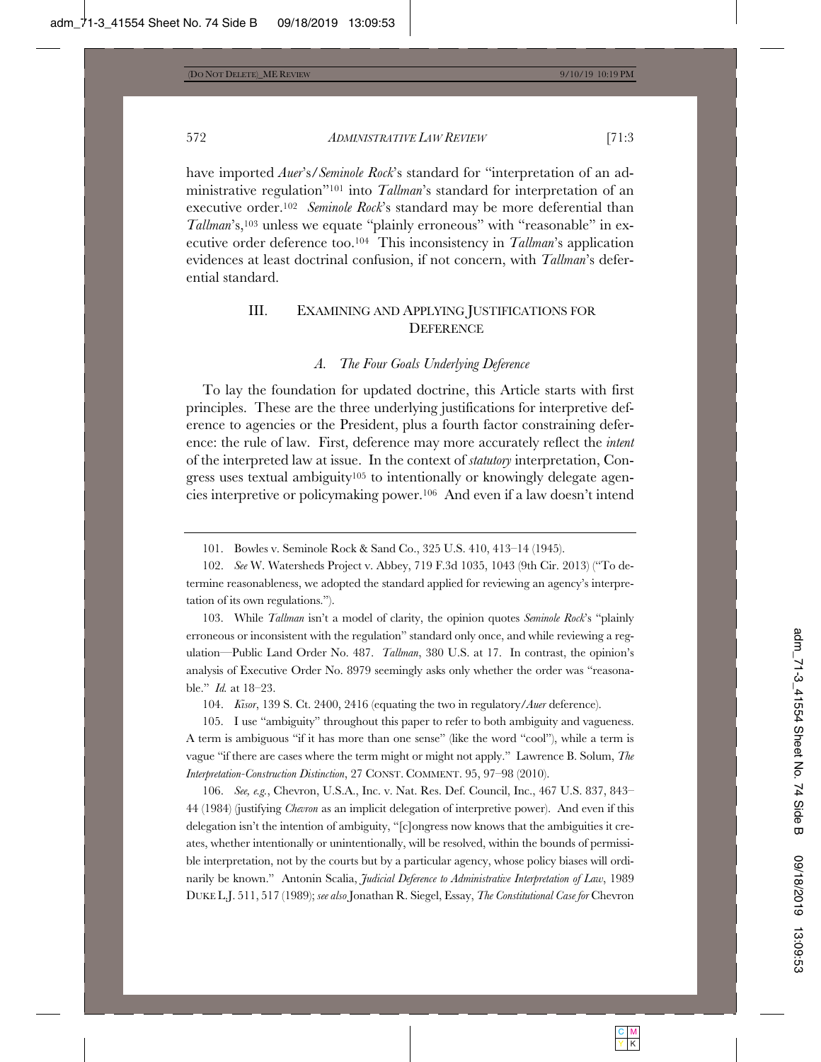have imported *Auer*'s/*Seminole Rock*'s standard for "interpretation of an administrative regulation"[101] into *Tallman*'s standard for interpretation of an executive order.[102] *Seminole Rock*'s standard may be more deferential than *Tallman*'s,[103] unless we equate "plainly erroneous" with "reasonable" in executive order deference too.[104] This inconsistency in *Tallman*'s application evidences at least doctrinal confusion, if not concern, with *Tallman*'s deferential standard.

## III. EXAMINING AND APPLYING JUSTIFICATIONS FOR DEFERENCE

### *A. The Four Goals Underlying Deference*

To lay the foundation for updated doctrine, this Article starts with first principles. These are the three underlying justifications for interpretive deference to agencies or the President, plus a fourth factor constraining deference: the rule of law. First, deference may more accurately reflect the *intent* of the interpreted law at issue. In the context of *statutory* interpretation, Congress uses textual ambiguity[105] to intentionally or knowingly delegate agencies interpretive or policymaking power.[106] And even if a law doesn't intend

---

101. Bowles v. Seminole Rock & Sand Co., 325 U.S. 410, 413–14 (1945).

102. *See* W. Watersheds Project v. Abbey, 719 F.3d 1035, 1043 (9th Cir. 2013) ("To determine reasonableness, we adopted the standard applied for reviewing an agency's interpretation of its own regulations.").

103. While *Tallman* isn't a model of clarity, the opinion quotes *Seminole Rock*'s "plainly erroneous or inconsistent with the regulation" standard only once, and while reviewing a regulation—Public Land Order No. 487. *Tallman*, 380 U.S. at 17. In contrast, the opinion's analysis of Executive Order No. 8979 seemingly asks only whether the order was "reasonable." *Id.* at 18–23.

104. *Kisor*, 139 S. Ct. 2400, 2416 (equating the two in regulatory/*Auer* deference).

105. I use "ambiguity" throughout this paper to refer to both ambiguity and vagueness. A term is ambiguous "if it has more than one sense" (like the word "cool"), while a term is vague "if there are cases where the term might or might not apply." Lawrence B. Solum, *The Interpretation-Construction Distinction*, 27 CONST. COMMENT. 95, 97–98 (2010).

106. *See, e.g.*, Chevron, U.S.A., Inc. v. Nat. Res. Def. Council, Inc., 467 U.S. 837, 843–44 (1984) (justifying *Chevron* as an implicit delegation of interpretive power). And even if this delegation isn't the intention of ambiguity, "[c]ongress now knows that the ambiguities it creates, whether intentionally or unintentionally, will be resolved, within the bounds of permissible interpretation, not by the courts but by a particular agency, whose policy biases will ordinarily be known." Antonin Scalia, *Judicial Deference to Administrative Interpretation of Law*, 1989 DUKE L.J. 511, 517 (1989); *see also* Jonathan R. Siegel, Essay, *The Constitutional Case for* Chevron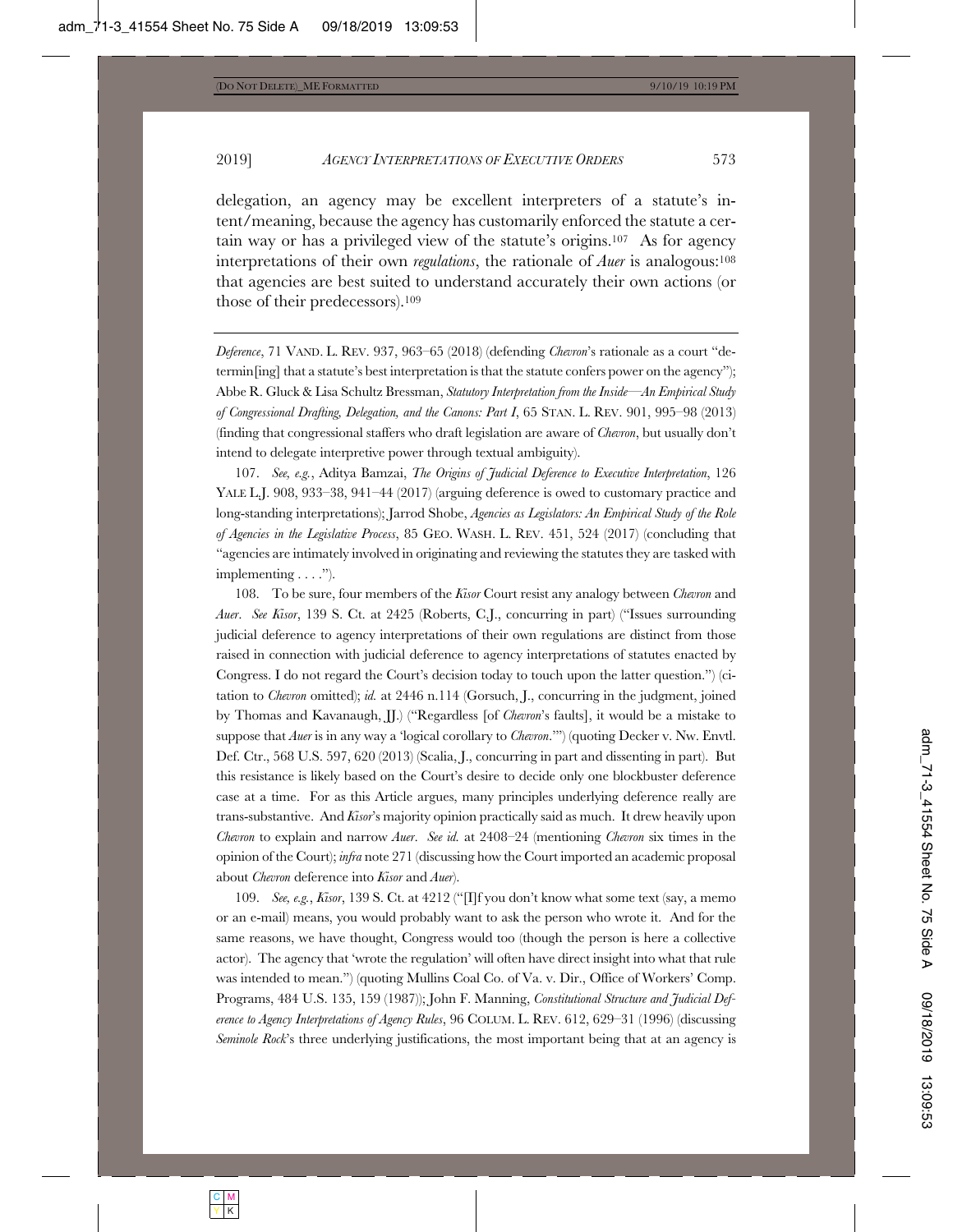delegation, an agency may be excellent interpreters of a statute's intent/meaning, because the agency has customarily enforced the statute a certain way or has a privileged view of the statute's origins.[107] As for agency interpretations of their own *regulations*, the rationale of *Auer* is analogous:[108] that agencies are best suited to understand accurately their own actions (or those of their predecessors).[109]

---

*Deference*, 71 VAND. L. REV. 937, 963–65 (2018) (defending *Chevron*'s rationale as a court "determin[ing] that a statute's best interpretation is that the statute confers power on the agency"); Abbe R. Gluck & Lisa Schultz Bressman, *Statutory Interpretation from the Inside—An Empirical Study of Congressional Drafting, Delegation, and the Canons: Part I*, 65 STAN. L. REV. 901, 995–98 (2013) (finding that congressional staffers who draft legislation are aware of *Chevron*, but usually don't intend to delegate interpretive power through textual ambiguity).

107. *See, e.g.*, Aditya Bamzai, *The Origins of Judicial Deference to Executive Interpretation*, 126 YALE L.J. 908, 933–38, 941–44 (2017) (arguing deference is owed to customary practice and long-standing interpretations); Jarrod Shobe, *Agencies as Legislators: An Empirical Study of the Role of Agencies in the Legislative Process*, 85 GEO. WASH. L. REV. 451, 524 (2017) (concluding that "agencies are intimately involved in originating and reviewing the statutes they are tasked with implementing . . . .").

108. To be sure, four members of the *Kisor* Court resist any analogy between *Chevron* and *Auer*. *See Kisor*, 139 S. Ct. at 2425 (Roberts, C.J., concurring in part) ("Issues surrounding judicial deference to agency interpretations of their own regulations are distinct from those raised in connection with judicial deference to agency interpretations of statutes enacted by Congress. I do not regard the Court's decision today to touch upon the latter question.") (citation to *Chevron* omitted); *id.* at 2446 n.114 (Gorsuch, J., concurring in the judgment, joined by Thomas and Kavanaugh, JJ.) ("Regardless [of *Chevron*'s faults], it would be a mistake to suppose that *Auer* is in any way a 'logical corollary to *Chevron*.'") (quoting Decker v. Nw. Envtl. Def. Ctr., 568 U.S. 597, 620 (2013) (Scalia, J., concurring in part and dissenting in part). But this resistance is likely based on the Court's desire to decide only one blockbuster deference case at a time. For as this Article argues, many principles underlying deference really are trans-substantive. And *Kisor*'s majority opinion practically said as much. It drew heavily upon *Chevron* to explain and narrow *Auer*. *See id.* at 2408–24 (mentioning *Chevron* six times in the opinion of the Court); *infra* note 271 (discussing how the Court imported an academic proposal about *Chevron* deference into *Kisor* and *Auer*).

109. *See, e.g.*, *Kisor*, 139 S. Ct. at 4212 ("[I]f you don't know what some text (say, a memo or an e-mail) means, you would probably want to ask the person who wrote it. And for the same reasons, we have thought, Congress would too (though the person is here a collective actor). The agency that 'wrote the regulation' will often have direct insight into what that rule was intended to mean.") (quoting Mullins Coal Co. of Va. v. Dir., Office of Workers' Comp. Programs, 484 U.S. 135, 159 (1987)); John F. Manning, *Constitutional Structure and Judicial Deference to Agency Interpretations of Agency Rules*, 96 COLUM. L. REV. 612, 629–31 (1996) (discussing *Seminole Rock*'s three underlying justifications, the most important being that at an agency is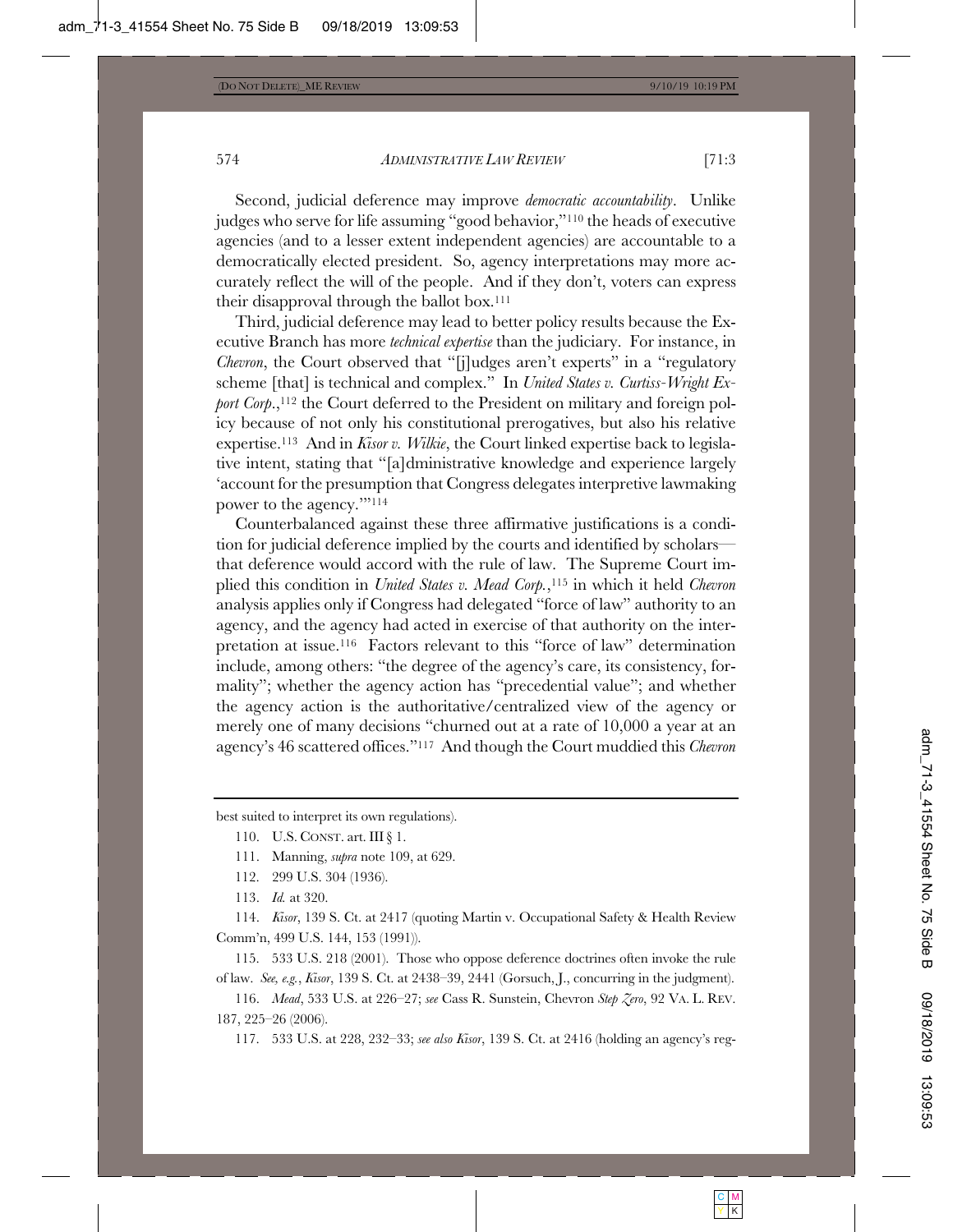Second, judicial deference may improve *democratic accountability*. Unlike judges who serve for life assuming "good behavior,"[110] the heads of executive agencies (and to a lesser extent independent agencies) are accountable to a democratically elected president. So, agency interpretations may more accurately reflect the will of the people. And if they don't, voters can express their disapproval through the ballot box.[111]

Third, judicial deference may lead to better policy results because the Executive Branch has more *technical expertise* than the judiciary. For instance, in *Chevron*, the Court observed that "[j]udges aren't experts" in a "regulatory scheme [that] is technical and complex." In *United States v. Curtiss-Wright Export Corp.*,[112] the Court deferred to the President on military and foreign policy because of not only his constitutional prerogatives, but also his relative expertise.[113] And in *Kisor v. Wilkie*, the Court linked expertise back to legislative intent, stating that "[a]dministrative knowledge and experience largely 'account for the presumption that Congress delegates interpretive lawmaking power to the agency.'"[114]

Counterbalanced against these three affirmative justifications is a condition for judicial deference implied by the courts and identified by scholars—that deference would accord with the rule of law. The Supreme Court implied this condition in *United States v. Mead Corp.*,[115] in which it held *Chevron* analysis applies only if Congress had delegated "force of law" authority to an agency, and the agency had acted in exercise of that authority on the interpretation at issue.[116] Factors relevant to this "force of law" determination include, among others: "the degree of the agency's care, its consistency, formality"; whether the agency action has "precedential value"; and whether the agency action is the authoritative/centralized view of the agency or merely one of many decisions "churned out at a rate of 10,000 a year at an agency's 46 scattered offices."[117] And though the Court muddied this *Chevron*

---

best suited to interpret its own regulations).

110. U.S. CONST. art. III § 1.

111. Manning, *supra* note 109, at 629.

112. 299 U.S. 304 (1936).

113. *Id.* at 320.

114. *Kisor*, 139 S. Ct. at 2417 (quoting Martin v. Occupational Safety & Health Review Comm'n, 499 U.S. 144, 153 (1991)).

115. 533 U.S. 218 (2001). Those who oppose deference doctrines often invoke the rule of law. *See, e.g.*, *Kisor*, 139 S. Ct. at 2438–39, 2441 (Gorsuch, J., concurring in the judgment).

116. *Mead*, 533 U.S. at 226–27; *see* Cass R. Sunstein, Chevron *Step Zero*, 92 VA. L. REV. 187, 225–26 (2006).

117. 533 U.S. at 228, 232–33; *see also Kisor*, 139 S. Ct. at 2416 (holding an agency's reg-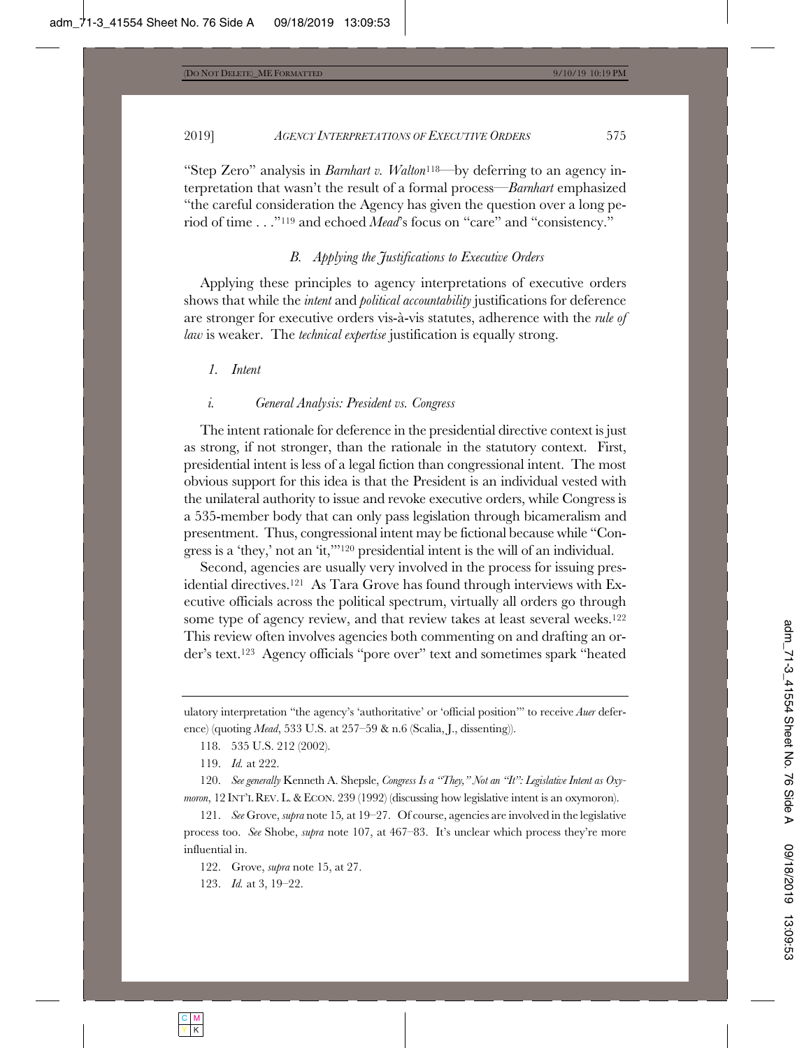"Step Zero" analysis in *Barnhart v. Walton*[118]—by deferring to an agency interpretation that wasn't the result of a formal process—*Barnhart* emphasized "the careful consideration the Agency has given the question over a long period of time . . ."[119] and echoed *Mead*'s focus on "care" and "consistency."

### *B. Applying the Justifications to Executive Orders*

Applying these principles to agency interpretations of executive orders shows that while the *intent* and *political accountability* justifications for deference are stronger for executive orders vis-à-vis statutes, adherence with the *rule of law* is weaker. The *technical expertise* justification is equally strong.

#### *1. Intent*

##### *i. General Analysis: President vs. Congress*

The intent rationale for deference in the presidential directive context is just as strong, if not stronger, than the rationale in the statutory context. First, presidential intent is less of a legal fiction than congressional intent. The most obvious support for this idea is that the President is an individual vested with the unilateral authority to issue and revoke executive orders, while Congress is a 535-member body that can only pass legislation through bicameralism and presentment. Thus, congressional intent may be fictional because while "Congress is a 'they,' not an 'it,'"[120] presidential intent is the will of an individual.

Second, agencies are usually very involved in the process for issuing presidential directives.[121] As Tara Grove has found through interviews with Executive officials across the political spectrum, virtually all orders go through some type of agency review, and that review takes at least several weeks.[122] This review often involves agencies both commenting on and drafting an order's text.[123] Agency officials "pore over" text and sometimes spark "heated

---

ulatory interpretation "the agency's 'authoritative' or 'official position'" to receive *Auer* deference) (quoting *Mead*, 533 U.S. at 257–59 & n.6 (Scalia, J., dissenting)).

118. 535 U.S. 212 (2002).

119. *Id.* at 222.

120. *See generally* Kenneth A. Shepsle, *Congress Is a "They," Not an "It": Legislative Intent as Oxymoron*, 12 INT'L REV. L. & ECON. 239 (1992) (discussing how legislative intent is an oxymoron).

121. *See* Grove, *supra* note 15, at 19–27. Of course, agencies are involved in the legislative process too. *See* Shobe, *supra* note 107, at 467–83. It's unclear which process they're more influential in.

122. Grove, *supra* note 15, at 27.

123. *Id.* at 3, 19–22.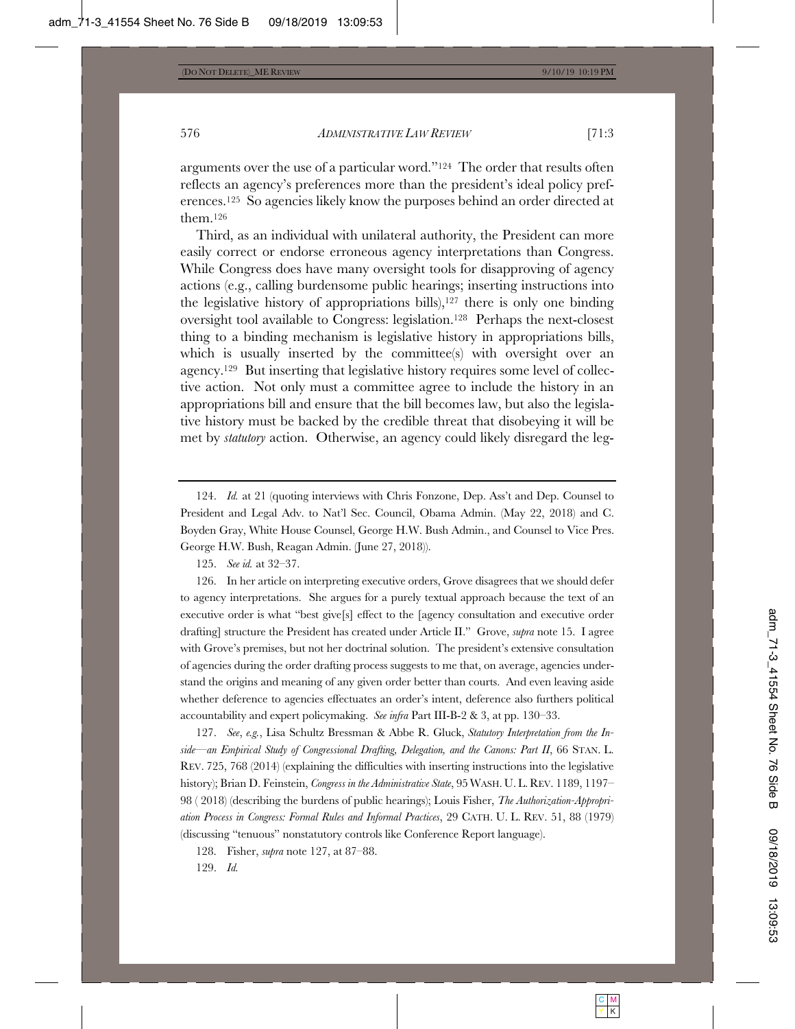arguments over the use of a particular word."[124] The order that results often reflects an agency's preferences more than the president's ideal policy preferences.[125] So agencies likely know the purposes behind an order directed at them.[126]

Third, as an individual with unilateral authority, the President can more easily correct or endorse erroneous agency interpretations than Congress. While Congress does have many oversight tools for disapproving of agency actions (e.g., calling burdensome public hearings; inserting instructions into the legislative history of appropriations bills),[127] there is only one binding oversight tool available to Congress: legislation.[128] Perhaps the next-closest thing to a binding mechanism is legislative history in appropriations bills, which is usually inserted by the committee(s) with oversight over an agency.[129] But inserting that legislative history requires some level of collective action. Not only must a committee agree to include the history in an appropriations bill and ensure that the bill becomes law, but also the legislative history must be backed by the credible threat that disobeying it will be met by *statutory* action. Otherwise, an agency could likely disregard the leg-

---

124. *Id.* at 21 (quoting interviews with Chris Fonzone, Dep. Ass't and Dep. Counsel to President and Legal Adv. to Nat'l Sec. Council, Obama Admin. (May 22, 2018) and C. Boyden Gray, White House Counsel, George H.W. Bush Admin., and Counsel to Vice Pres. George H.W. Bush, Reagan Admin. (June 27, 2018)).

125. *See id.* at 32–37.

126. In her article on interpreting executive orders, Grove disagrees that we should defer to agency interpretations. She argues for a purely textual approach because the text of an executive order is what "best give[s] effect to the [agency consultation and executive order drafting] structure the President has created under Article II." Grove, *supra* note 15. I agree with Grove's premises, but not her doctrinal solution. The president's extensive consultation of agencies during the order drafting process suggests to me that, on average, agencies understand the origins and meaning of any given order better than courts. And even leaving aside whether deference to agencies effectuates an order's intent, deference also furthers political accountability and expert policymaking. *See infra* Part III-B-2 & 3, at pp. 130–33.

127. *See, e.g.*, Lisa Schultz Bressman & Abbe R. Gluck, *Statutory Interpretation from the Inside—an Empirical Study of Congressional Drafting, Delegation, and the Canons: Part II*, 66 STAN. L. REV. 725, 768 (2014) (explaining the difficulties with inserting instructions into the legislative history); Brian D. Feinstein, *Congress in the Administrative State*, 95 WASH. U. L. REV. 1189, 1197–98 ( 2018) (describing the burdens of public hearings); Louis Fisher, *The Authorization-Appropriation Process in Congress: Formal Rules and Informal Practices*, 29 CATH. U. L. REV. 51, 88 (1979) (discussing "tenuous" nonstatutory controls like Conference Report language).

128. Fisher, *supra* note 127, at 87–88.

129. *Id.*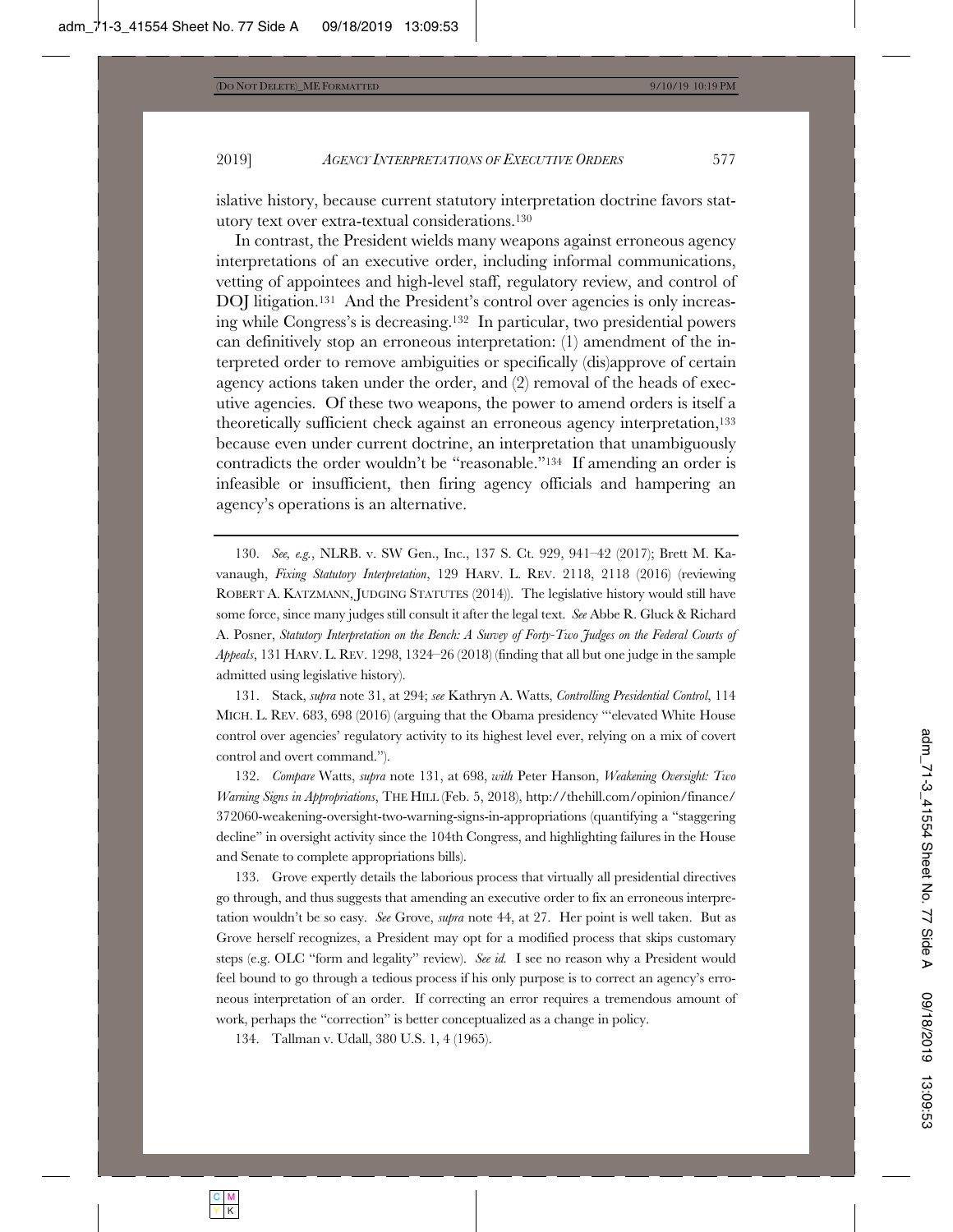islative history, because current statutory interpretation doctrine favors statutory text over extra-textual considerations.[130]

In contrast, the President wields many weapons against erroneous agency interpretations of an executive order, including informal communications, vetting of appointees and high-level staff, regulatory review, and control of DOJ litigation.[131] And the President's control over agencies is only increasing while Congress's is decreasing.[132] In particular, two presidential powers can definitively stop an erroneous interpretation: (1) amendment of the interpreted order to remove ambiguities or specifically (dis)approve of certain agency actions taken under the order, and (2) removal of the heads of executive agencies. Of these two weapons, the power to amend orders is itself a theoretically sufficient check against an erroneous agency interpretation,[133] because even under current doctrine, an interpretation that unambiguously contradicts the order wouldn't be "reasonable."[134] If amending an order is infeasible or insufficient, then firing agency officials and hampering an agency's operations is an alternative.

---

130. *See, e.g.*, NLRB. v. SW Gen., Inc., 137 S. Ct. 929, 941–42 (2017); Brett M. Kavanaugh, *Fixing Statutory Interpretation*, 129 HARV. L. REV. 2118, 2118 (2016) (reviewing ROBERT A. KATZMANN, JUDGING STATUTES (2014)). The legislative history would still have some force, since many judges still consult it after the legal text. *See* Abbe R. Gluck & Richard A. Posner, *Statutory Interpretation on the Bench: A Survey of Forty-Two Judges on the Federal Courts of Appeals*, 131 HARV. L. REV. 1298, 1324–26 (2018) (finding that all but one judge in the sample admitted using legislative history).

131. Stack, *supra* note 31, at 294; *see* Kathryn A. Watts, *Controlling Presidential Control*, 114 MICH. L. REV. 683, 698 (2016) (arguing that the Obama presidency "'elevated White House control over agencies' regulatory activity to its highest level ever, relying on a mix of covert control and overt command.").

132. *Compare* Watts, *supra* note 131, at 698, *with* Peter Hanson, *Weakening Oversight: Two Warning Signs in Appropriations*, THE HILL (Feb. 5, 2018), http://thehill.com/opinion/finance/372060-weakening-oversight-two-warning-signs-in-appropriations (quantifying a "staggering decline" in oversight activity since the 104th Congress, and highlighting failures in the House and Senate to complete appropriations bills).

133. Grove expertly details the laborious process that virtually all presidential directives go through, and thus suggests that amending an executive order to fix an erroneous interpretation wouldn't be so easy. *See* Grove, *supra* note 44, at 27. Her point is well taken. But as Grove herself recognizes, a President may opt for a modified process that skips customary steps (e.g. OLC "form and legality" review). *See id.* I see no reason why a President would feel bound to go through a tedious process if his only purpose is to correct an agency's erroneous interpretation of an order. If correcting an error requires a tremendous amount of work, perhaps the "correction" is better conceptualized as a change in policy.

134. Tallman v. Udall, 380 U.S. 1, 4 (1965).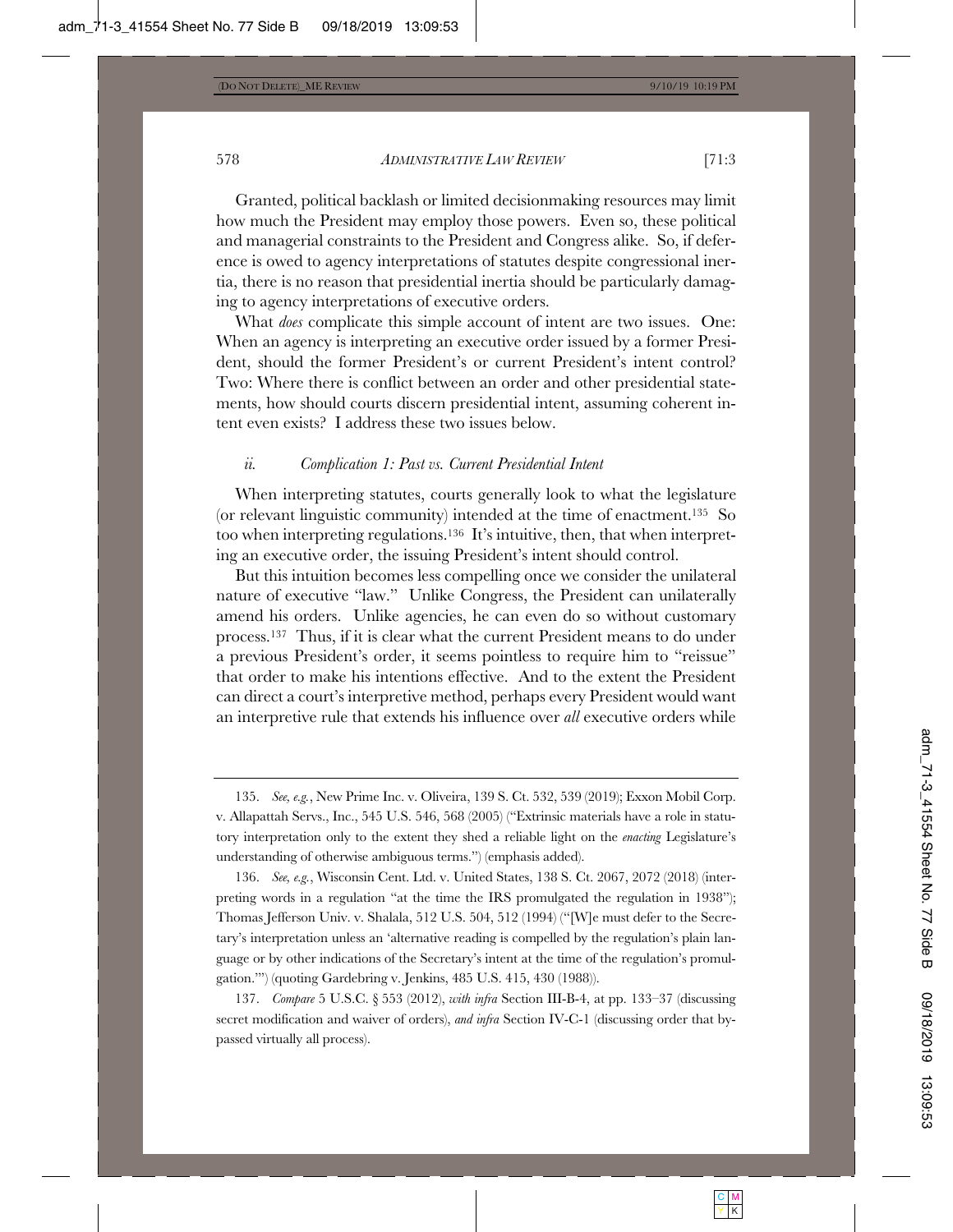Granted, political backlash or limited decisionmaking resources may limit how much the President may employ those powers. Even so, these political and managerial constraints to the President and Congress alike. So, if deference is owed to agency interpretations of statutes despite congressional inertia, there is no reason that presidential inertia should be particularly damaging to agency interpretations of executive orders.

What *does* complicate this simple account of intent are two issues. One: When an agency is interpreting an executive order issued by a former President, should the former President's or current President's intent control? Two: Where there is conflict between an order and other presidential statements, how should courts discern presidential intent, assuming coherent intent even exists? I address these two issues below.

#### *ii. Complication 1: Past vs. Current Presidential Intent*

When interpreting statutes, courts generally look to what the legislature (or relevant linguistic community) intended at the time of enactment.[135] So too when interpreting regulations.[136] It's intuitive, then, that when interpreting an executive order, the issuing President's intent should control.

But this intuition becomes less compelling once we consider the unilateral nature of executive "law." Unlike Congress, the President can unilaterally amend his orders. Unlike agencies, he can even do so without customary process.[137] Thus, if it is clear what the current President means to do under a previous President's order, it seems pointless to require him to "reissue" that order to make his intentions effective. And to the extent the President can direct a court's interpretive method, perhaps every President would want an interpretive rule that extends his influence over *all* executive orders while

---

135. *See, e.g.*, New Prime Inc. v. Oliveira, 139 S. Ct. 532, 539 (2019); Exxon Mobil Corp. v. Allapattah Servs., Inc., 545 U.S. 546, 568 (2005) ("Extrinsic materials have a role in statutory interpretation only to the extent they shed a reliable light on the *enacting* Legislature's understanding of otherwise ambiguous terms.") (emphasis added).

136. *See, e.g.*, Wisconsin Cent. Ltd. v. United States, 138 S. Ct. 2067, 2072 (2018) (interpreting words in a regulation "at the time the IRS promulgated the regulation in 1938"); Thomas Jefferson Univ. v. Shalala, 512 U.S. 504, 512 (1994) ("[W]e must defer to the Secretary's interpretation unless an 'alternative reading is compelled by the regulation's plain language or by other indications of the Secretary's intent at the time of the regulation's promulgation.'") (quoting Gardebring v. Jenkins, 485 U.S. 415, 430 (1988)).

137. *Compare* 5 U.S.C. § 553 (2012), *with infra* Section III-B-4, at pp. 133–37 (discussing secret modification and waiver of orders), *and infra* Section IV-C-1 (discussing order that bypassed virtually all process).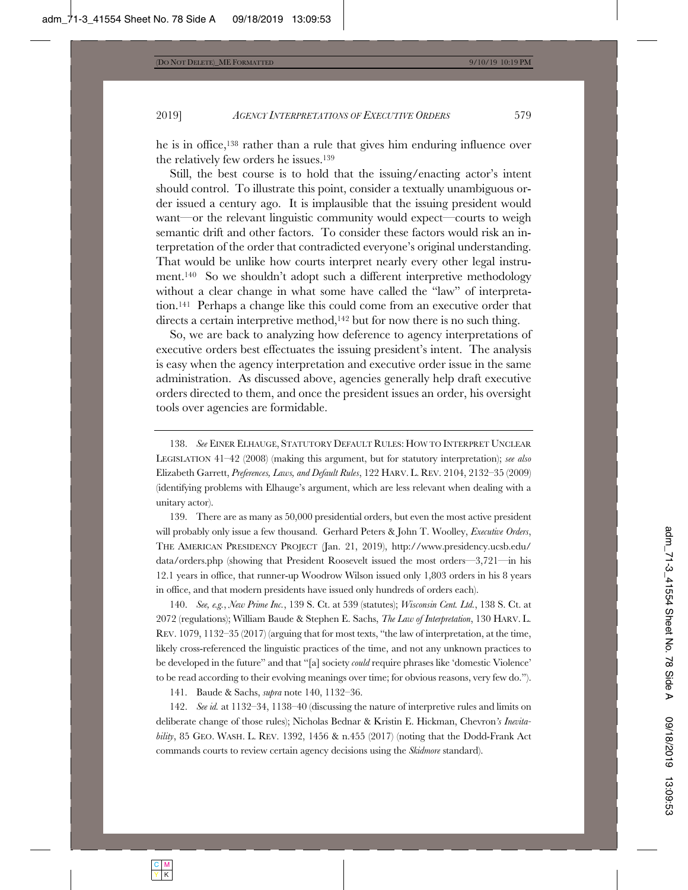he is in office,[138] rather than a rule that gives him enduring influence over the relatively few orders he issues.[139]

Still, the best course is to hold that the issuing/enacting actor's intent should control. To illustrate this point, consider a textually unambiguous order issued a century ago. It is implausible that the issuing president would want—or the relevant linguistic community would expect—courts to weigh semantic drift and other factors. To consider these factors would risk an interpretation of the order that contradicted everyone's original understanding. That would be unlike how courts interpret nearly every other legal instrument.[140] So we shouldn't adopt such a different interpretive methodology without a clear change in what some have called the "law" of interpretation.[141] Perhaps a change like this could come from an executive order that directs a certain interpretive method,[142] but for now there is no such thing.

So, we are back to analyzing how deference to agency interpretations of executive orders best effectuates the issuing president's intent. The analysis is easy when the agency interpretation and executive order issue in the same administration. As discussed above, agencies generally help draft executive orders directed to them, and once the president issues an order, his oversight tools over agencies are formidable.

---

138. *See* EINER ELHAUGE, STATUTORY DEFAULT RULES: HOW TO INTERPRET UNCLEAR LEGISLATION 41–42 (2008) (making this argument, but for statutory interpretation); *see also* Elizabeth Garrett, *Preferences, Laws, and Default Rules*, 122 HARV. L. REV. 2104, 2132–35 (2009) (identifying problems with Elhauge's argument, which are less relevant when dealing with a unitary actor).

139. There are as many as 50,000 presidential orders, but even the most active president will probably only issue a few thousand. Gerhard Peters & John T. Woolley, *Executive Orders*, THE AMERICAN PRESIDENCY PROJECT (Jan. 21, 2019), http://www.presidency.ucsb.edu/data/orders.php (showing that President Roosevelt issued the most orders—3,721—in his 12.1 years in office, that runner-up Woodrow Wilson issued only 1,803 orders in his 8 years in office, and that modern presidents have issued only hundreds of orders each).

140. *See, e.g.*, *New Prime Inc.*, 139 S. Ct. at 539 (statutes); *Wisconsin Cent. Ltd.*, 138 S. Ct. at 2072 (regulations); William Baude & Stephen E. Sachs, *The Law of Interpretation*, 130 HARV. L. REV. 1079, 1132–35 (2017) (arguing that for most texts, "the law of interpretation, at the time, likely cross-referenced the linguistic practices of the time, and not any unknown practices to be developed in the future" and that "[a] society *could* require phrases like 'domestic Violence' to be read according to their evolving meanings over time; for obvious reasons, very few do.").

141. Baude & Sachs, *supra* note 140, 1132–36.

142. *See id.* at 1132–34, 1138–40 (discussing the nature of interpretive rules and limits on deliberate change of those rules); Nicholas Bednar & Kristin E. Hickman, Chevron*'s Inevitability*, 85 GEO. WASH. L. REV. 1392, 1456 & n.455 (2017) (noting that the Dodd-Frank Act commands courts to review certain agency decisions using the *Skidmore* standard).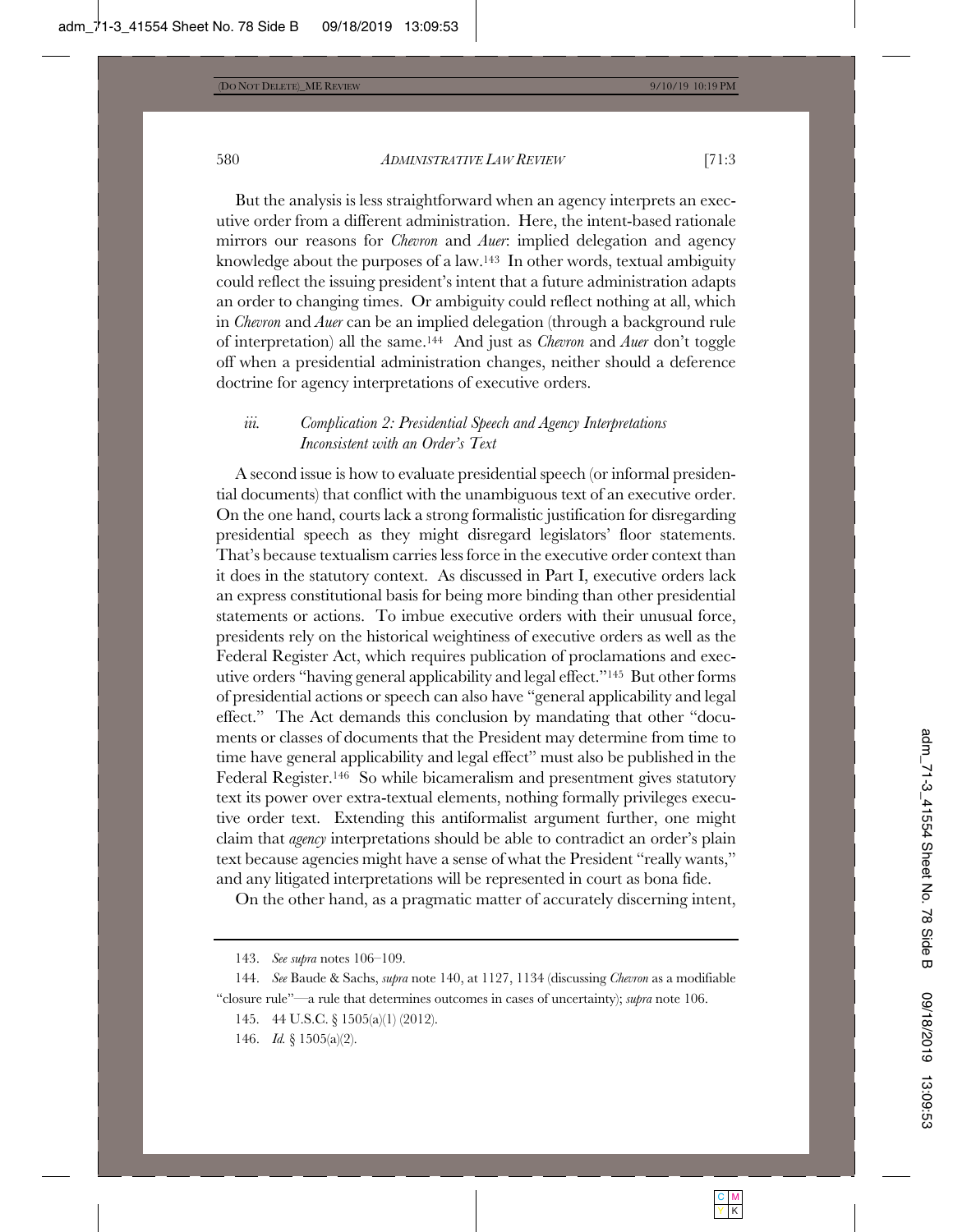But the analysis is less straightforward when an agency interprets an executive order from a different administration. Here, the intent-based rationale mirrors our reasons for *Chevron* and *Auer*: implied delegation and agency knowledge about the purposes of a law.[143] In other words, textual ambiguity could reflect the issuing president's intent that a future administration adapts an order to changing times. Or ambiguity could reflect nothing at all, which in *Chevron* and *Auer* can be an implied delegation (through a background rule of interpretation) all the same.[144] And just as *Chevron* and *Auer* don't toggle off when a presidential administration changes, neither should a deference doctrine for agency interpretations of executive orders.

#### *iii. Complication 2: Presidential Speech and Agency Interpretations Inconsistent with an Order's Text*

A second issue is how to evaluate presidential speech (or informal presidential documents) that conflict with the unambiguous text of an executive order. On the one hand, courts lack a strong formalistic justification for disregarding presidential speech as they might disregard legislators' floor statements. That's because textualism carries less force in the executive order context than it does in the statutory context. As discussed in Part I, executive orders lack an express constitutional basis for being more binding than other presidential statements or actions. To imbue executive orders with their unusual force, presidents rely on the historical weightiness of executive orders as well as the Federal Register Act, which requires publication of proclamations and executive orders "having general applicability and legal effect."[145] But other forms of presidential actions or speech can also have "general applicability and legal effect." The Act demands this conclusion by mandating that other "documents or classes of documents that the President may determine from time to time have general applicability and legal effect" must also be published in the Federal Register.[146] So while bicameralism and presentment gives statutory text its power over extra-textual elements, nothing formally privileges executive order text. Extending this antiformalist argument further, one might claim that *agency* interpretations should be able to contradict an order's plain text because agencies might have a sense of what the President "really wants," and any litigated interpretations will be represented in court as bona fide.

On the other hand, as a pragmatic matter of accurately discerning intent,

---

143. *See supra* notes 106–109.

144. *See* Baude & Sachs, *supra* note 140, at 1127, 1134 (discussing *Chevron* as a modifiable "closure rule"—a rule that determines outcomes in cases of uncertainty); *supra* note 106.

145. 44 U.S.C. § 1505(a)(1) (2012).

146. *Id.* § 1505(a)(2).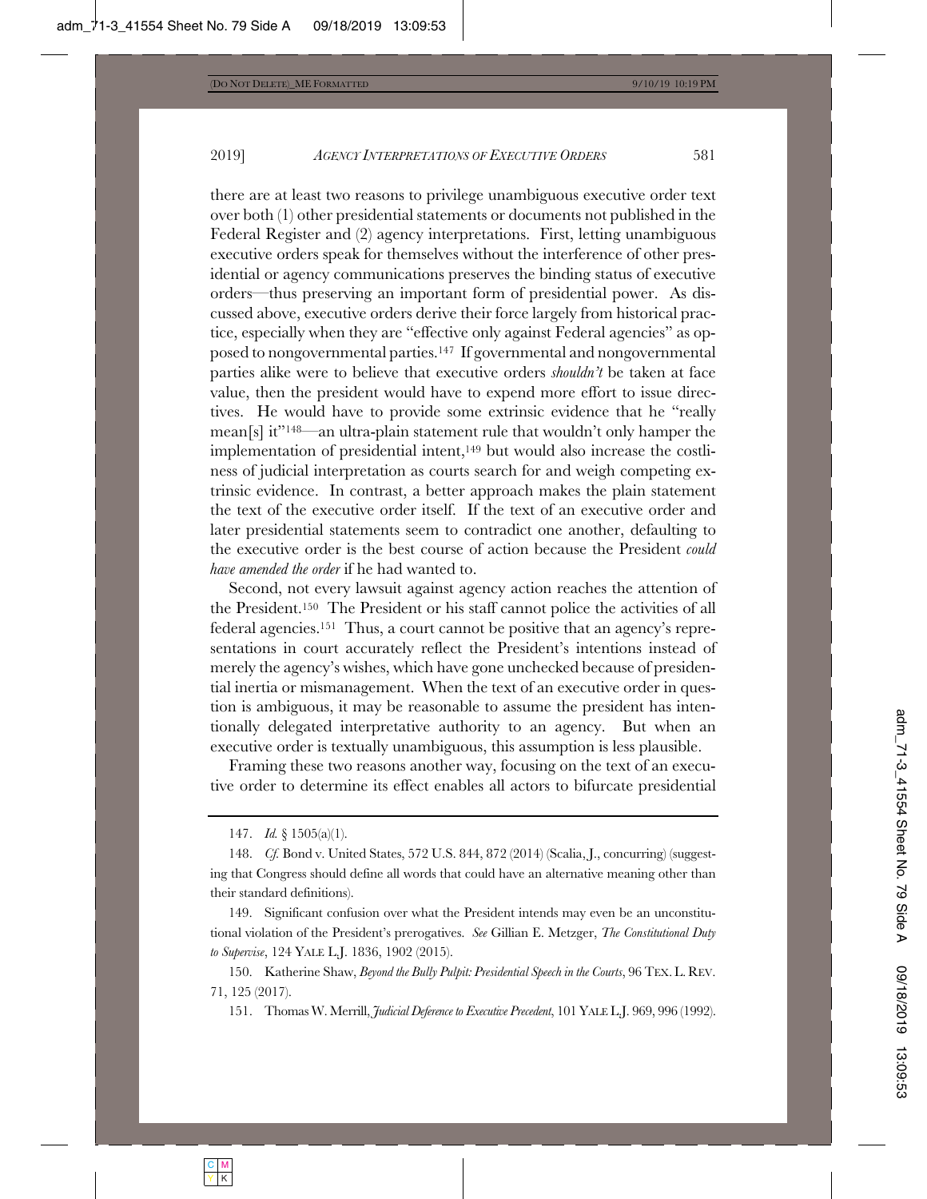there are at least two reasons to privilege unambiguous executive order text over both (1) other presidential statements or documents not published in the Federal Register and (2) agency interpretations. First, letting unambiguous executive orders speak for themselves without the interference of other presidential or agency communications preserves the binding status of executive orders—thus preserving an important form of presidential power. As discussed above, executive orders derive their force largely from historical practice, especially when they are "effective only against Federal agencies" as opposed to nongovernmental parties.[147] If governmental and nongovernmental parties alike were to believe that executive orders *shouldn't* be taken at face value, then the president would have to expend more effort to issue directives. He would have to provide some extrinsic evidence that he "really mean[s] it"[148]—an ultra-plain statement rule that wouldn't only hamper the implementation of presidential intent,[149] but would also increase the costliness of judicial interpretation as courts search for and weigh competing extrinsic evidence. In contrast, a better approach makes the plain statement the text of the executive order itself. If the text of an executive order and later presidential statements seem to contradict one another, defaulting to the executive order is the best course of action because the President *could have amended the order* if he had wanted to.

Second, not every lawsuit against agency action reaches the attention of the President.[150] The President or his staff cannot police the activities of all federal agencies.[151] Thus, a court cannot be positive that an agency's representations in court accurately reflect the President's intentions instead of merely the agency's wishes, which have gone unchecked because of presidential inertia or mismanagement. When the text of an executive order in question is ambiguous, it may be reasonable to assume the president has intentionally delegated interpretative authority to an agency. But when an executive order is textually unambiguous, this assumption is less plausible.

Framing these two reasons another way, focusing on the text of an executive order to determine its effect enables all actors to bifurcate presidential

---

147. *Id.* § 1505(a)(1).

148. *Cf.* Bond v. United States, 572 U.S. 844, 872 (2014) (Scalia, J., concurring) (suggesting that Congress should define all words that could have an alternative meaning other than their standard definitions).

149. Significant confusion over what the President intends may even be an unconstitutional violation of the President's prerogatives. *See* Gillian E. Metzger, *The Constitutional Duty to Supervise*, 124 YALE L.J. 1836, 1902 (2015).

150. Katherine Shaw, *Beyond the Bully Pulpit: Presidential Speech in the Courts*, 96 TEX. L. REV. 71, 125 (2017).

151. Thomas W. Merrill, *Judicial Deference to Executive Precedent*, 101 YALE L.J. 969, 996 (1992).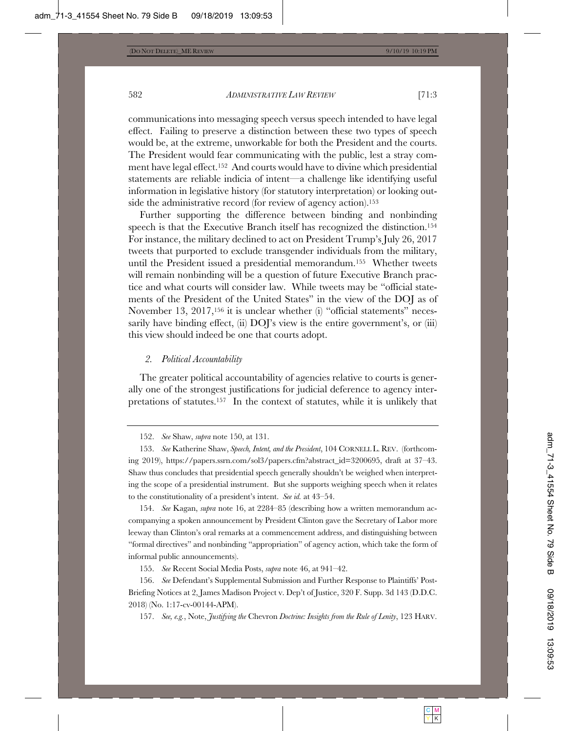communications into messaging speech versus speech intended to have legal effect. Failing to preserve a distinction between these two types of speech would be, at the extreme, unworkable for both the President and the courts. The President would fear communicating with the public, lest a stray comment have legal effect.[152] And courts would have to divine which presidential statements are reliable indicia of intent—a challenge like identifying useful information in legislative history (for statutory interpretation) or looking outside the administrative record (for review of agency action).[153]

Further supporting the difference between binding and nonbinding speech is that the Executive Branch itself has recognized the distinction.[154] For instance, the military declined to act on President Trump's July 26, 2017 tweets that purported to exclude transgender individuals from the military, until the President issued a presidential memorandum.[155] Whether tweets will remain nonbinding will be a question of future Executive Branch practice and what courts will consider law. While tweets may be "official statements of the President of the United States" in the view of the DOJ as of November 13, 2017,[156] it is unclear whether (i) "official statements" necessarily have binding effect, (ii) DOJ's view is the entire government's, or (iii) this view should indeed be one that courts adopt.

### *2. Political Accountability*

The greater political accountability of agencies relative to courts is generally one of the strongest justifications for judicial deference to agency interpretations of statutes.[157] In the context of statutes, while it is unlikely that

---

152. *See* Shaw, *supra* note 150, at 131.

153. *See* Katherine Shaw, *Speech, Intent, and the President*, 104 CORNELL L. REV. (forthcoming 2019), https://papers.ssrn.com/sol3/papers.cfm?abstract_id=3200695, draft at 37–43. Shaw thus concludes that presidential speech generally shouldn't be weighed when interpreting the scope of a presidential instrument. But she supports weighing speech when it relates to the constitutionality of a president's intent. *See id.* at 43–54.

154. *See* Kagan, *supra* note 16, at 2284–85 (describing how a written memorandum accompanying a spoken announcement by President Clinton gave the Secretary of Labor more leeway than Clinton's oral remarks at a commencement address, and distinguishing between "formal directives" and nonbinding "appropriation" of agency action, which take the form of informal public announcements).

155. *See* Recent Social Media Posts, *supra* note 46, at 941–42.

156. *See* Defendant's Supplemental Submission and Further Response to Plaintiffs' Post-Briefing Notices at 2, James Madison Project v. Dep't of Justice, 320 F. Supp. 3d 143 (D.D.C. 2018) (No. 1:17-cv-00144-APM).

157. *See, e.g.*, Note, *Justifying the* Chevron *Doctrine: Insights from the Rule of Lenity*, 123 HARV.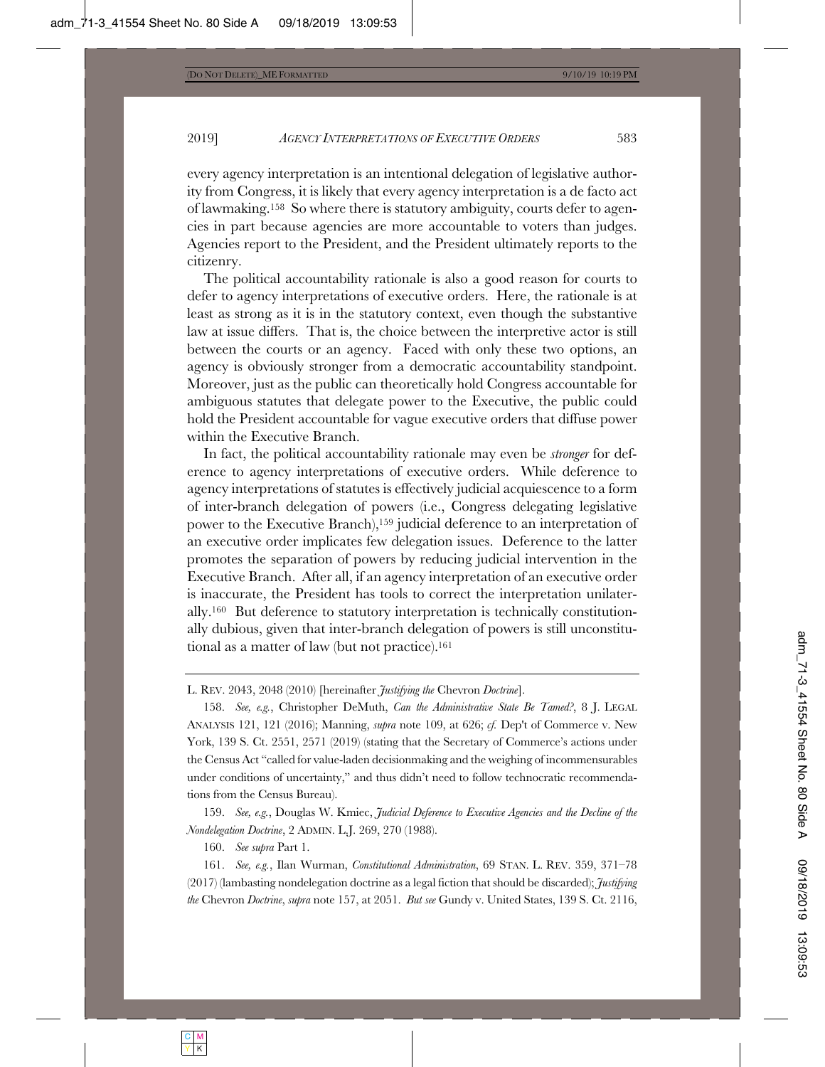every agency interpretation is an intentional delegation of legislative authority from Congress, it is likely that every agency interpretation is a de facto act of lawmaking.[158] So where there is statutory ambiguity, courts defer to agencies in part because agencies are more accountable to voters than judges. Agencies report to the President, and the President ultimately reports to the citizenry.

The political accountability rationale is also a good reason for courts to defer to agency interpretations of executive orders. Here, the rationale is at least as strong as it is in the statutory context, even though the substantive law at issue differs. That is, the choice between the interpretive actor is still between the courts or an agency. Faced with only these two options, an agency is obviously stronger from a democratic accountability standpoint. Moreover, just as the public can theoretically hold Congress accountable for ambiguous statutes that delegate power to the Executive, the public could hold the President accountable for vague executive orders that diffuse power within the Executive Branch.

In fact, the political accountability rationale may even be *stronger* for deference to agency interpretations of executive orders. While deference to agency interpretations of statutes is effectively judicial acquiescence to a form of inter-branch delegation of powers (i.e., Congress delegating legislative power to the Executive Branch),[159] judicial deference to an interpretation of an executive order implicates few delegation issues. Deference to the latter promotes the separation of powers by reducing judicial intervention in the Executive Branch. After all, if an agency interpretation of an executive order is inaccurate, the President has tools to correct the interpretation unilaterally.[160] But deference to statutory interpretation is technically constitutionally dubious, given that inter-branch delegation of powers is still unconstitutional as a matter of law (but not practice).[161]

---

L. REV. 2043, 2048 (2010) [hereinafter *Justifying the* Chevron *Doctrine*].

158. *See, e.g.*, Christopher DeMuth, *Can the Administrative State Be Tamed?*, 8 J. LEGAL ANALYSIS 121, 121 (2016); Manning, *supra* note 109, at 626; *cf.* Dep't of Commerce v. New York, 139 S. Ct. 2551, 2571 (2019) (stating that the Secretary of Commerce's actions under the Census Act "called for value-laden decisionmaking and the weighing of incommensurables under conditions of uncertainty," and thus didn't need to follow technocratic recommendations from the Census Bureau).

159. *See, e.g.*, Douglas W. Kmiec, *Judicial Deference to Executive Agencies and the Decline of the Nondelegation Doctrine*, 2 ADMIN. L.J. 269, 270 (1988).

160. *See supra* Part 1.

161. *See, e.g.*, Ilan Wurman, *Constitutional Administration*, 69 STAN. L. REV. 359, 371–78 (2017) (lambasting nondelegation doctrine as a legal fiction that should be discarded); *Justifying the* Chevron *Doctrine*, *supra* note 157, at 2051. *But see* Gundy v. United States, 139 S. Ct. 2116,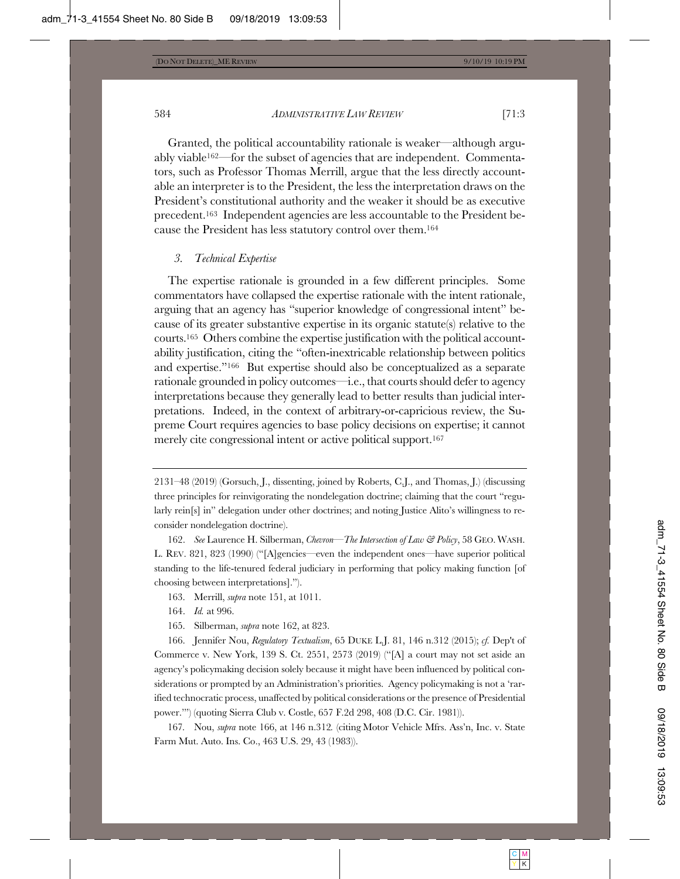Granted, the political accountability rationale is weaker—although arguably viable[162]—for the subset of agencies that are independent. Commentators, such as Professor Thomas Merrill, argue that the less directly accountable an interpreter is to the President, the less the interpretation draws on the President's constitutional authority and the weaker it should be as executive precedent.[163] Independent agencies are less accountable to the President because the President has less statutory control over them.[164]

### *3. Technical Expertise*

The expertise rationale is grounded in a few different principles. Some commentators have collapsed the expertise rationale with the intent rationale, arguing that an agency has "superior knowledge of congressional intent" because of its greater substantive expertise in its organic statute(s) relative to the courts.[165] Others combine the expertise justification with the political accountability justification, citing the "often-inextricable relationship between politics and expertise."[166] But expertise should also be conceptualized as a separate rationale grounded in policy outcomes—i.e., that courts should defer to agency interpretations because they generally lead to better results than judicial interpretations. Indeed, in the context of arbitrary-or-capricious review, the Supreme Court requires agencies to base policy decisions on expertise; it cannot merely cite congressional intent or active political support.[167]

---

2131–48 (2019) (Gorsuch, J., dissenting, joined by Roberts, C.J., and Thomas, J.) (discussing three principles for reinvigorating the nondelegation doctrine; claiming that the court "regularly rein[s] in" delegation under other doctrines; and noting Justice Alito's willingness to reconsider nondelegation doctrine).

162. *See* Laurence H. Silberman, *Chevron—The Intersection of Law & Policy*, 58 GEO. WASH. L. REV. 821, 823 (1990) ("[A]gencies—even the independent ones—have superior political standing to the life-tenured federal judiciary in performing that policy making function [of choosing between interpretations].").

163. Merrill, *supra* note 151, at 1011.

164. *Id.* at 996.

165. Silberman, *supra* note 162, at 823.

166. Jennifer Nou, *Regulatory Textualism*, 65 DUKE L.J. 81, 146 n.312 (2015); *cf.* Dep't of Commerce v. New York, 139 S. Ct. 2551, 2573 (2019) ("[A] court may not set aside an agency's policymaking decision solely because it might have been influenced by political considerations or prompted by an Administration's priorities. Agency policymaking is not a 'rarified technocratic process, unaffected by political considerations or the presence of Presidential power.'") (quoting Sierra Club v. Costle, 657 F.2d 298, 408 (D.C. Cir. 1981)).

167. Nou, *supra* note 166, at 146 n.312. (citing Motor Vehicle Mfrs. Ass'n, Inc. v. State Farm Mut. Auto. Ins. Co., 463 U.S. 29, 43 (1983)).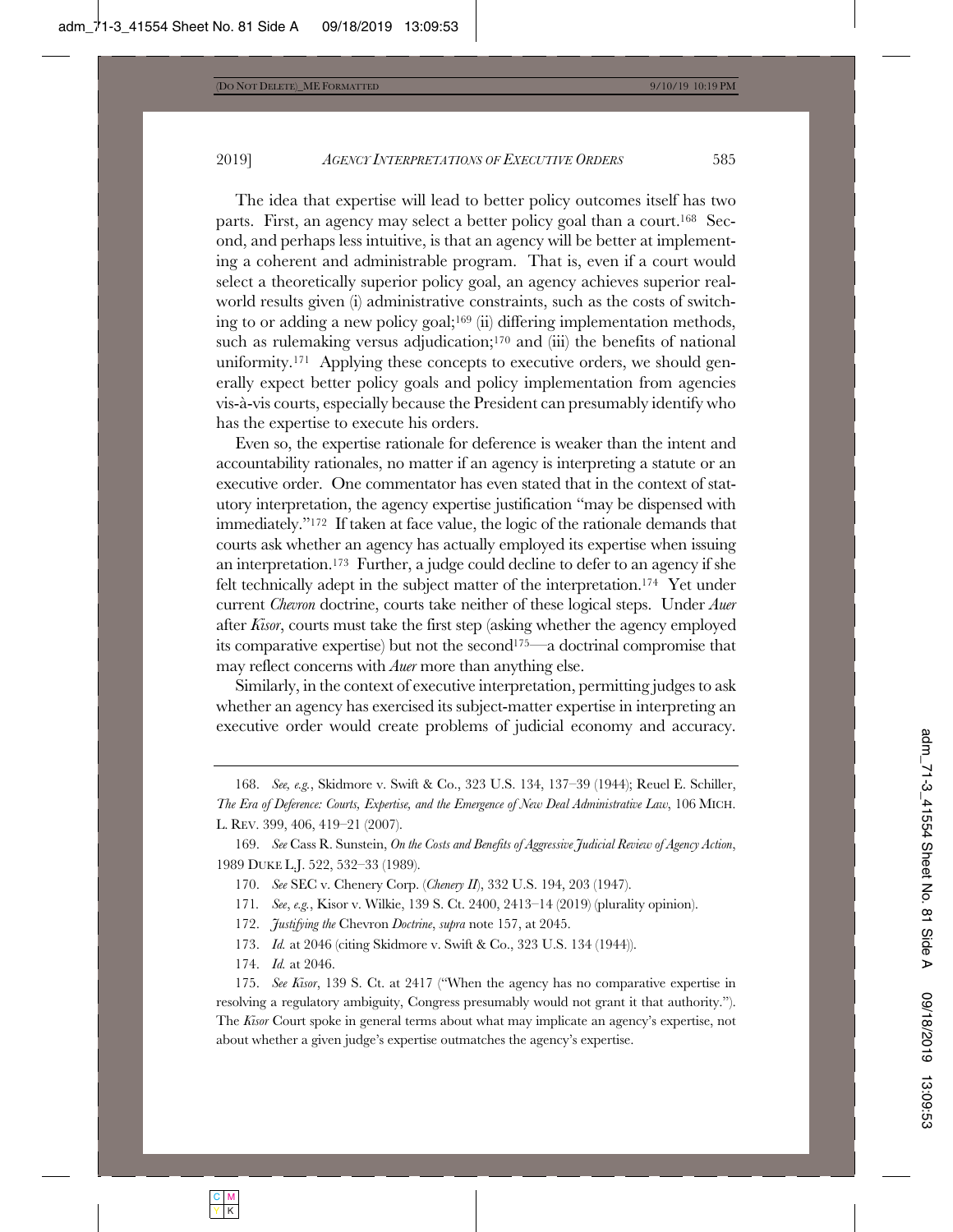The idea that expertise will lead to better policy outcomes itself has two parts. First, an agency may select a better policy goal than a court.[168] Second, and perhaps less intuitive, is that an agency will be better at implementing a coherent and administrable program. That is, even if a court would select a theoretically superior policy goal, an agency achieves superior real-world results given (i) administrative constraints, such as the costs of switching to or adding a new policy goal;[169] (ii) differing implementation methods, such as rulemaking versus adjudication;[170] and (iii) the benefits of national uniformity.[171] Applying these concepts to executive orders, we should generally expect better policy goals and policy implementation from agencies vis-à-vis courts, especially because the President can presumably identify who has the expertise to execute his orders.

Even so, the expertise rationale for deference is weaker than the intent and accountability rationales, no matter if an agency is interpreting a statute or an executive order. One commentator has even stated that in the context of statutory interpretation, the agency expertise justification "may be dispensed with immediately."[172] If taken at face value, the logic of the rationale demands that courts ask whether an agency has actually employed its expertise when issuing an interpretation.[173] Further, a judge could decline to defer to an agency if she felt technically adept in the subject matter of the interpretation.[174] Yet under current *Chevron* doctrine, courts take neither of these logical steps. Under *Auer* after *Kisor*, courts must take the first step (asking whether the agency employed its comparative expertise) but not the second[175]—a doctrinal compromise that may reflect concerns with *Auer* more than anything else.

Similarly, in the context of executive interpretation, permitting judges to ask whether an agency has exercised its subject-matter expertise in interpreting an executive order would create problems of judicial economy and accuracy.

---

168. *See, e.g.*, Skidmore v. Swift & Co., 323 U.S. 134, 137–39 (1944); Reuel E. Schiller, *The Era of Deference: Courts, Expertise, and the Emergence of New Deal Administrative Law*, 106 MICH. L. REV. 399, 406, 419–21 (2007).

169. *See* Cass R. Sunstein, *On the Costs and Benefits of Aggressive Judicial Review of Agency Action*, 1989 DUKE L.J. 522, 532–33 (1989).

170. *See* SEC v. Chenery Corp. (*Chenery II*), 332 U.S. 194, 203 (1947).

171. *See*, *e.g.*, Kisor v. Wilkie, 139 S. Ct. 2400, 2413–14 (2019) (plurality opinion).

172. *Justifying the* Chevron *Doctrine*, *supra* note 157, at 2045.

173. *Id.* at 2046 (citing Skidmore v. Swift & Co., 323 U.S. 134 (1944)).

174. *Id.* at 2046.

175. *See Kisor*, 139 S. Ct. at 2417 ("When the agency has no comparative expertise in resolving a regulatory ambiguity, Congress presumably would not grant it that authority."). The *Kisor* Court spoke in general terms about what may implicate an agency's expertise, not about whether a given judge's expertise outmatches the agency's expertise.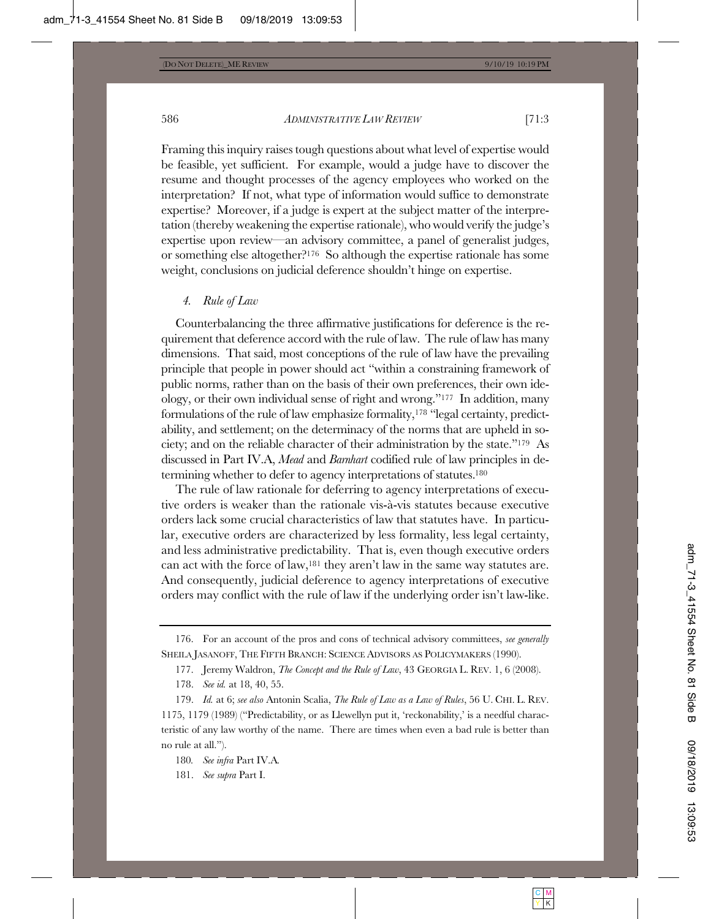Framing this inquiry raises tough questions about what level of expertise would be feasible, yet sufficient. For example, would a judge have to discover the resume and thought processes of the agency employees who worked on the interpretation? If not, what type of information would suffice to demonstrate expertise? Moreover, if a judge is expert at the subject matter of the interpretation (thereby weakening the expertise rationale), who would verify the judge's expertise upon review—an advisory committee, a panel of generalist judges, or something else altogether?[176] So although the expertise rationale has some weight, conclusions on judicial deference shouldn't hinge on expertise.

#### *4. Rule of Law*

Counterbalancing the three affirmative justifications for deference is the requirement that deference accord with the rule of law. The rule of law has many dimensions. That said, most conceptions of the rule of law have the prevailing principle that people in power should act "within a constraining framework of public norms, rather than on the basis of their own preferences, their own ideology, or their own individual sense of right and wrong."[177] In addition, many formulations of the rule of law emphasize formality,[178] "legal certainty, predictability, and settlement; on the determinacy of the norms that are upheld in society; and on the reliable character of their administration by the state."[179] As discussed in Part IV.A, *Mead* and *Barnhart* codified rule of law principles in determining whether to defer to agency interpretations of statutes.[180]

The rule of law rationale for deferring to agency interpretations of executive orders is weaker than the rationale vis-à-vis statutes because executive orders lack some crucial characteristics of law that statutes have. In particular, executive orders are characterized by less formality, less legal certainty, and less administrative predictability. That is, even though executive orders can act with the force of law,[181] they aren't law in the same way statutes are. And consequently, judicial deference to agency interpretations of executive orders may conflict with the rule of law if the underlying order isn't law-like.

---

176. For an account of the pros and cons of technical advisory committees, *see generally* SHEILA JASANOFF, THE FIFTH BRANCH: SCIENCE ADVISORS AS POLICYMAKERS (1990).

177. Jeremy Waldron, *The Concept and the Rule of Law*, 43 GEORGIA L. REV. 1, 6 (2008).

178. *See id.* at 18, 40, 55.

179. *Id.* at 6; *see also* Antonin Scalia, *The Rule of Law as a Law of Rules*, 56 U. CHI. L. REV. 1175, 1179 (1989) ("Predictability, or as Llewellyn put it, 'reckonability,' is a needful characteristic of any law worthy of the name. There are times when even a bad rule is better than no rule at all.").

180. *See infra* Part IV.A.

181. *See supra* Part I.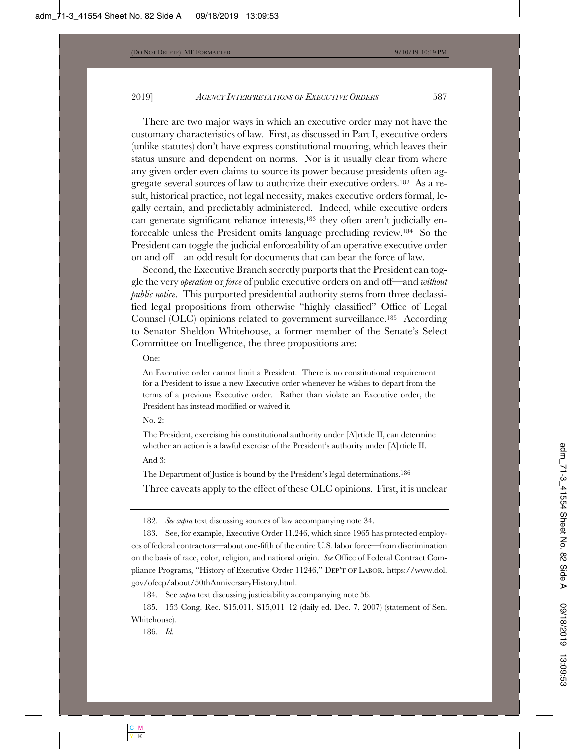There are two major ways in which an executive order may not have the customary characteristics of law. First, as discussed in Part I, executive orders (unlike statutes) don't have express constitutional mooring, which leaves their status unsure and dependent on norms. Nor is it usually clear from where any given order even claims to source its power because presidents often aggregate several sources of law to authorize their executive orders.[182] As a result, historical practice, not legal necessity, makes executive orders formal, legally certain, and predictably administered. Indeed, while executive orders can generate significant reliance interests,[183] they often aren't judicially enforceable unless the President omits language precluding review.[184] So the President can toggle the judicial enforceability of an operative executive order on and off—an odd result for documents that can bear the force of law.

Second, the Executive Branch secretly purports that the President can toggle the very *operation* or *force* of public executive orders on and off—and *without public notice*. This purported presidential authority stems from three declassified legal propositions from otherwise "highly classified" Office of Legal Counsel (OLC) opinions related to government surveillance.[185] According to Senator Sheldon Whitehouse, a former member of the Senate's Select Committee on Intelligence, the three propositions are:

One:

> An Executive order cannot limit a President. There is no constitutional requirement for a President to issue a new Executive order whenever he wishes to depart from the terms of a previous Executive order. Rather than violate an Executive order, the President has instead modified or waived it.

No. 2:

> The President, exercising his constitutional authority under [A]rticle II, can determine whether an action is a lawful exercise of the President's authority under [A]rticle II.

And 3:

> The Department of Justice is bound by the President's legal determinations.[186]

Three caveats apply to the effect of these OLC opinions. First, it is unclear

---

182. *See supra* text discussing sources of law accompanying note 34.

183. See, for example, Executive Order 11,246, which since 1965 has protected employees of federal contractors—about one-fifth of the entire U.S. labor force—from discrimination on the basis of race, color, religion, and national origin. *See* Office of Federal Contract Compliance Programs, "History of Executive Order 11246," DEP'T OF LABOR, https://www.dol.gov/ofccp/about/50thAnniversaryHistory.html.

184. See *supra* text discussing justiciability accompanying note 56.

185. 153 Cong. Rec. S15,011, S15,011–12 (daily ed. Dec. 7, 2007) (statement of Sen. Whitehouse).

186. *Id.*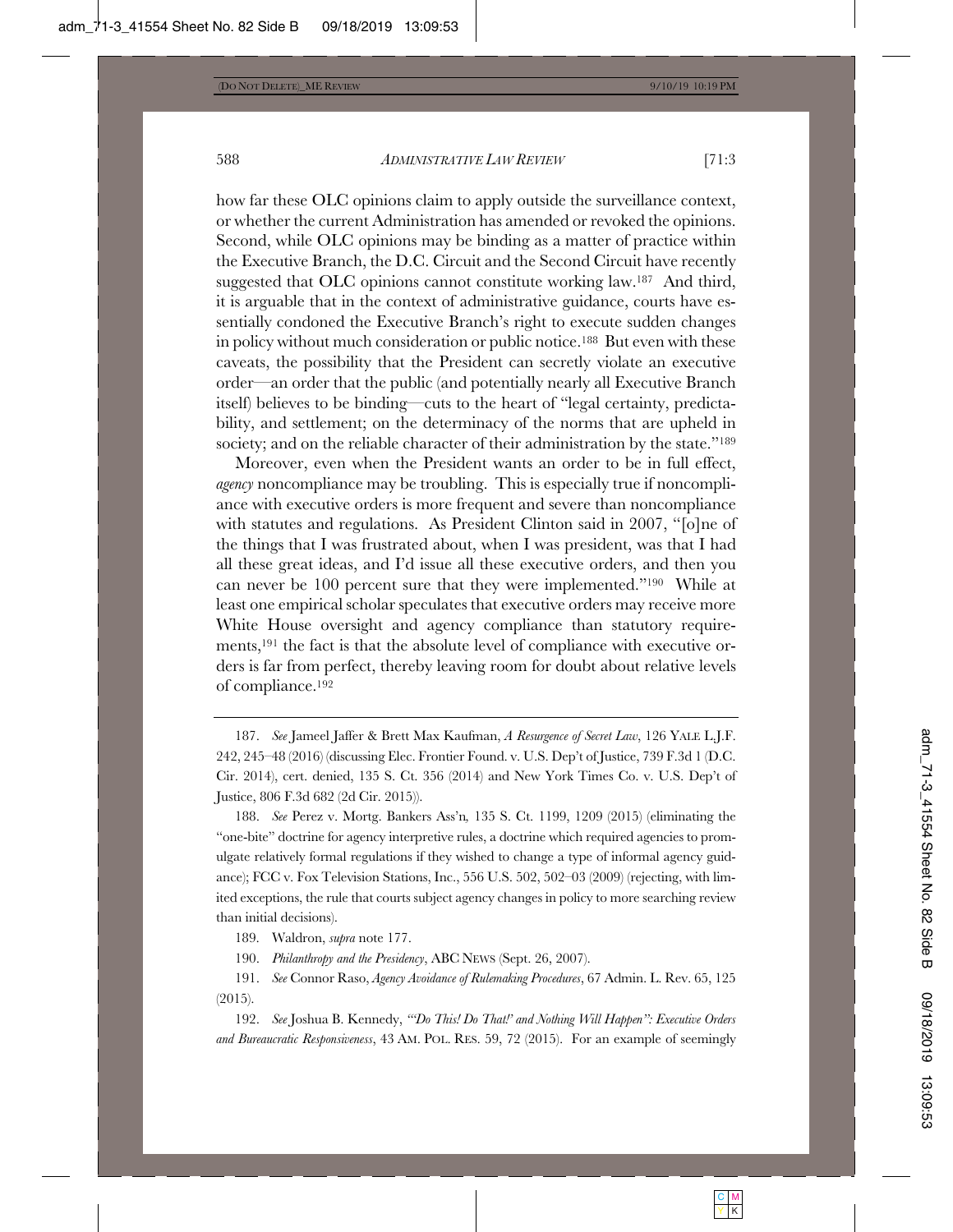how far these OLC opinions claim to apply outside the surveillance context, or whether the current Administration has amended or revoked the opinions. Second, while OLC opinions may be binding as a matter of practice within the Executive Branch, the D.C. Circuit and the Second Circuit have recently suggested that OLC opinions cannot constitute working law.[187] And third, it is arguable that in the context of administrative guidance, courts have essentially condoned the Executive Branch's right to execute sudden changes in policy without much consideration or public notice.[188] But even with these caveats, the possibility that the President can secretly violate an executive order—an order that the public (and potentially nearly all Executive Branch itself) believes to be binding—cuts to the heart of "legal certainty, predictability, and settlement; on the determinacy of the norms that are upheld in society; and on the reliable character of their administration by the state."[189]

Moreover, even when the President wants an order to be in full effect, *agency* noncompliance may be troubling. This is especially true if noncompliance with executive orders is more frequent and severe than noncompliance with statutes and regulations. As President Clinton said in 2007, "[o]ne of the things that I was frustrated about, when I was president, was that I had all these great ideas, and I'd issue all these executive orders, and then you can never be 100 percent sure that they were implemented."[190] While at least one empirical scholar speculates that executive orders may receive more White House oversight and agency compliance than statutory requirements,[191] the fact is that the absolute level of compliance with executive orders is far from perfect, thereby leaving room for doubt about relative levels of compliance.[192]

---

187. *See* Jameel Jaffer & Brett Max Kaufman, *A Resurgence of Secret Law*, 126 YALE L.J.F. 242, 245–48 (2016) (discussing Elec. Frontier Found. v. U.S. Dep't of Justice, 739 F.3d 1 (D.C. Cir. 2014), cert. denied, 135 S. Ct. 356 (2014) and New York Times Co. v. U.S. Dep't of Justice, 806 F.3d 682 (2d Cir. 2015)).

188. *See* Perez v. Mortg. Bankers Ass'n*,* 135 S. Ct. 1199, 1209 (2015) (eliminating the "one-bite" doctrine for agency interpretive rules, a doctrine which required agencies to promulgate relatively formal regulations if they wished to change a type of informal agency guidance); FCC v. Fox Television Stations, Inc., 556 U.S. 502, 502–03 (2009) (rejecting, with limited exceptions, the rule that courts subject agency changes in policy to more searching review than initial decisions).

189. Waldron, *supra* note 177.

190. *Philanthropy and the Presidency*, ABC NEWS (Sept. 26, 2007).

191. *See* Connor Raso, *Agency Avoidance of Rulemaking Procedures*, 67 Admin. L. Rev. 65, 125 (2015).

192. *See* Joshua B. Kennedy, *"'Do This! Do That!' and Nothing Will Happen": Executive Orders and Bureaucratic Responsiveness*, 43 AM. POL. RES. 59, 72 (2015). For an example of seemingly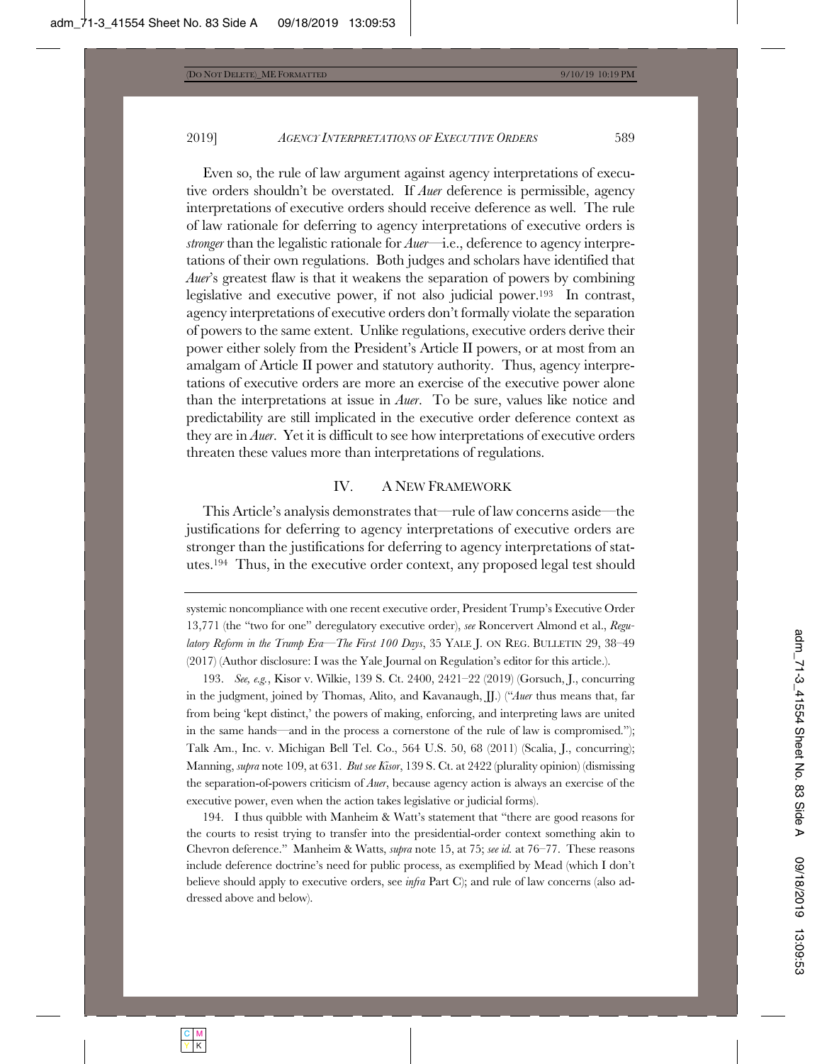Even so, the rule of law argument against agency interpretations of executive orders shouldn't be overstated. If *Auer* deference is permissible, agency interpretations of executive orders should receive deference as well. The rule of law rationale for deferring to agency interpretations of executive orders is *stronger* than the legalistic rationale for *Auer*—i.e., deference to agency interpretations of their own regulations. Both judges and scholars have identified that *Auer*'s greatest flaw is that it weakens the separation of powers by combining legislative and executive power, if not also judicial power.[193] In contrast, agency interpretations of executive orders don't formally violate the separation of powers to the same extent. Unlike regulations, executive orders derive their power either solely from the President's Article II powers, or at most from an amalgam of Article II power and statutory authority. Thus, agency interpretations of executive orders are more an exercise of the executive power alone than the interpretations at issue in *Auer*. To be sure, values like notice and predictability are still implicated in the executive order deference context as they are in *Auer*. Yet it is difficult to see how interpretations of executive orders threaten these values more than interpretations of regulations.

## IV. A New Framework

This Article's analysis demonstrates that—rule of law concerns aside—the justifications for deferring to agency interpretations of executive orders are stronger than the justifications for deferring to agency interpretations of statutes.[194] Thus, in the executive order context, any proposed legal test should

---

systemic noncompliance with one recent executive order, President Trump's Executive Order 13,771 (the "two for one" deregulatory executive order), *see* Roncervert Almond et al., *Regulatory Reform in the Trump Era—The First 100 Days*, 35 YALE J. ON REG. BULLETIN 29, 38–49 (2017) (Author disclosure: I was the Yale Journal on Regulation's editor for this article.).

193. *See, e.g.*, Kisor v. Wilkie, 139 S. Ct. 2400, 2421–22 (2019) (Gorsuch, J., concurring in the judgment, joined by Thomas, Alito, and Kavanaugh, JJ.) ("*Auer* thus means that, far from being 'kept distinct,' the powers of making, enforcing, and interpreting laws are united in the same hands—and in the process a cornerstone of the rule of law is compromised."); Talk Am., Inc. v. Michigan Bell Tel. Co., 564 U.S. 50, 68 (2011) (Scalia, J., concurring); Manning, *supra* note 109, at 631. *But see Kisor*, 139 S. Ct. at 2422 (plurality opinion) (dismissing the separation-of-powers criticism of *Auer*, because agency action is always an exercise of the executive power, even when the action takes legislative or judicial forms).

194. I thus quibble with Manheim & Watt's statement that "there are good reasons for the courts to resist trying to transfer into the presidential-order context something akin to Chevron deference." Manheim & Watts, *supra* note 15, at 75; *see id.* at 76–77. These reasons include deference doctrine's need for public process, as exemplified by Mead (which I don't believe should apply to executive orders, see *infra* Part C); and rule of law concerns (also addressed above and below).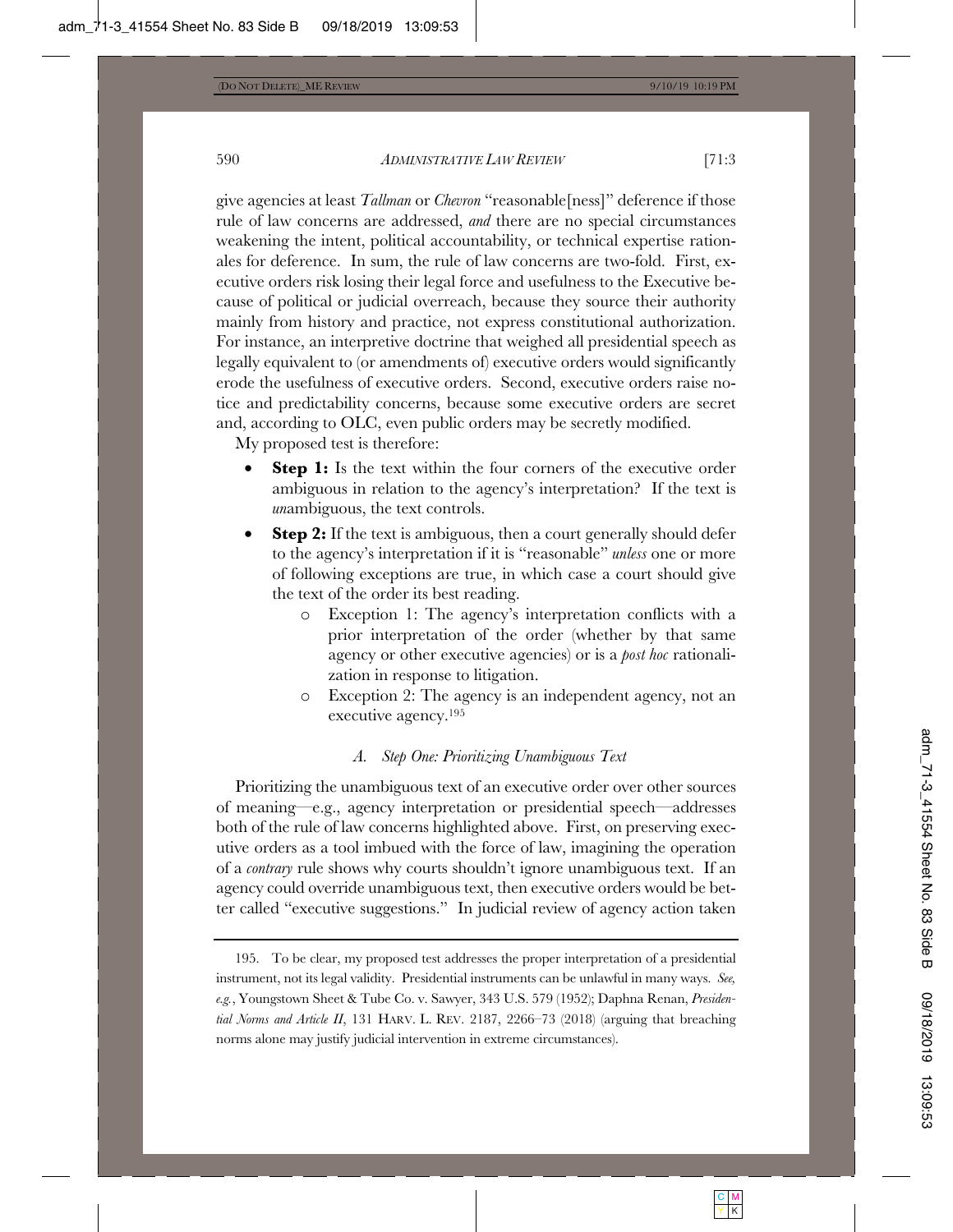give agencies at least *Tallman* or *Chevron* "reasonable[ness]" deference if those rule of law concerns are addressed, *and* there are no special circumstances weakening the intent, political accountability, or technical expertise rationales for deference. In sum, the rule of law concerns are two-fold. First, executive orders risk losing their legal force and usefulness to the Executive because of political or judicial overreach, because they source their authority mainly from history and practice, not express constitutional authorization. For instance, an interpretive doctrine that weighed all presidential speech as legally equivalent to (or amendments of) executive orders would significantly erode the usefulness of executive orders. Second, executive orders raise notice and predictability concerns, because some executive orders are secret and, according to OLC, even public orders may be secretly modified.

My proposed test is therefore:

- **Step 1:** Is the text within the four corners of the executive order ambiguous in relation to the agency's interpretation? If the text is *un*ambiguous, the text controls.
- **Step 2:** If the text is ambiguous, then a court generally should defer to the agency's interpretation if it is "reasonable" *unless* one or more of following exceptions are true, in which case a court should give the text of the order its best reading.
  - Exception 1: The agency's interpretation conflicts with a prior interpretation of the order (whether by that same agency or other executive agencies) or is a *post hoc* rationalization in response to litigation.
  - Exception 2: The agency is an independent agency, not an executive agency.[195]

### *A. Step One: Prioritizing Unambiguous Text*

Prioritizing the unambiguous text of an executive order over other sources of meaning—e.g., agency interpretation or presidential speech—addresses both of the rule of law concerns highlighted above. First, on preserving executive orders as a tool imbued with the force of law, imagining the operation of a *contrary* rule shows why courts shouldn't ignore unambiguous text. If an agency could override unambiguous text, then executive orders would be better called "executive suggestions." In judicial review of agency action taken

---

195. To be clear, my proposed test addresses the proper interpretation of a presidential instrument, not its legal validity. Presidential instruments can be unlawful in many ways. *See, e.g.*, Youngstown Sheet & Tube Co. v. Sawyer, 343 U.S. 579 (1952); Daphna Renan, *Presidential Norms and Article II*, 131 HARV. L. REV. 2187, 2266–73 (2018) (arguing that breaching norms alone may justify judicial intervention in extreme circumstances).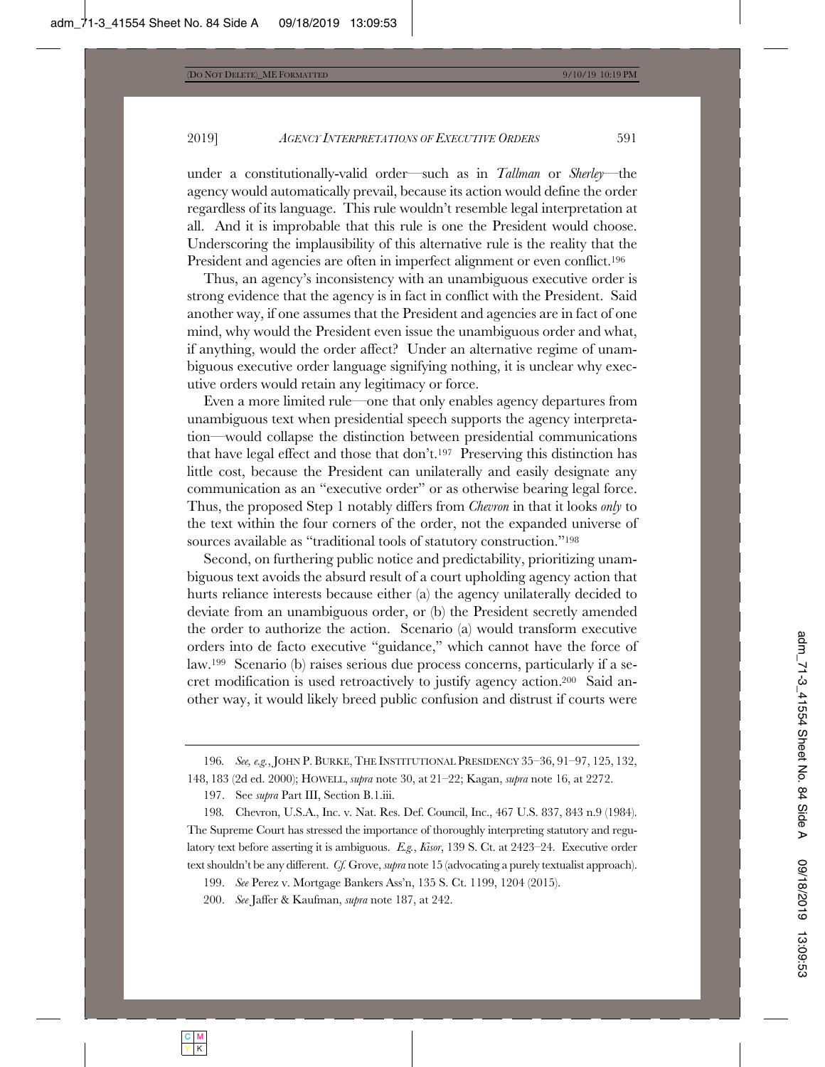under a constitutionally-valid order—such as in *Tallman* or *Sherley*—the agency would automatically prevail, because its action would define the order regardless of its language. This rule wouldn't resemble legal interpretation at all. And it is improbable that this rule is one the President would choose. Underscoring the implausibility of this alternative rule is the reality that the President and agencies are often in imperfect alignment or even conflict.[196]

Thus, an agency's inconsistency with an unambiguous executive order is strong evidence that the agency is in fact in conflict with the President. Said another way, if one assumes that the President and agencies are in fact of one mind, why would the President even issue the unambiguous order and what, if anything, would the order affect? Under an alternative regime of unambiguous executive order language signifying nothing, it is unclear why executive orders would retain any legitimacy or force.

Even a more limited rule—one that only enables agency departures from unambiguous text when presidential speech supports the agency interpretation—would collapse the distinction between presidential communications that have legal effect and those that don't.[197] Preserving this distinction has little cost, because the President can unilaterally and easily designate any communication as an "executive order" or as otherwise bearing legal force. Thus, the proposed Step 1 notably differs from *Chevron* in that it looks *only* to the text within the four corners of the order, not the expanded universe of sources available as "traditional tools of statutory construction."[198]

Second, on furthering public notice and predictability, prioritizing unambiguous text avoids the absurd result of a court upholding agency action that hurts reliance interests because either (a) the agency unilaterally decided to deviate from an unambiguous order, or (b) the President secretly amended the order to authorize the action. Scenario (a) would transform executive orders into de facto executive "guidance," which cannot have the force of law.[199] Scenario (b) raises serious due process concerns, particularly if a secret modification is used retroactively to justify agency action.[200] Said another way, it would likely breed public confusion and distrust if courts were

---

196. *See, e.g.*, JOHN P. BURKE, THE INSTITUTIONAL PRESIDENCY 35–36, 91–97, 125, 132, 148, 183 (2d ed. 2000); HOWELL, *supra* note 30, at 21–22; Kagan, *supra* note 16, at 2272.

197. See *supra* Part III, Section B.1.iii.

198. Chevron, U.S.A., Inc. v. Nat. Res. Def. Council, Inc., 467 U.S. 837, 843 n.9 (1984). The Supreme Court has stressed the importance of thoroughly interpreting statutory and regulatory text before asserting it is ambiguous. *E.g.*, *Kisor*, 139 S. Ct. at 2423–24. Executive order text shouldn't be any different. *Cf.* Grove, *supra* note 15 (advocating a purely textualist approach).

199. *See* Perez v. Mortgage Bankers Ass'n, 135 S. Ct. 1199, 1204 (2015).

200. *See* Jaffer & Kaufman, *supra* note 187, at 242.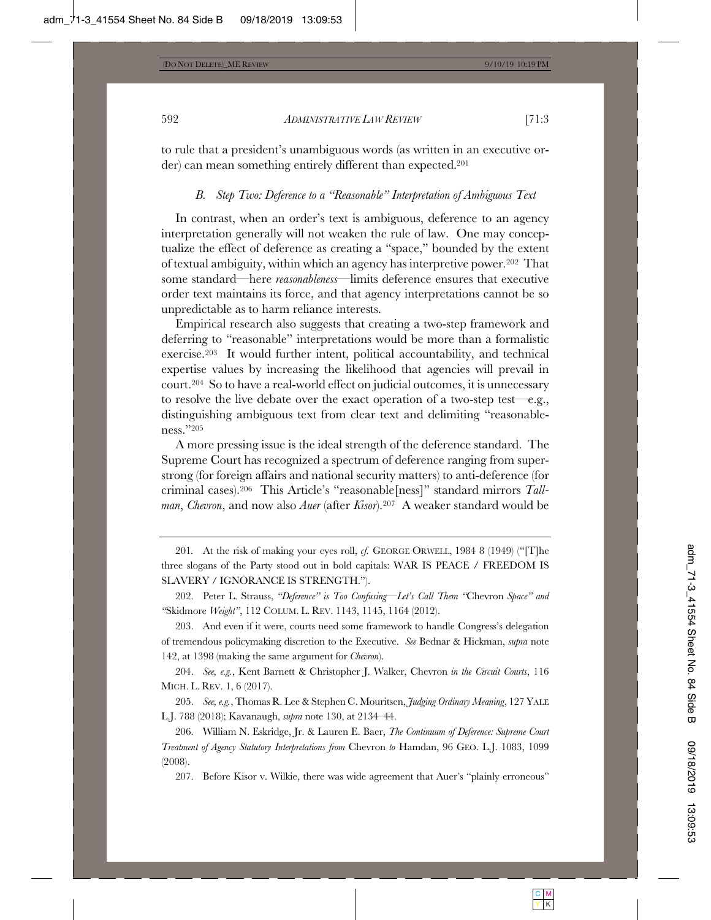to rule that a president's unambiguous words (as written in an executive order) can mean something entirely different than expected.[201]

### *B. Step Two: Deference to a "Reasonable" Interpretation of Ambiguous Text*

In contrast, when an order's text is ambiguous, deference to an agency interpretation generally will not weaken the rule of law. One may conceptualize the effect of deference as creating a "space," bounded by the extent of textual ambiguity, within which an agency has interpretive power.[202] That some standard—here *reasonableness*—limits deference ensures that executive order text maintains its force, and that agency interpretations cannot be so unpredictable as to harm reliance interests.

Empirical research also suggests that creating a two-step framework and deferring to "reasonable" interpretations would be more than a formalistic exercise.[203] It would further intent, political accountability, and technical expertise values by increasing the likelihood that agencies will prevail in court.[204] So to have a real-world effect on judicial outcomes, it is unnecessary to resolve the live debate over the exact operation of a two-step test—e.g., distinguishing ambiguous text from clear text and delimiting "reasonableness."[205]

A more pressing issue is the ideal strength of the deference standard. The Supreme Court has recognized a spectrum of deference ranging from super-strong (for foreign affairs and national security matters) to anti-deference (for criminal cases).[206] This Article's "reasonable[ness]" standard mirrors *Tallman*, *Chevron*, and now also *Auer* (after *Kisor*).[207] A weaker standard would be

---

201. At the risk of making your eyes roll, *cf.* GEORGE ORWELL, 1984 8 (1949) ("[T]he three slogans of the Party stood out in bold capitals: WAR IS PEACE / FREEDOM IS SLAVERY / IGNORANCE IS STRENGTH.").

202. Peter L. Strauss, *"Deference" is Too Confusing—Let's Call Them "*Chevron *Space" and "*Skidmore *Weight"*, 112 COLUM. L. REV. 1143, 1145, 1164 (2012).

203. And even if it were, courts need some framework to handle Congress's delegation of tremendous policymaking discretion to the Executive. *See* Bednar & Hickman, *supra* note 142, at 1398 (making the same argument for *Chevron*).

204. *See, e.g.*, Kent Barnett & Christopher J. Walker, Chevron *in the Circuit Courts*, 116 MICH. L. REV. 1, 6 (2017).

205. *See, e.g.*, Thomas R. Lee & Stephen C. Mouritsen, *Judging Ordinary Meaning*, 127 YALE L.J. 788 (2018); Kavanaugh, *supra* note 130, at 2134–44.

206. William N. Eskridge, Jr. & Lauren E. Baer, *The Continuum of Deference: Supreme Court Treatment of Agency Statutory Interpretations from* Chevron *to* Hamdan, 96 GEO. L.J. 1083, 1099 (2008).

207. Before Kisor v. Wilkie, there was wide agreement that Auer's "plainly erroneous"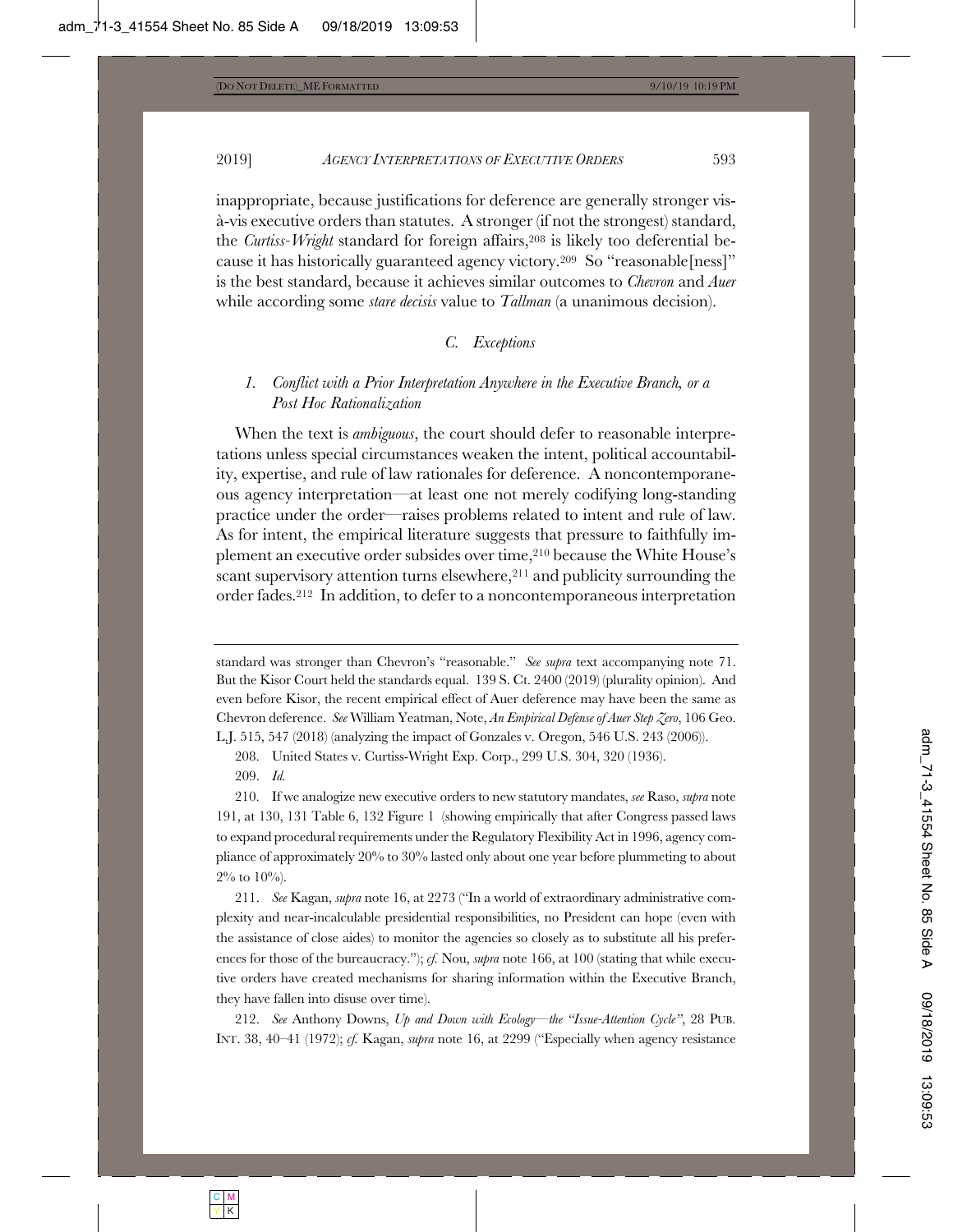inappropriate, because justifications for deference are generally stronger vis-à-vis executive orders than statutes. A stronger (if not the strongest) standard, the *Curtiss-Wright* standard for foreign affairs,[208] is likely too deferential because it has historically guaranteed agency victory.[209] So "reasonable[ness]" is the best standard, because it achieves similar outcomes to *Chevron* and *Auer* while according some *stare decisis* value to *Tallman* (a unanimous decision).

### C. *Exceptions*

#### 1. *Conflict with a Prior Interpretation Anywhere in the Executive Branch, or a Post Hoc Rationalization*

When the text is *ambiguous*, the court should defer to reasonable interpretations unless special circumstances weaken the intent, political accountability, expertise, and rule of law rationales for deference. A noncontemporaneous agency interpretation—at least one not merely codifying long-standing practice under the order—raises problems related to intent and rule of law. As for intent, the empirical literature suggests that pressure to faithfully implement an executive order subsides over time,[210] because the White House's scant supervisory attention turns elsewhere,[211] and publicity surrounding the order fades.[212] In addition, to defer to a noncontemporaneous interpretation

---

standard was stronger than Chevron's "reasonable." *See supra* text accompanying note 71. But the Kisor Court held the standards equal. 139 S. Ct. 2400 (2019) (plurality opinion). And even before Kisor, the recent empirical effect of Auer deference may have been the same as Chevron deference. *See* William Yeatman, Note, *An Empirical Defense of Auer Step Zero*, 106 Geo. L.J. 515, 547 (2018) (analyzing the impact of Gonzales v. Oregon, 546 U.S. 243 (2006)).

208. United States v. Curtiss-Wright Exp. Corp., 299 U.S. 304, 320 (1936).

209. *Id.*

210. If we analogize new executive orders to new statutory mandates, *see* Raso, *supra* note 191, at 130, 131 Table 6, 132 Figure 1 (showing empirically that after Congress passed laws to expand procedural requirements under the Regulatory Flexibility Act in 1996, agency compliance of approximately 20% to 30% lasted only about one year before plummeting to about 2% to 10%).

211. *See* Kagan, *supra* note 16, at 2273 ("In a world of extraordinary administrative complexity and near-incalculable presidential responsibilities, no President can hope (even with the assistance of close aides) to monitor the agencies so closely as to substitute all his preferences for those of the bureaucracy."); *cf.* Nou, *supra* note 166, at 100 (stating that while executive orders have created mechanisms for sharing information within the Executive Branch, they have fallen into disuse over time).

212. *See* Anthony Downs, *Up and Down with Ecology—the "Issue-Attention Cycle"*, 28 PUB. INT. 38, 40–41 (1972); *cf.* Kagan, *supra* note 16, at 2299 ("Especially when agency resistance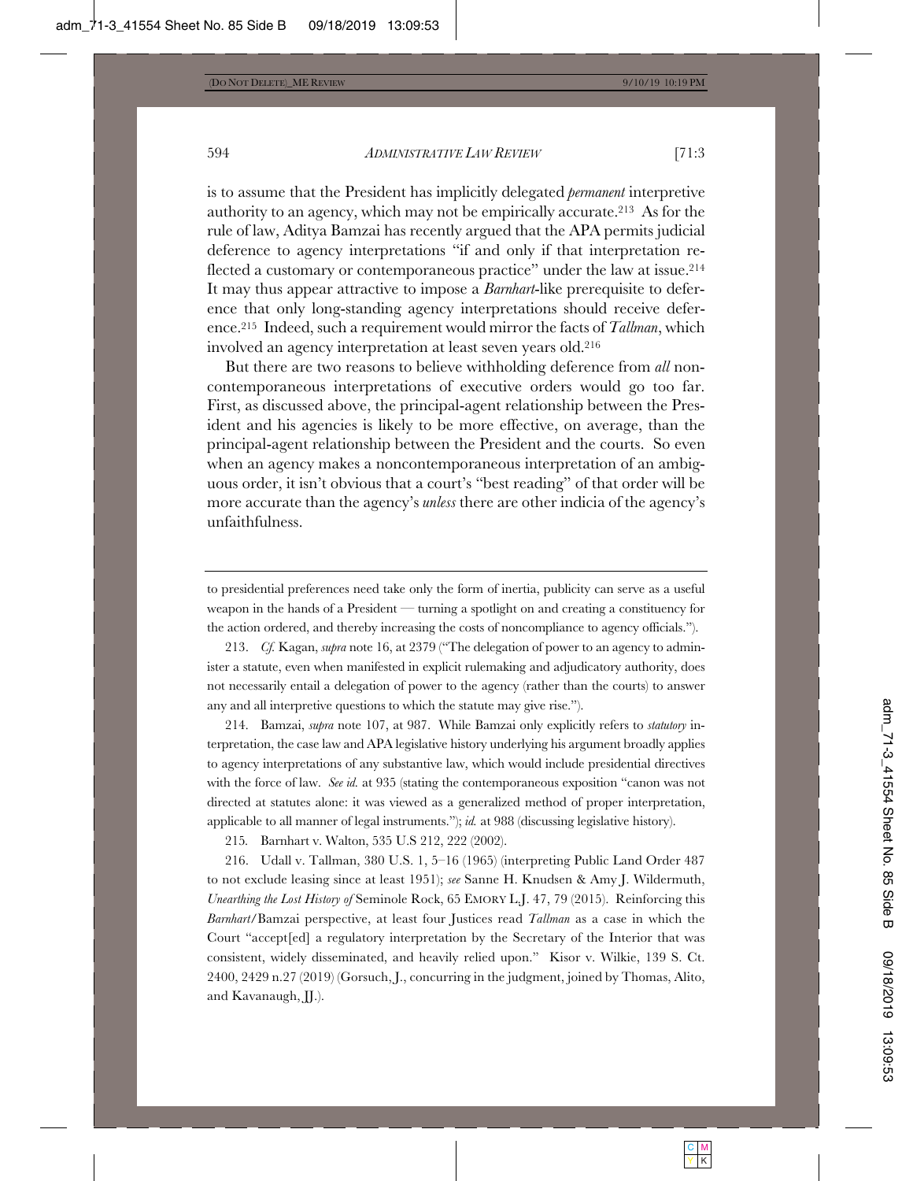is to assume that the President has implicitly delegated *permanent* interpretive authority to an agency, which may not be empirically accurate.[213] As for the rule of law, Aditya Bamzai has recently argued that the APA permits judicial deference to agency interpretations "if and only if that interpretation reflected a customary or contemporaneous practice" under the law at issue.[214] It may thus appear attractive to impose a *Barnhart*-like prerequisite to deference that only long-standing agency interpretations should receive deference.[215] Indeed, such a requirement would mirror the facts of *Tallman*, which involved an agency interpretation at least seven years old.[216]

But there are two reasons to believe withholding deference from *all* noncontemporaneous interpretations of executive orders would go too far. First, as discussed above, the principal-agent relationship between the President and his agencies is likely to be more effective, on average, than the principal-agent relationship between the President and the courts. So even when an agency makes a noncontemporaneous interpretation of an ambiguous order, it isn't obvious that a court's "best reading" of that order will be more accurate than the agency's *unless* there are other indicia of the agency's unfaithfulness.

---

to presidential preferences need take only the form of inertia, publicity can serve as a useful weapon in the hands of a President — turning a spotlight on and creating a constituency for the action ordered, and thereby increasing the costs of noncompliance to agency officials.").

213. *Cf.* Kagan, *supra* note 16, at 2379 ("The delegation of power to an agency to administer a statute, even when manifested in explicit rulemaking and adjudicatory authority, does not necessarily entail a delegation of power to the agency (rather than the courts) to answer any and all interpretive questions to which the statute may give rise.").

214. Bamzai, *supra* note 107, at 987. While Bamzai only explicitly refers to *statutory* interpretation, the case law and APA legislative history underlying his argument broadly applies to agency interpretations of any substantive law, which would include presidential directives with the force of law. *See id.* at 935 (stating the contemporaneous exposition "canon was not directed at statutes alone: it was viewed as a generalized method of proper interpretation, applicable to all manner of legal instruments."); *id.* at 988 (discussing legislative history).

215. Barnhart v. Walton, 535 U.S 212, 222 (2002).

216. Udall v. Tallman, 380 U.S. 1, 5–16 (1965) (interpreting Public Land Order 487 to not exclude leasing since at least 1951); *see* Sanne H. Knudsen & Amy J. Wildermuth, *Unearthing the Lost History of* Seminole Rock, 65 EMORY L.J. 47, 79 (2015). Reinforcing this *Barnhart*/Bamzai perspective, at least four Justices read *Tallman* as a case in which the Court "accept[ed] a regulatory interpretation by the Secretary of the Interior that was consistent, widely disseminated, and heavily relied upon." Kisor v. Wilkie, 139 S. Ct. 2400, 2429 n.27 (2019) (Gorsuch, J., concurring in the judgment, joined by Thomas, Alito, and Kavanaugh, JJ.).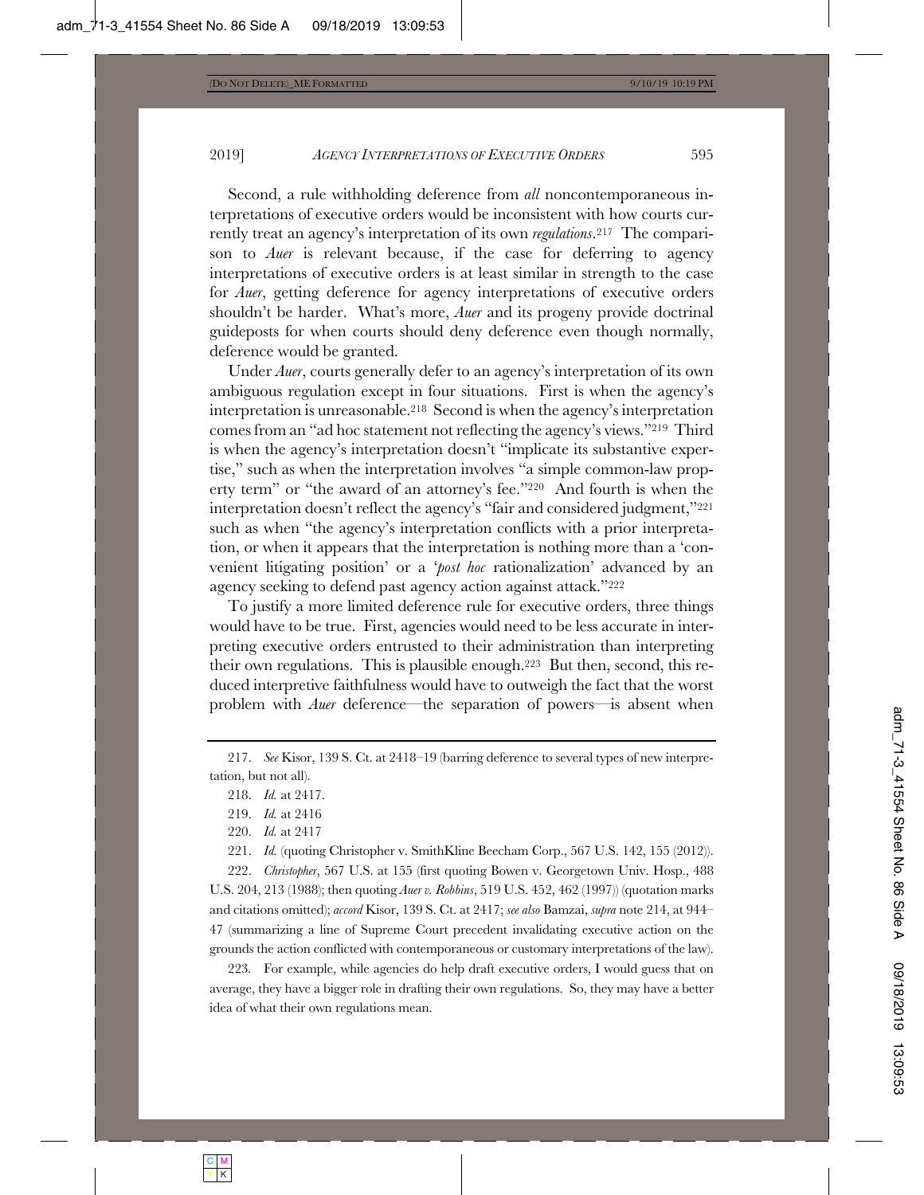Second, a rule withholding deference from *all* noncontemporaneous interpretations of executive orders would be inconsistent with how courts currently treat an agency's interpretation of its own *regulations*.[217] The comparison to *Auer* is relevant because, if the case for deferring to agency interpretations of executive orders is at least similar in strength to the case for *Auer*, getting deference for agency interpretations of executive orders shouldn't be harder. What's more, *Auer* and its progeny provide doctrinal guideposts for when courts should deny deference even though normally, deference would be granted.

Under *Auer*, courts generally defer to an agency's interpretation of its own ambiguous regulation except in four situations. First is when the agency's interpretation is unreasonable.[218] Second is when the agency's interpretation comes from an "ad hoc statement not reflecting the agency's views."[219] Third is when the agency's interpretation doesn't "implicate its substantive expertise," such as when the interpretation involves "a simple common-law property term" or "the award of an attorney's fee."[220] And fourth is when the interpretation doesn't reflect the agency's "fair and considered judgment,"[221] such as when "the agency's interpretation conflicts with a prior interpretation, or when it appears that the interpretation is nothing more than a 'convenient litigating position' or a '*post hoc* rationalization' advanced by an agency seeking to defend past agency action against attack."[222]

To justify a more limited deference rule for executive orders, three things would have to be true. First, agencies would need to be less accurate in interpreting executive orders entrusted to their administration than interpreting their own regulations. This is plausible enough.[223] But then, second, this reduced interpretive faithfulness would have to outweigh the fact that the worst problem with *Auer* deference—the separation of powers—is absent when

---

217. *See* Kisor, 139 S. Ct. at 2418–19 (barring deference to several types of new interpretation, but not all).

218. *Id.* at 2417.

219. *Id.* at 2416

220. *Id.* at 2417

221. *Id.* (quoting Christopher v. SmithKline Beecham Corp., 567 U.S. 142, 155 (2012)).

222. *Christopher*, 567 U.S. at 155 (first quoting Bowen v. Georgetown Univ. Hosp., 488 U.S. 204, 213 (1988); then quoting *Auer v. Robbins*, 519 U.S. 452, 462 (1997)) (quotation marks and citations omitted); *accord* Kisor, 139 S. Ct. at 2417; *see also* Bamzai, *supra* note 214, at 944–47 (summarizing a line of Supreme Court precedent invalidating executive action on the grounds the action conflicted with contemporaneous or customary interpretations of the law).

223. For example, while agencies do help draft executive orders, I would guess that on average, they have a bigger role in drafting their own regulations. So, they may have a better idea of what their own regulations mean.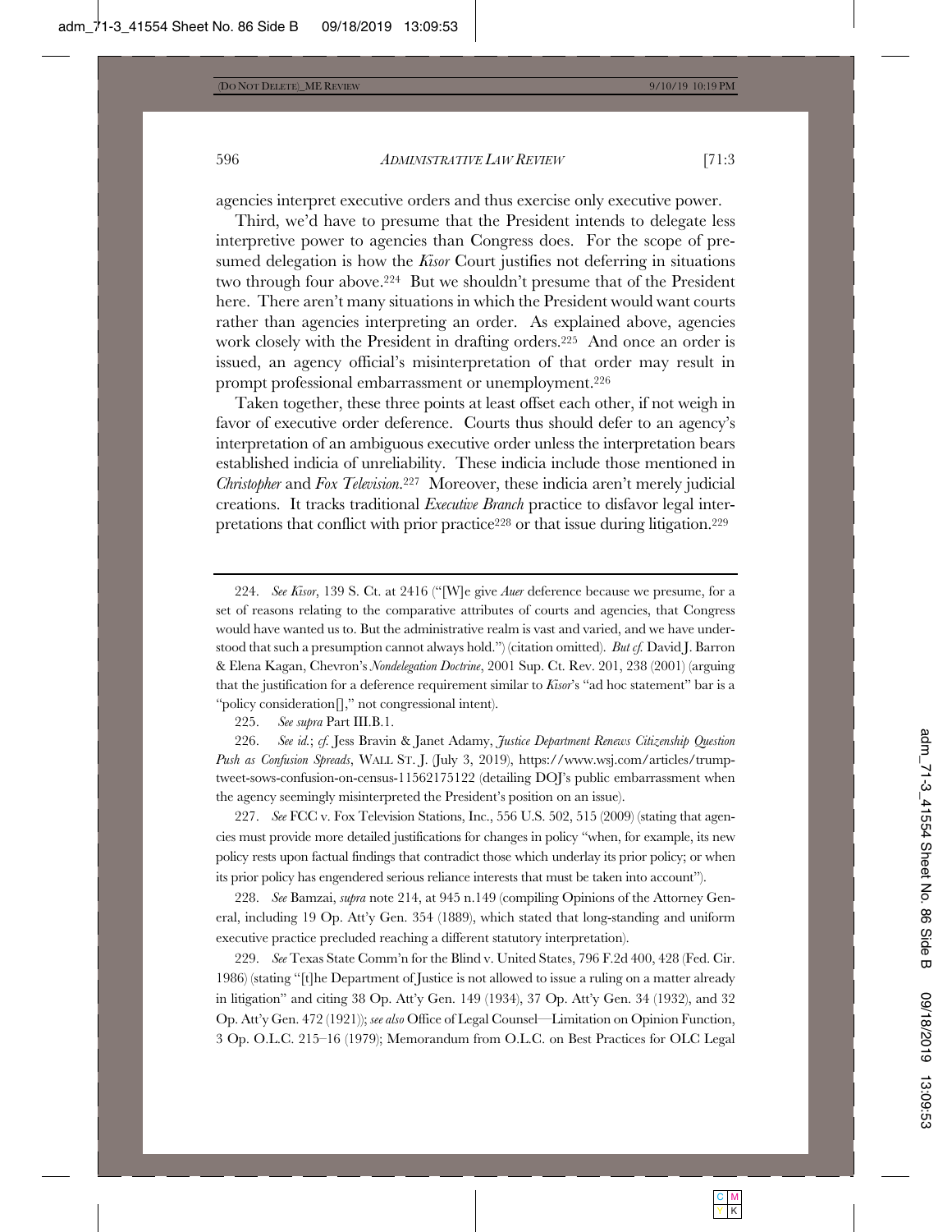agencies interpret executive orders and thus exercise only executive power.

Third, we'd have to presume that the President intends to delegate less interpretive power to agencies than Congress does. For the scope of presumed delegation is how the *Kisor* Court justifies not deferring in situations two through four above.[224] But we shouldn't presume that of the President here. There aren't many situations in which the President would want courts rather than agencies interpreting an order. As explained above, agencies work closely with the President in drafting orders.[225] And once an order is issued, an agency official's misinterpretation of that order may result in prompt professional embarrassment or unemployment.[226]

Taken together, these three points at least offset each other, if not weigh in favor of executive order deference. Courts thus should defer to an agency's interpretation of an ambiguous executive order unless the interpretation bears established indicia of unreliability. These indicia include those mentioned in *Christopher* and *Fox Television*.[227] Moreover, these indicia aren't merely judicial creations. It tracks traditional *Executive Branch* practice to disfavor legal interpretations that conflict with prior practice[228] or that issue during litigation.[229]

---

224. *See Kisor*, 139 S. Ct. at 2416 ("[W]e give *Auer* deference because we presume, for a set of reasons relating to the comparative attributes of courts and agencies, that Congress would have wanted us to. But the administrative realm is vast and varied, and we have understood that such a presumption cannot always hold.") (citation omitted). *But cf.* David J. Barron & Elena Kagan, Chevron's *Nondelegation Doctrine*, 2001 Sup. Ct. Rev. 201, 238 (2001) (arguing that the justification for a deference requirement similar to *Kisor*'s "ad hoc statement" bar is a "policy consideration[]," not congressional intent).

225. *See supra* Part III.B.1.

226. *See id.*; *cf.* Jess Bravin & Janet Adamy, *Justice Department Renews Citizenship Question Push as Confusion Spreads*, WALL ST. J. (July 3, 2019), https://www.wsj.com/articles/trump-tweet-sows-confusion-on-census-11562175122 (detailing DOJ's public embarrassment when the agency seemingly misinterpreted the President's position on an issue).

227. *See* FCC v. Fox Television Stations, Inc., 556 U.S. 502, 515 (2009) (stating that agencies must provide more detailed justifications for changes in policy "when, for example, its new policy rests upon factual findings that contradict those which underlay its prior policy; or when its prior policy has engendered serious reliance interests that must be taken into account").

228. *See* Bamzai, *supra* note 214, at 945 n.149 (compiling Opinions of the Attorney General, including 19 Op. Att'y Gen. 354 (1889), which stated that long-standing and uniform executive practice precluded reaching a different statutory interpretation).

229. *See* Texas State Comm'n for the Blind v. United States, 796 F.2d 400, 428 (Fed. Cir. 1986) (stating "[t]he Department of Justice is not allowed to issue a ruling on a matter already in litigation" and citing 38 Op. Att'y Gen. 149 (1934), 37 Op. Att'y Gen. 34 (1932), and 32 Op. Att'y Gen. 472 (1921)); *see also* Office of Legal Counsel—Limitation on Opinion Function, 3 Op. O.L.C. 215–16 (1979); Memorandum from O.L.C. on Best Practices for OLC Legal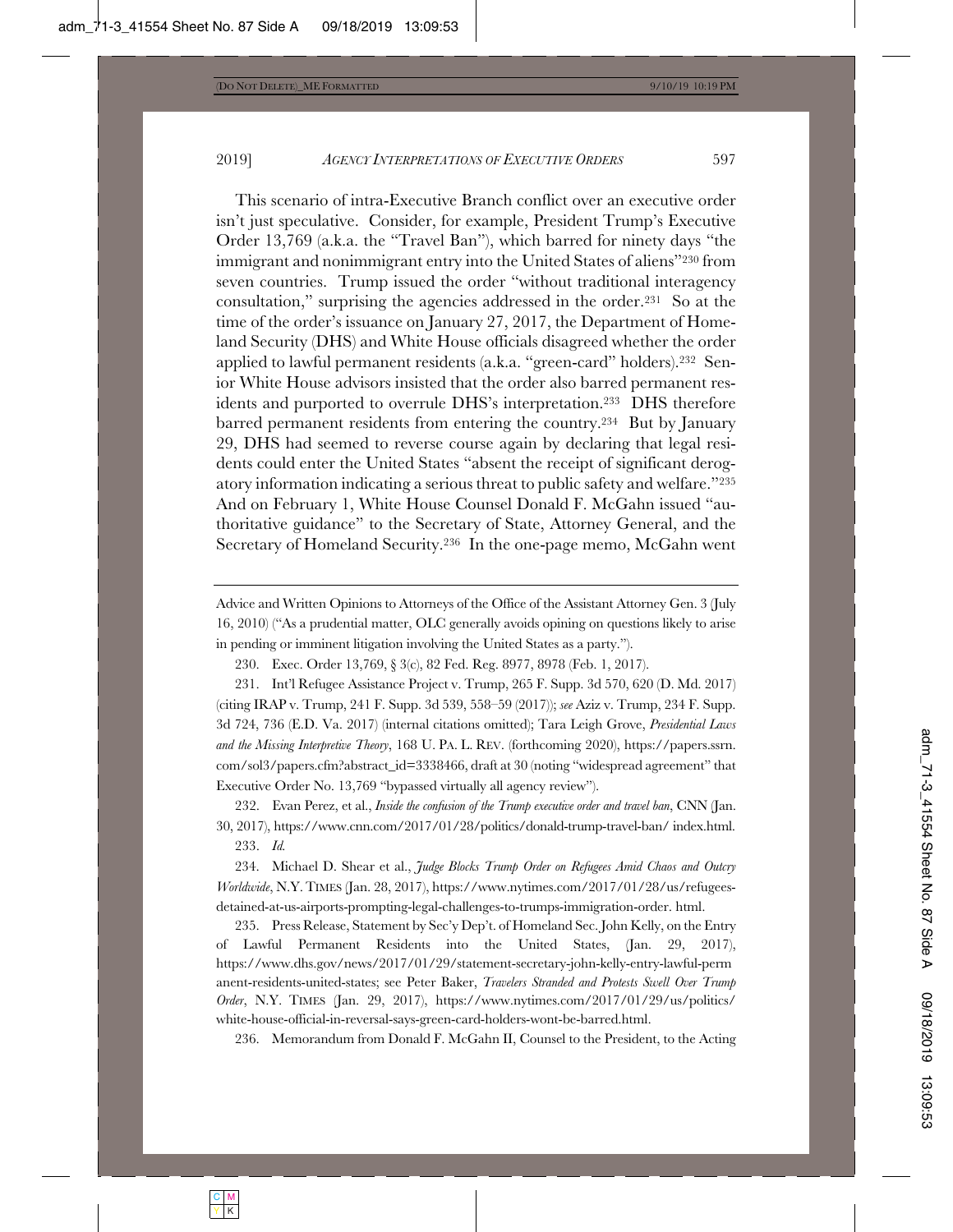This scenario of intra-Executive Branch conflict over an executive order isn't just speculative. Consider, for example, President Trump's Executive Order 13,769 (a.k.a. the "Travel Ban"), which barred for ninety days "the immigrant and nonimmigrant entry into the United States of aliens"[230] from seven countries. Trump issued the order "without traditional interagency consultation," surprising the agencies addressed in the order.[231] So at the time of the order's issuance on January 27, 2017, the Department of Homeland Security (DHS) and White House officials disagreed whether the order applied to lawful permanent residents (a.k.a. "green-card" holders).[232] Senior White House advisors insisted that the order also barred permanent residents and purported to overrule DHS's interpretation.[233] DHS therefore barred permanent residents from entering the country.[234] But by January 29, DHS had seemed to reverse course again by declaring that legal residents could enter the United States "absent the receipt of significant derogatory information indicating a serious threat to public safety and welfare."[235] And on February 1, White House Counsel Donald F. McGahn issued "authoritative guidance" to the Secretary of State, Attorney General, and the Secretary of Homeland Security.[236] In the one-page memo, McGahn went

---

Advice and Written Opinions to Attorneys of the Office of the Assistant Attorney Gen. 3 (July 16, 2010) ("As a prudential matter, OLC generally avoids opining on questions likely to arise in pending or imminent litigation involving the United States as a party.").

230. Exec. Order 13,769, § 3(c), 82 Fed. Reg. 8977, 8978 (Feb. 1, 2017).

231. Int'l Refugee Assistance Project v. Trump, 265 F. Supp. 3d 570, 620 (D. Md. 2017) (citing IRAP v. Trump, 241 F. Supp. 3d 539, 558–59 (2017)); *see* Aziz v. Trump, 234 F. Supp. 3d 724, 736 (E.D. Va. 2017) (internal citations omitted); Tara Leigh Grove, *Presidential Laws and the Missing Interpretive Theory*, 168 U. PA. L. REV. (forthcoming 2020), https://papers.ssrn.com/sol3/papers.cfm?abstract_id=3338466, draft at 30 (noting "widespread agreement" that Executive Order No. 13,769 "bypassed virtually all agency review").

232. Evan Perez, et al., *Inside the confusion of the Trump executive order and travel ban*, CNN (Jan. 30, 2017), https://www.cnn.com/2017/01/28/politics/donald-trump-travel-ban/ index.html.

233. *Id.*

234. Michael D. Shear et al., *Judge Blocks Trump Order on Refugees Amid Chaos and Outcry Worldwide*, N.Y. TIMES (Jan. 28, 2017), https://www.nytimes.com/2017/01/28/us/refugees-detained-at-us-airports-prompting-legal-challenges-to-trumps-immigration-order. html.

235. Press Release, Statement by Sec'y Dep't. of Homeland Sec. John Kelly, on the Entry of Lawful Permanent Residents into the United States, (Jan. 29, 2017), https://www.dhs.gov/news/2017/01/29/statement-secretary-john-kelly-entry-lawful-permanent-residents-united-states; see Peter Baker, *Travelers Stranded and Protests Swell Over Trump Order*, N.Y. TIMES (Jan. 29, 2017), https://www.nytimes.com/2017/01/29/us/politics/white-house-official-in-reversal-says-green-card-holders-wont-be-barred.html.

236. Memorandum from Donald F. McGahn II, Counsel to the President, to the Acting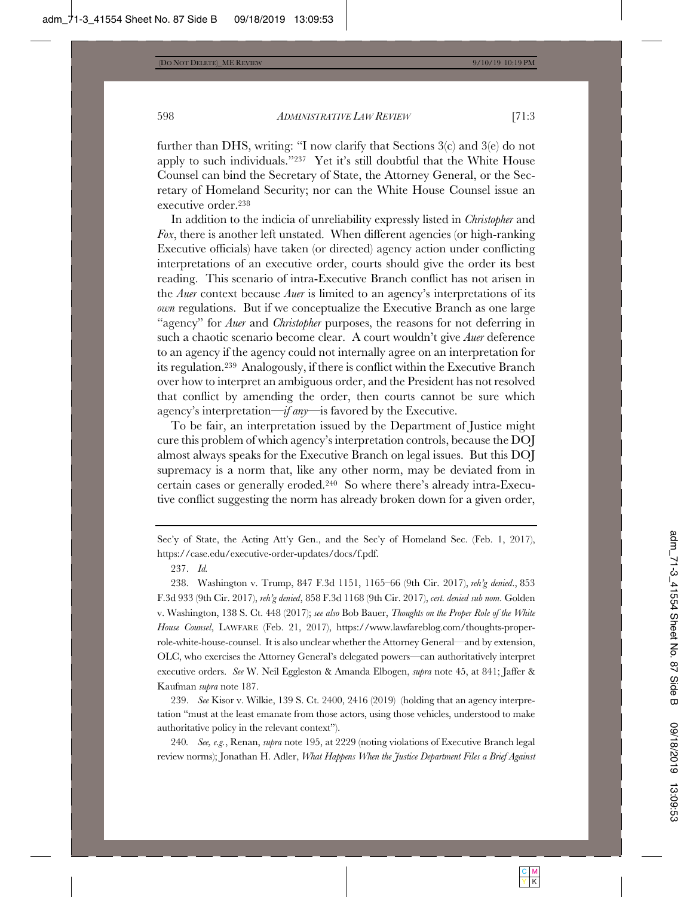further than DHS, writing: "I now clarify that Sections 3(c) and 3(e) do not apply to such individuals."[237] Yet it's still doubtful that the White House Counsel can bind the Secretary of State, the Attorney General, or the Secretary of Homeland Security; nor can the White House Counsel issue an executive order.[238]

In addition to the indicia of unreliability expressly listed in *Christopher* and *Fox*, there is another left unstated. When different agencies (or high-ranking Executive officials) have taken (or directed) agency action under conflicting interpretations of an executive order, courts should give the order its best reading. This scenario of intra-Executive Branch conflict has not arisen in the *Auer* context because *Auer* is limited to an agency's interpretations of its *own* regulations. But if we conceptualize the Executive Branch as one large "agency" for *Auer* and *Christopher* purposes, the reasons for not deferring in such a chaotic scenario become clear. A court wouldn't give *Auer* deference to an agency if the agency could not internally agree on an interpretation for its regulation.[239] Analogously, if there is conflict within the Executive Branch over how to interpret an ambiguous order, and the President has not resolved that conflict by amending the order, then courts cannot be sure which agency's interpretation—*if any*—is favored by the Executive.

To be fair, an interpretation issued by the Department of Justice might cure this problem of which agency's interpretation controls, because the DOJ almost always speaks for the Executive Branch on legal issues. But this DOJ supremacy is a norm that, like any other norm, may be deviated from in certain cases or generally eroded.[240] So where there's already intra-Executive conflict suggesting the norm has already broken down for a given order,

---

Sec'y of State, the Acting Att'y Gen., and the Sec'y of Homeland Sec. (Feb. 1, 2017), https://case.edu/executive-order-updates/docs/f.pdf.

237. *Id.*

238. Washington v. Trump, 847 F.3d 1151, 1165–66 (9th Cir. 2017), *reh'g denied*., 853 F.3d 933 (9th Cir. 2017), *reh'g denied*, 858 F.3d 1168 (9th Cir. 2017), *cert. denied sub nom*. Golden v. Washington, 138 S. Ct. 448 (2017); *see also* Bob Bauer, *Thoughts on the Proper Role of the White House Counsel*, LAWFARE (Feb. 21, 2017), https://www.lawfareblog.com/thoughts-proper-role-white-house-counsel. It is also unclear whether the Attorney General—and by extension, OLC, who exercises the Attorney General's delegated powers—can authoritatively interpret executive orders. *See* W. Neil Eggleston & Amanda Elbogen, *supra* note 45, at 841; Jaffer & Kaufman *supra* note 187.

239. *See* Kisor v. Wilkie, 139 S. Ct. 2400, 2416 (2019) (holding that an agency interpretation "must at the least emanate from those actors, using those vehicles, understood to make authoritative policy in the relevant context").

240. *See, e.g.*, Renan, *supra* note 195, at 2229 (noting violations of Executive Branch legal review norms); Jonathan H. Adler, *What Happens When the Justice Department Files a Brief Against*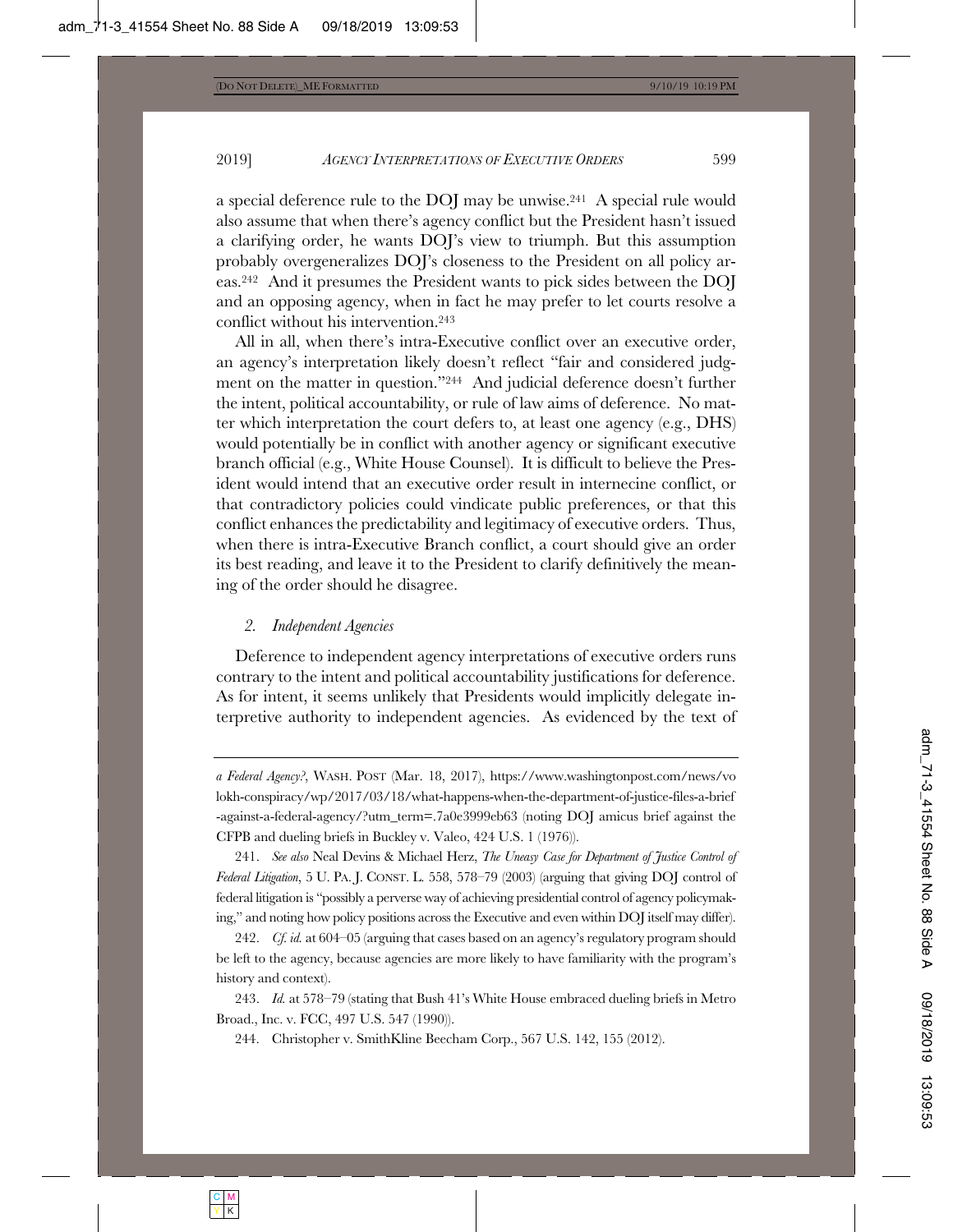a special deference rule to the DOJ may be unwise.[241] A special rule would also assume that when there's agency conflict but the President hasn't issued a clarifying order, he wants DOJ's view to triumph. But this assumption probably overgeneralizes DOJ's closeness to the President on all policy areas.[242] And it presumes the President wants to pick sides between the DOJ and an opposing agency, when in fact he may prefer to let courts resolve a conflict without his intervention.[243]

All in all, when there's intra-Executive conflict over an executive order, an agency's interpretation likely doesn't reflect "fair and considered judgment on the matter in question."[244] And judicial deference doesn't further the intent, political accountability, or rule of law aims of deference. No matter which interpretation the court defers to, at least one agency (e.g., DHS) would potentially be in conflict with another agency or significant executive branch official (e.g., White House Counsel). It is difficult to believe the President would intend that an executive order result in internecine conflict, or that contradictory policies could vindicate public preferences, or that this conflict enhances the predictability and legitimacy of executive orders. Thus, when there is intra-Executive Branch conflict, a court should give an order its best reading, and leave it to the President to clarify definitively the meaning of the order should he disagree.

### *2. Independent Agencies*

Deference to independent agency interpretations of executive orders runs contrary to the intent and political accountability justifications for deference. As for intent, it seems unlikely that Presidents would implicitly delegate interpretive authority to independent agencies. As evidenced by the text of

---

*a Federal Agency?*, WASH. POST (Mar. 18, 2017), https://www.washingtonpost.com/news/volokh-conspiracy/wp/2017/03/18/what-happens-when-the-department-of-justice-files-a-brief-against-a-federal-agency/?utm_term=.7a0e3999eb63 (noting DOJ amicus brief against the CFPB and dueling briefs in Buckley v. Valeo, 424 U.S. 1 (1976)).

241. *See also* Neal Devins & Michael Herz, *The Uneasy Case for Department of Justice Control of Federal Litigation*, 5 U. PA. J. CONST. L. 558, 578–79 (2003) (arguing that giving DOJ control of federal litigation is "possibly a perverse way of achieving presidential control of agency policymaking," and noting how policy positions across the Executive and even within DOJ itself may differ).

242. *Cf. id.* at 604–05 (arguing that cases based on an agency's regulatory program should be left to the agency, because agencies are more likely to have familiarity with the program's history and context).

243. *Id.* at 578–79 (stating that Bush 41's White House embraced dueling briefs in Metro Broad., Inc. v. FCC, 497 U.S. 547 (1990)).

244. Christopher v. SmithKline Beecham Corp., 567 U.S. 142, 155 (2012).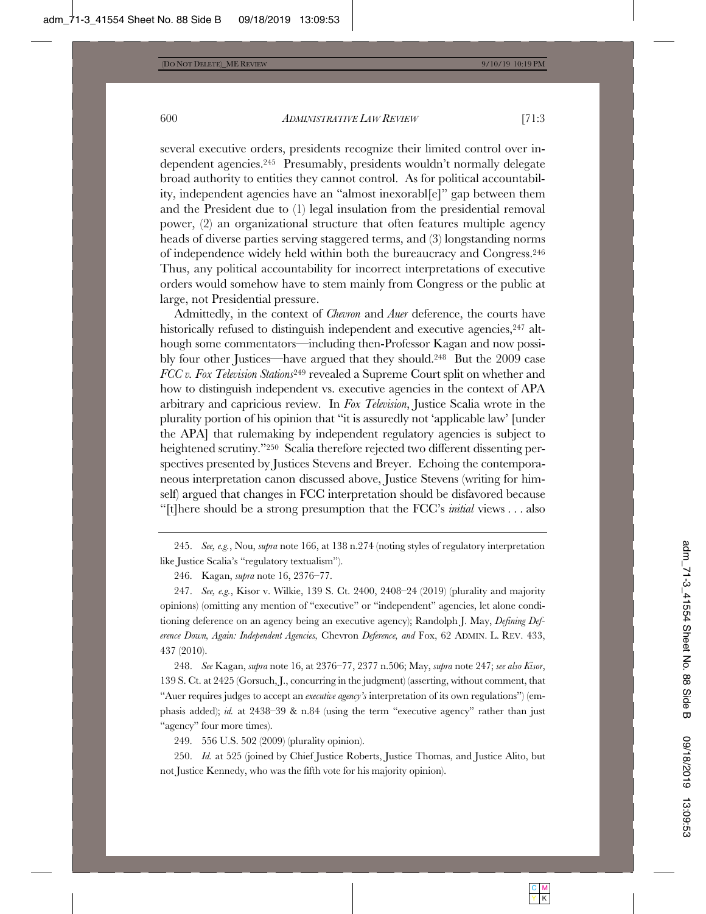several executive orders, presidents recognize their limited control over independent agencies.[245] Presumably, presidents wouldn't normally delegate broad authority to entities they cannot control. As for political accountability, independent agencies have an "almost inexorabl[e]" gap between them and the President due to (1) legal insulation from the presidential removal power, (2) an organizational structure that often features multiple agency heads of diverse parties serving staggered terms, and (3) longstanding norms of independence widely held within both the bureaucracy and Congress.[246] Thus, any political accountability for incorrect interpretations of executive orders would somehow have to stem mainly from Congress or the public at large, not Presidential pressure.

Admittedly, in the context of *Chevron* and *Auer* deference, the courts have historically refused to distinguish independent and executive agencies,[247] although some commentators—including then-Professor Kagan and now possibly four other Justices—have argued that they should.[248] But the 2009 case *FCC v. Fox Television Stations*[249] revealed a Supreme Court split on whether and how to distinguish independent vs. executive agencies in the context of APA arbitrary and capricious review. In *Fox Television*, Justice Scalia wrote in the plurality portion of his opinion that "it is assuredly not 'applicable law' [under the APA] that rulemaking by independent regulatory agencies is subject to heightened scrutiny."[250] Scalia therefore rejected two different dissenting perspectives presented by Justices Stevens and Breyer. Echoing the contemporaneous interpretation canon discussed above, Justice Stevens (writing for himself) argued that changes in FCC interpretation should be disfavored because "[t]here should be a strong presumption that the FCC's *initial* views . . . also

---

245. *See, e.g.*, Nou, *supra* note 166, at 138 n.274 (noting styles of regulatory interpretation like Justice Scalia's "regulatory textualism").

246. Kagan, *supra* note 16, 2376–77.

247. *See, e.g.*, Kisor v. Wilkie, 139 S. Ct. 2400, 2408–24 (2019) (plurality and majority opinions) (omitting any mention of "executive" or "independent" agencies, let alone conditioning deference on an agency being an executive agency); Randolph J. May, *Defining Deference Down, Again: Independent Agencies,* Chevron *Deference, and* Fox, 62 ADMIN. L. REV. 433, 437 (2010).

248. *See* Kagan, *supra* note 16, at 2376–77, 2377 n.506; May, *supra* note 247; *see also Kisor*, 139 S. Ct. at 2425 (Gorsuch, J., concurring in the judgment) (asserting, without comment, that "Auer requires judges to accept an *executive agency's* interpretation of its own regulations") (emphasis added); *id.* at 2438–39 & n.84 (using the term "executive agency" rather than just "agency" four more times).

249. 556 U.S. 502 (2009) (plurality opinion).

250. *Id.* at 525 (joined by Chief Justice Roberts, Justice Thomas, and Justice Alito, but not Justice Kennedy, who was the fifth vote for his majority opinion).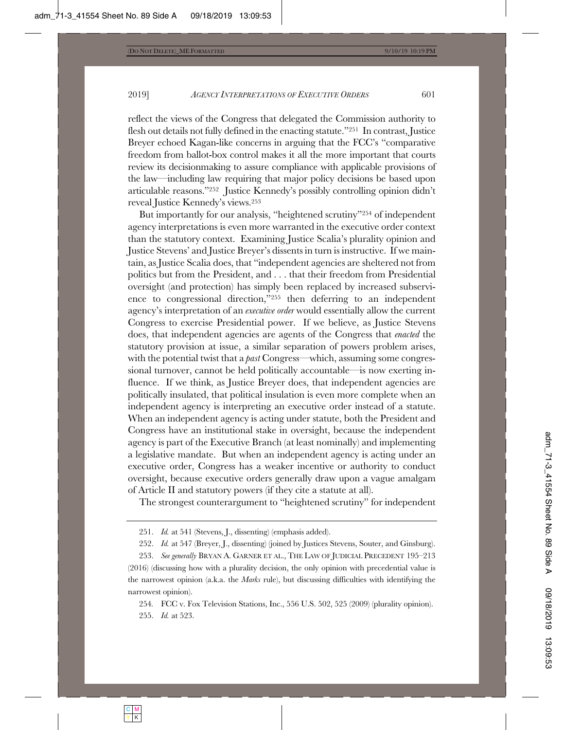reflect the views of the Congress that delegated the Commission authority to flesh out details not fully defined in the enacting statute."[251] In contrast, Justice Breyer echoed Kagan-like concerns in arguing that the FCC's "comparative freedom from ballot-box control makes it all the more important that courts review its decisionmaking to assure compliance with applicable provisions of the law—including law requiring that major policy decisions be based upon articulable reasons."[252] Justice Kennedy's possibly controlling opinion didn't reveal Justice Kennedy's views.[253]

But importantly for our analysis, "heightened scrutiny"[254] of independent agency interpretations is even more warranted in the executive order context than the statutory context. Examining Justice Scalia's plurality opinion and Justice Stevens' and Justice Breyer's dissents in turn is instructive. If we maintain, as Justice Scalia does, that "independent agencies are sheltered not from politics but from the President, and . . . that their freedom from Presidential oversight (and protection) has simply been replaced by increased subservience to congressional direction,"[255] then deferring to an independent agency's interpretation of an *executive order* would essentially allow the current Congress to exercise Presidential power. If we believe, as Justice Stevens does, that independent agencies are agents of the Congress that *enacted* the statutory provision at issue, a similar separation of powers problem arises, with the potential twist that a *past* Congress—which, assuming some congressional turnover, cannot be held politically accountable—is now exerting influence. If we think, as Justice Breyer does, that independent agencies are politically insulated, that political insulation is even more complete when an independent agency is interpreting an executive order instead of a statute. When an independent agency is acting under statute, both the President and Congress have an institutional stake in oversight, because the independent agency is part of the Executive Branch (at least nominally) and implementing a legislative mandate. But when an independent agency is acting under an executive order, Congress has a weaker incentive or authority to conduct oversight, because executive orders generally draw upon a vague amalgam of Article II and statutory powers (if they cite a statute at all).

The strongest counterargument to "heightened scrutiny" for independent

---

251. *Id.* at 541 (Stevens, J., dissenting) (emphasis added).

252. *Id.* at 547 (Breyer, J., dissenting) (joined by Justices Stevens, Souter, and Ginsburg).

253. *See generally* BRYAN A. GARNER ET AL., THE LAW OF JUDICIAL PRECEDENT 195–213 (2016) (discussing how with a plurality decision, the only opinion with precedential value is the narrowest opinion (a.k.a. the *Marks* rule), but discussing difficulties with identifying the narrowest opinion).

254. FCC v. Fox Television Stations, Inc., 556 U.S. 502, 525 (2009) (plurality opinion).

255. *Id.* at 523.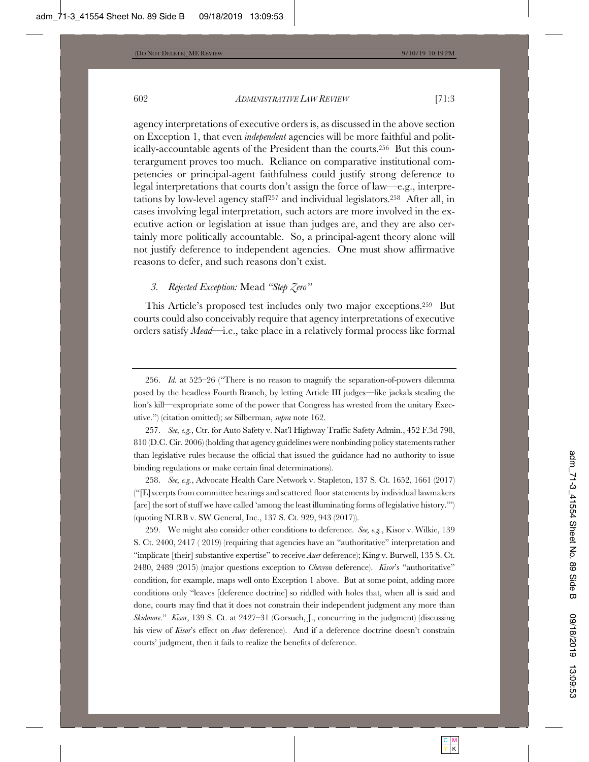agency interpretations of executive orders is, as discussed in the above section on Exception 1, that even *independent* agencies will be more faithful and politically-accountable agents of the President than the courts.[256] But this counterargument proves too much. Reliance on comparative institutional competencies or principal-agent faithfulness could justify strong deference to legal interpretations that courts don't assign the force of law—e.g., interpretations by low-level agency staff[257] and individual legislators.[258] After all, in cases involving legal interpretation, such actors are more involved in the executive action or legislation at issue than judges are, and they are also certainly more politically accountable. So, a principal-agent theory alone will not justify deference to independent agencies. One must show affirmative reasons to defer, and such reasons don't exist.

### *3. Rejected Exception:* Mead *"Step Zero"*

This Article's proposed test includes only two major exceptions.[259] But courts could also conceivably require that agency interpretations of executive orders satisfy *Mead*—i.e., take place in a relatively formal process like formal

---

256. *Id.* at 525–26 ("There is no reason to magnify the separation-of-powers dilemma posed by the headless Fourth Branch, by letting Article III judges—like jackals stealing the lion's kill—expropriate some of the power that Congress has wrested from the unitary Executive.") (citation omitted); *see* Silberman, *supra* note 162.

257. *See, e.g.*, Ctr. for Auto Safety v. Nat'l Highway Traffic Safety Admin., 452 F.3d 798, 810 (D.C. Cir. 2006) (holding that agency guidelines were nonbinding policy statements rather than legislative rules because the official that issued the guidance had no authority to issue binding regulations or make certain final determinations).

258. *See, e.g.*, Advocate Health Care Network v. Stapleton, 137 S. Ct. 1652, 1661 (2017) ("[E]xcerpts from committee hearings and scattered floor statements by individual lawmakers [are] the sort of stuff we have called 'among the least illuminating forms of legislative history.'") (quoting NLRB v. SW General, Inc., 137 S. Ct. 929, 943 (2017)).

259. We might also consider other conditions to deference. *See, e.g.*, Kisor v. Wilkie, 139 S. Ct. 2400, 2417 ( 2019) (requiring that agencies have an "authoritative" interpretation and "implicate [their] substantive expertise" to receive *Auer* deference); King v. Burwell, 135 S. Ct. 2480, 2489 (2015) (major questions exception to *Chevron* deference). *Kisor*'s "authoritative" condition, for example, maps well onto Exception 1 above. But at some point, adding more conditions only "leaves [deference doctrine] so riddled with holes that, when all is said and done, courts may find that it does not constrain their independent judgment any more than *Skidmore*." *Kisor*, 139 S. Ct. at 2427–31 (Gorsuch, J., concurring in the judgment) (discussing his view of *Kisor*'s effect on *Auer* deference). And if a deference doctrine doesn't constrain courts' judgment, then it fails to realize the benefits of deference.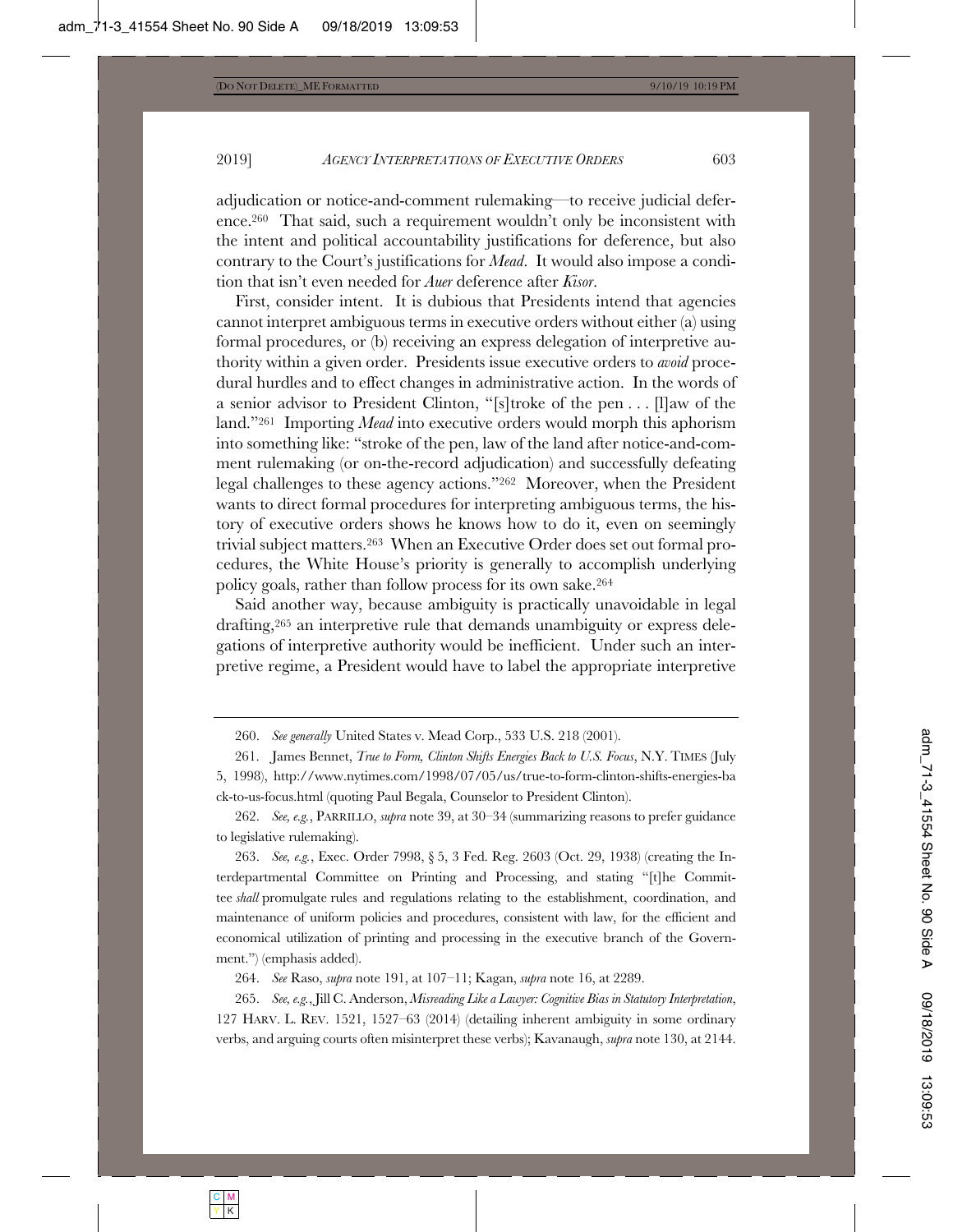adjudication or notice-and-comment rulemaking—to receive judicial deference.[260] That said, such a requirement wouldn't only be inconsistent with the intent and political accountability justifications for deference, but also contrary to the Court's justifications for *Mead*. It would also impose a condition that isn't even needed for *Auer* deference after *Kisor*.

First, consider intent. It is dubious that Presidents intend that agencies cannot interpret ambiguous terms in executive orders without either (a) using formal procedures, or (b) receiving an express delegation of interpretive authority within a given order. Presidents issue executive orders to *avoid* procedural hurdles and to effect changes in administrative action. In the words of a senior advisor to President Clinton, "[s]troke of the pen . . . [l]aw of the land."[261] Importing *Mead* into executive orders would morph this aphorism into something like: "stroke of the pen, law of the land after notice-and-comment rulemaking (or on-the-record adjudication) and successfully defeating legal challenges to these agency actions."[262] Moreover, when the President wants to direct formal procedures for interpreting ambiguous terms, the history of executive orders shows he knows how to do it, even on seemingly trivial subject matters.[263] When an Executive Order does set out formal procedures, the White House's priority is generally to accomplish underlying policy goals, rather than follow process for its own sake.[264]

Said another way, because ambiguity is practically unavoidable in legal drafting,[265] an interpretive rule that demands unambiguity or express delegations of interpretive authority would be inefficient. Under such an interpretive regime, a President would have to label the appropriate interpretive

---

260. *See generally* United States v. Mead Corp., 533 U.S. 218 (2001).

261. James Bennet, *True to Form, Clinton Shifts Energies Back to U.S. Focus*, N.Y. TIMES (July 5, 1998), http://www.nytimes.com/1998/07/05/us/true-to-form-clinton-shifts-energies-back-to-us-focus.html (quoting Paul Begala, Counselor to President Clinton).

262. *See, e.g.*, PARRILLO, *supra* note 39, at 30–34 (summarizing reasons to prefer guidance to legislative rulemaking).

263. *See, e.g.*, Exec. Order 7998, § 5, 3 Fed. Reg. 2603 (Oct. 29, 1938) (creating the Interdepartmental Committee on Printing and Processing, and stating "[t]he Committee *shall* promulgate rules and regulations relating to the establishment, coordination, and maintenance of uniform policies and procedures, consistent with law, for the efficient and economical utilization of printing and processing in the executive branch of the Government.") (emphasis added).

264. *See* Raso, *supra* note 191, at 107–11; Kagan, *supra* note 16, at 2289.

265. *See, e.g.*, Jill C. Anderson, *Misreading Like a Lawyer: Cognitive Bias in Statutory Interpretation*, 127 HARV. L. REV. 1521, 1527–63 (2014) (detailing inherent ambiguity in some ordinary verbs, and arguing courts often misinterpret these verbs); Kavanaugh, *supra* note 130, at 2144.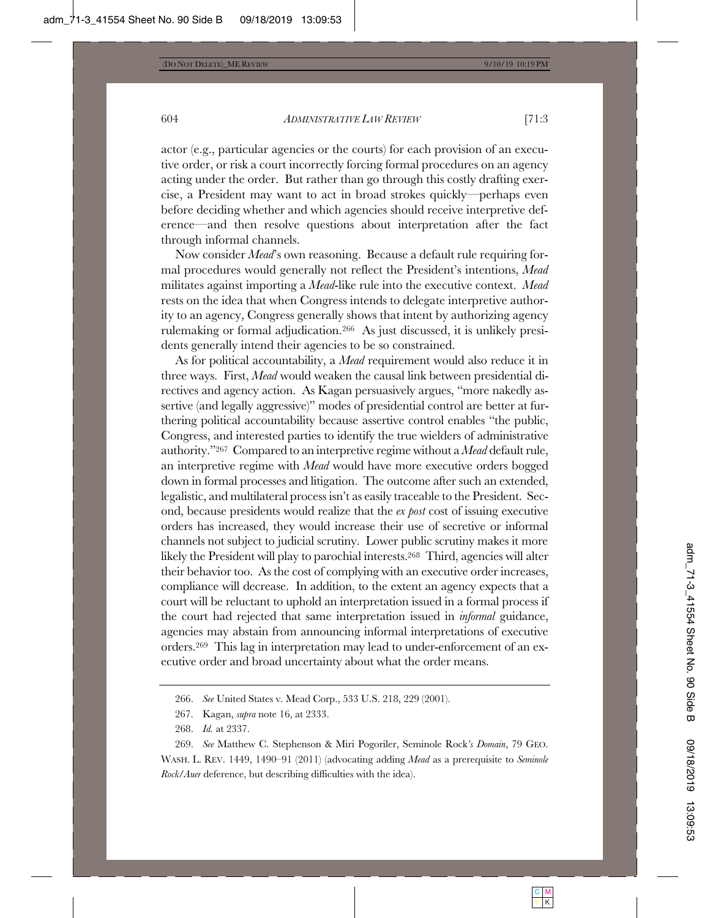actor (e.g., particular agencies or the courts) for each provision of an executive order, or risk a court incorrectly forcing formal procedures on an agency acting under the order. But rather than go through this costly drafting exercise, a President may want to act in broad strokes quickly—perhaps even before deciding whether and which agencies should receive interpretive deference—and then resolve questions about interpretation after the fact through informal channels.

Now consider *Mead*'s own reasoning. Because a default rule requiring formal procedures would generally not reflect the President's intentions, *Mead* militates against importing a *Mead*-like rule into the executive context. *Mead* rests on the idea that when Congress intends to delegate interpretive authority to an agency, Congress generally shows that intent by authorizing agency rulemaking or formal adjudication.[266] As just discussed, it is unlikely presidents generally intend their agencies to be so constrained.

As for political accountability, a *Mead* requirement would also reduce it in three ways. First, *Mead* would weaken the causal link between presidential directives and agency action. As Kagan persuasively argues, "more nakedly assertive (and legally aggressive)" modes of presidential control are better at furthering political accountability because assertive control enables "the public, Congress, and interested parties to identify the true wielders of administrative authority."[267] Compared to an interpretive regime without a *Mead* default rule, an interpretive regime with *Mead* would have more executive orders bogged down in formal processes and litigation. The outcome after such an extended, legalistic, and multilateral process isn't as easily traceable to the President. Second, because presidents would realize that the *ex post* cost of issuing executive orders has increased, they would increase their use of secretive or informal channels not subject to judicial scrutiny. Lower public scrutiny makes it more likely the President will play to parochial interests.[268] Third, agencies will alter their behavior too. As the cost of complying with an executive order increases, compliance will decrease. In addition, to the extent an agency expects that a court will be reluctant to uphold an interpretation issued in a formal process if the court had rejected that same interpretation issued in *informal* guidance, agencies may abstain from announcing informal interpretations of executive orders.[269] This lag in interpretation may lead to under-enforcement of an executive order and broad uncertainty about what the order means.

---

266. *See* United States v. Mead Corp., 533 U.S. 218, 229 (2001).

267. Kagan, *supra* note 16, at 2333.

268. *Id.* at 2337.

269. *See* Matthew C. Stephenson & Miri Pogoriler, Seminole Rock*'s Domain*, 79 GEO. WASH. L. REV. 1449, 1490–91 (2011) (advocating adding *Mead* as a prerequisite to *Seminole Rock/Auer* deference, but describing difficulties with the idea).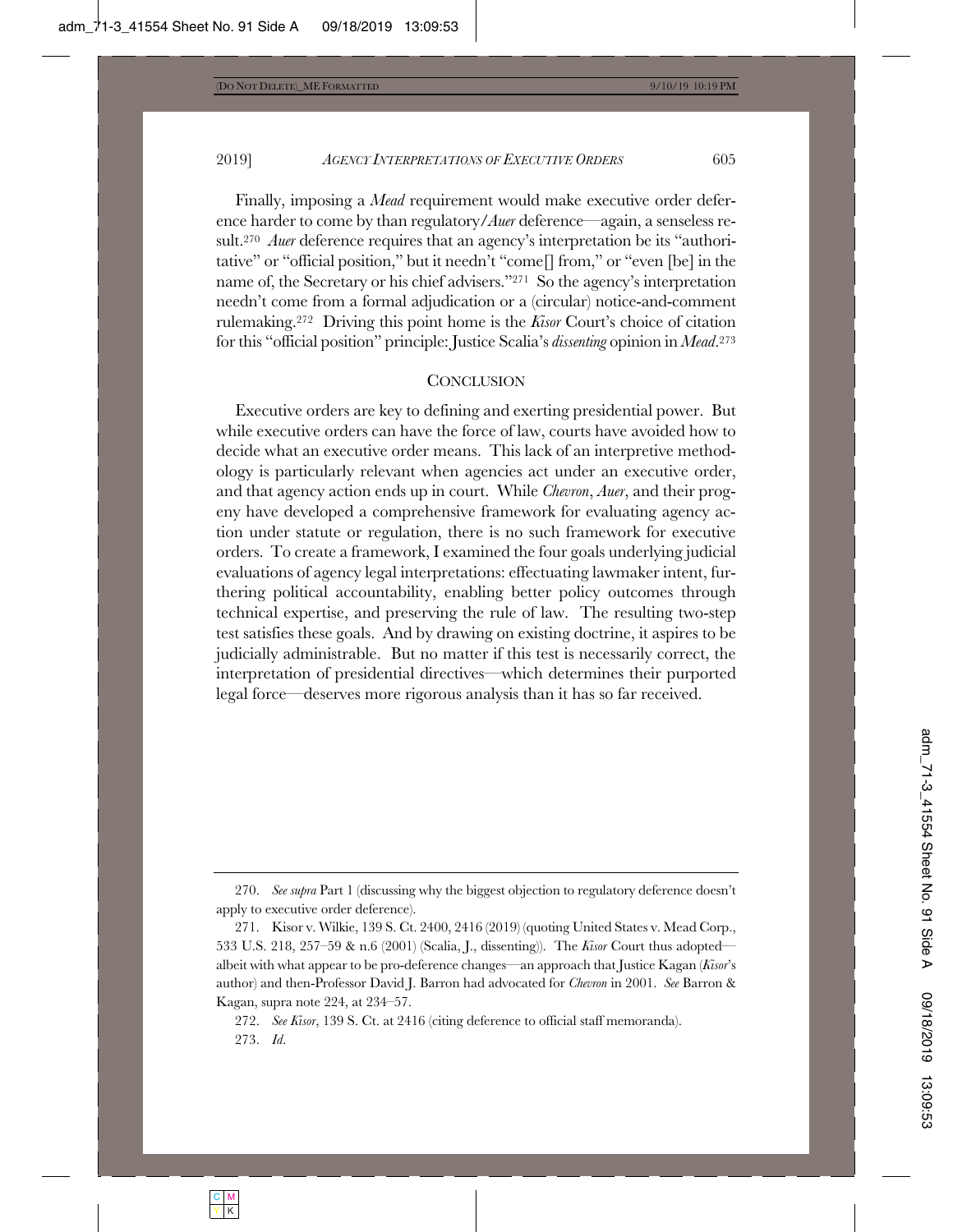Finally, imposing a *Mead* requirement would make executive order deference harder to come by than regulatory/*Auer* deference—again, a senseless result.[270] *Auer* deference requires that an agency's interpretation be its "authoritative" or "official position," but it needn't "come[] from," or "even [be] in the name of, the Secretary or his chief advisers."[271] So the agency's interpretation needn't come from a formal adjudication or a (circular) notice-and-comment rulemaking.[272] Driving this point home is the *Kisor* Court's choice of citation for this "official position" principle: Justice Scalia's *dissenting* opinion in *Mead*.[273]

## CONCLUSION

Executive orders are key to defining and exerting presidential power. But while executive orders can have the force of law, courts have avoided how to decide what an executive order means. This lack of an interpretive methodology is particularly relevant when agencies act under an executive order, and that agency action ends up in court. While *Chevron*, *Auer*, and their progeny have developed a comprehensive framework for evaluating agency action under statute or regulation, there is no such framework for executive orders. To create a framework, I examined the four goals underlying judicial evaluations of agency legal interpretations: effectuating lawmaker intent, furthering political accountability, enabling better policy outcomes through technical expertise, and preserving the rule of law. The resulting two-step test satisfies these goals. And by drawing on existing doctrine, it aspires to be judicially administrable. But no matter if this test is necessarily correct, the interpretation of presidential directives—which determines their purported legal force—deserves more rigorous analysis than it has so far received.

---

270. *See supra* Part 1 (discussing why the biggest objection to regulatory deference doesn't apply to executive order deference).

271. Kisor v. Wilkie, 139 S. Ct. 2400, 2416 (2019) (quoting United States v. Mead Corp., 533 U.S. 218, 257–59 & n.6 (2001) (Scalia, J., dissenting)). The *Kisor* Court thus adopted—albeit with what appear to be pro-deference changes—an approach that Justice Kagan (*Kisor*'s author) and then-Professor David J. Barron had advocated for *Chevron* in 2001. *See* Barron & Kagan, supra note 224, at 234–57.

272. *See Kisor*, 139 S. Ct. at 2416 (citing deference to official staff memoranda).

273. *Id.*